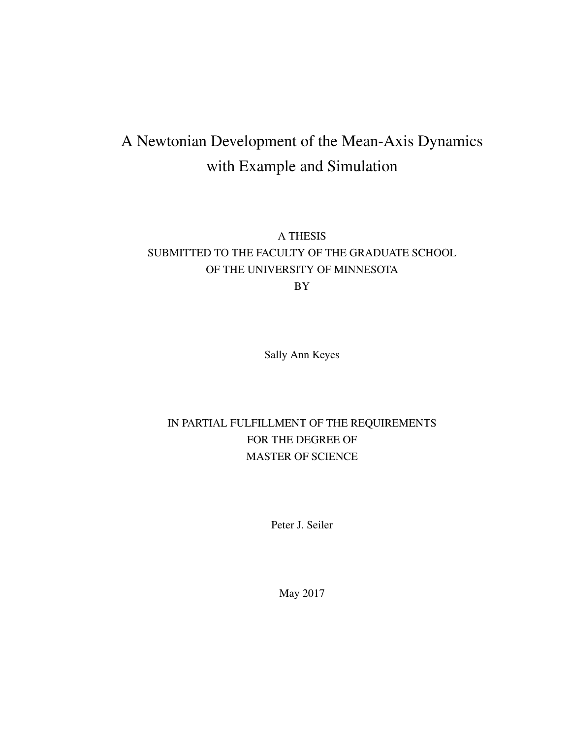# A Newtonian Development of the Mean-Axis Dynamics with Example and Simulation

A THESIS
SUBMITTED TO THE FACULTY OF THE GRADUATE SCHOOL
OF THE UNIVERSITY OF MINNESOTA
BY

Sally Ann Keyes

IN PARTIAL FULFILLMENT OF THE REQUIREMENTS
FOR THE DEGREE OF
MASTER OF SCIENCE

Peter J. Seiler

May 2017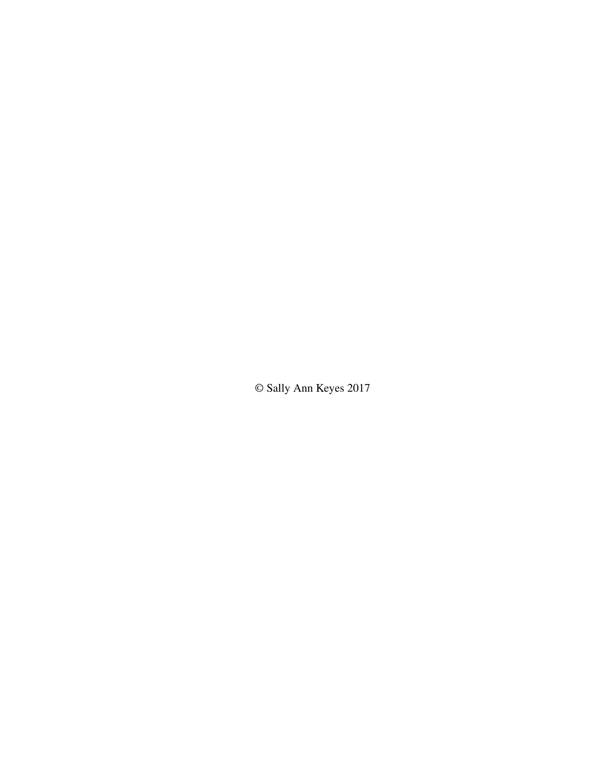© Sally Ann Keyes 2017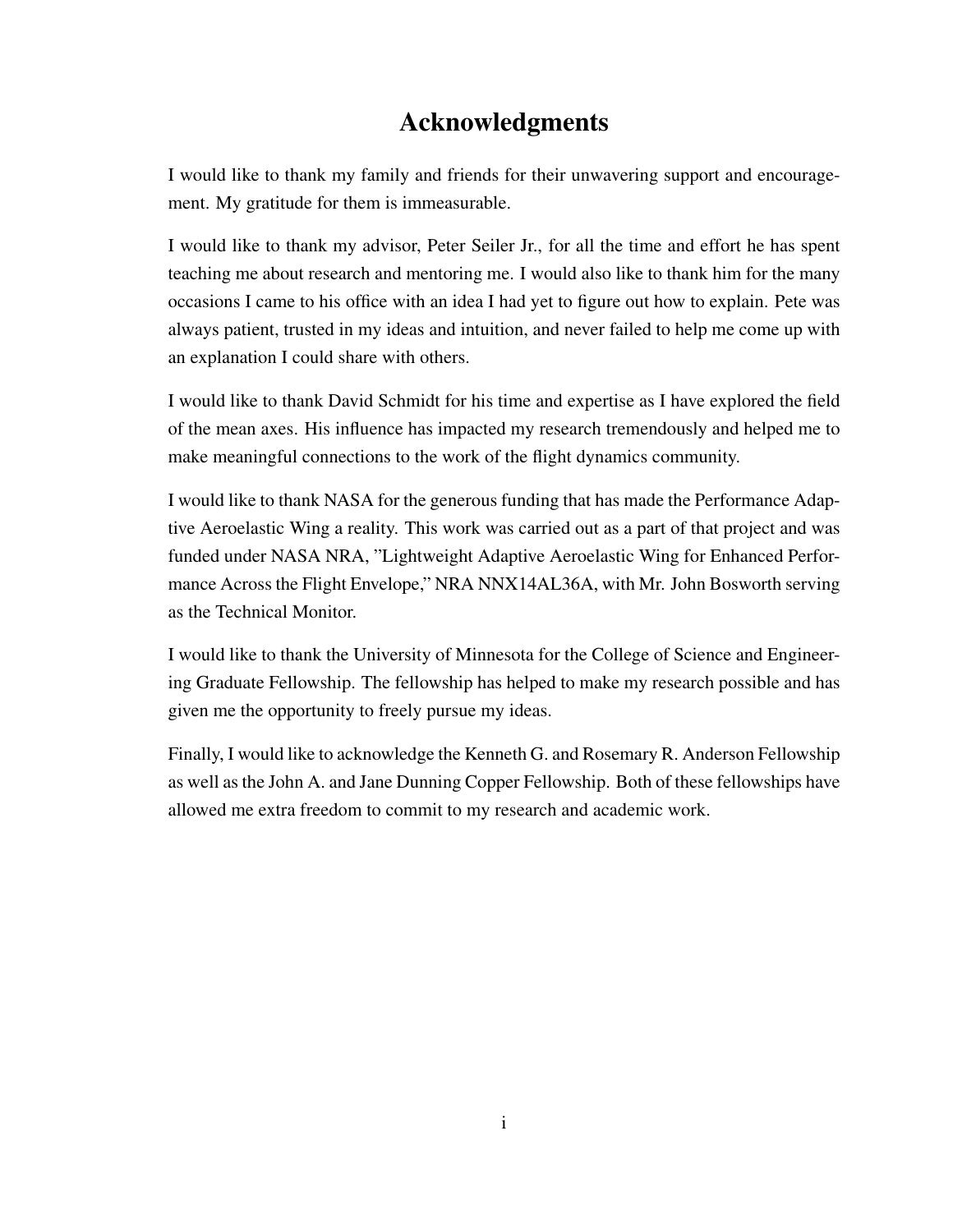# Acknowledgments

I would like to thank my family and friends for their unwavering support and encouragement. My gratitude for them is immeasurable.

I would like to thank my advisor, Peter Seiler Jr., for all the time and effort he has spent teaching me about research and mentoring me. I would also like to thank him for the many occasions I came to his office with an idea I had yet to figure out how to explain. Pete was always patient, trusted in my ideas and intuition, and never failed to help me come up with an explanation I could share with others.

I would like to thank David Schmidt for his time and expertise as I have explored the field of the mean axes. His influence has impacted my research tremendously and helped me to make meaningful connections to the work of the flight dynamics community.

I would like to thank NASA for the generous funding that has made the Performance Adaptive Aeroelastic Wing a reality. This work was carried out as a part of that project and was funded under NASA NRA, "Lightweight Adaptive Aeroelastic Wing for Enhanced Performance Across the Flight Envelope," NRA NNX14AL36A, with Mr. John Bosworth serving as the Technical Monitor.

I would like to thank the University of Minnesota for the College of Science and Engineering Graduate Fellowship. The fellowship has helped to make my research possible and has given me the opportunity to freely pursue my ideas.

Finally, I would like to acknowledge the Kenneth G. and Rosemary R. Anderson Fellowship as well as the John A. and Jane Dunning Copper Fellowship. Both of these fellowships have allowed me extra freedom to commit to my research and academic work.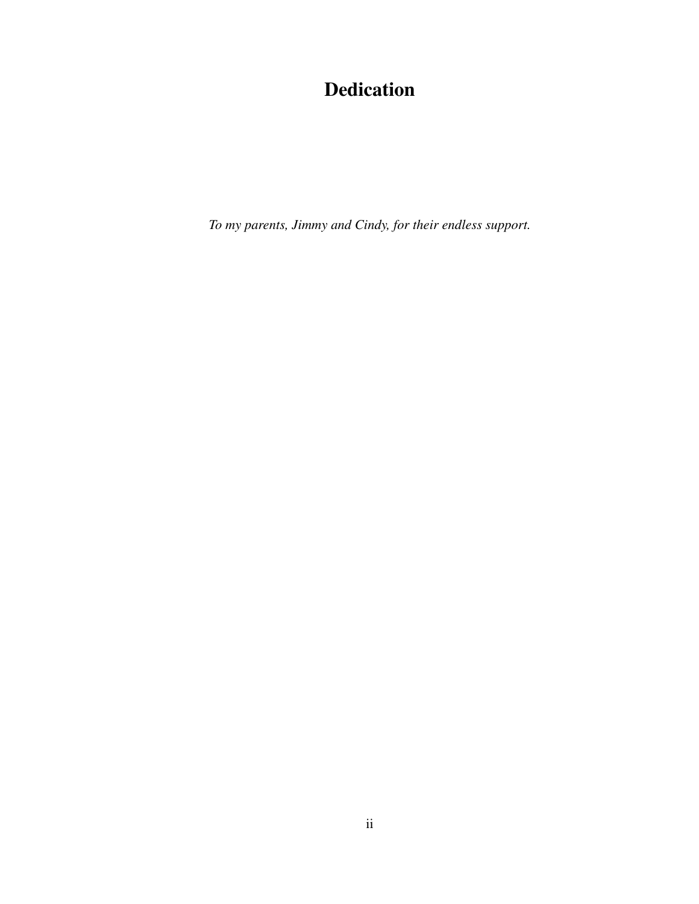# Dedication

*To my parents, Jimmy and Cindy, for their endless support.*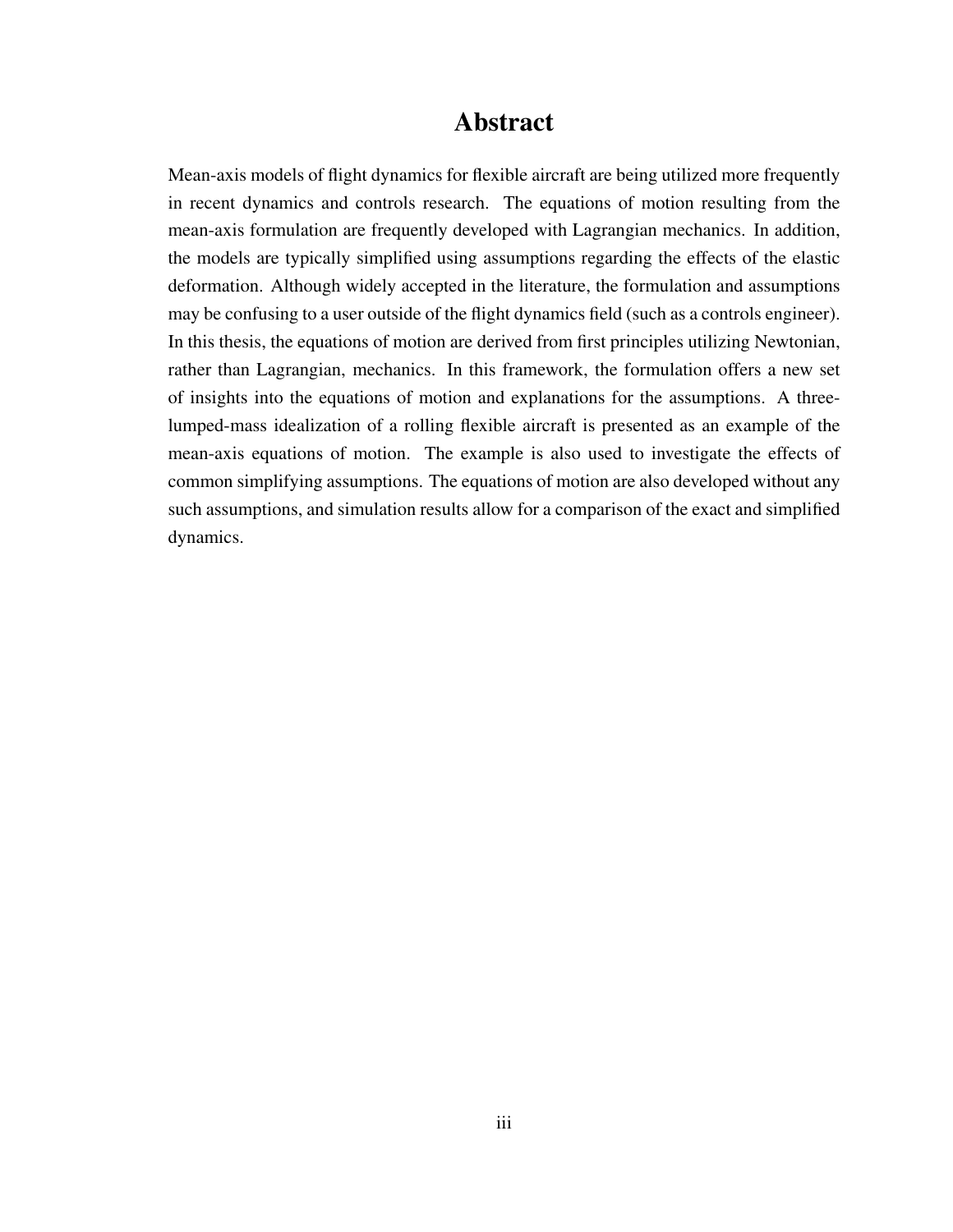# Abstract

Mean-axis models of flight dynamics for flexible aircraft are being utilized more frequently in recent dynamics and controls research. The equations of motion resulting from the mean-axis formulation are frequently developed with Lagrangian mechanics. In addition, the models are typically simplified using assumptions regarding the effects of the elastic deformation. Although widely accepted in the literature, the formulation and assumptions may be confusing to a user outside of the flight dynamics field (such as a controls engineer). In this thesis, the equations of motion are derived from first principles utilizing Newtonian, rather than Lagrangian, mechanics. In this framework, the formulation offers a new set of insights into the equations of motion and explanations for the assumptions. A three-lumped-mass idealization of a rolling flexible aircraft is presented as an example of the mean-axis equations of motion. The example is also used to investigate the effects of common simplifying assumptions. The equations of motion are also developed without any such assumptions, and simulation results allow for a comparison of the exact and simplified dynamics.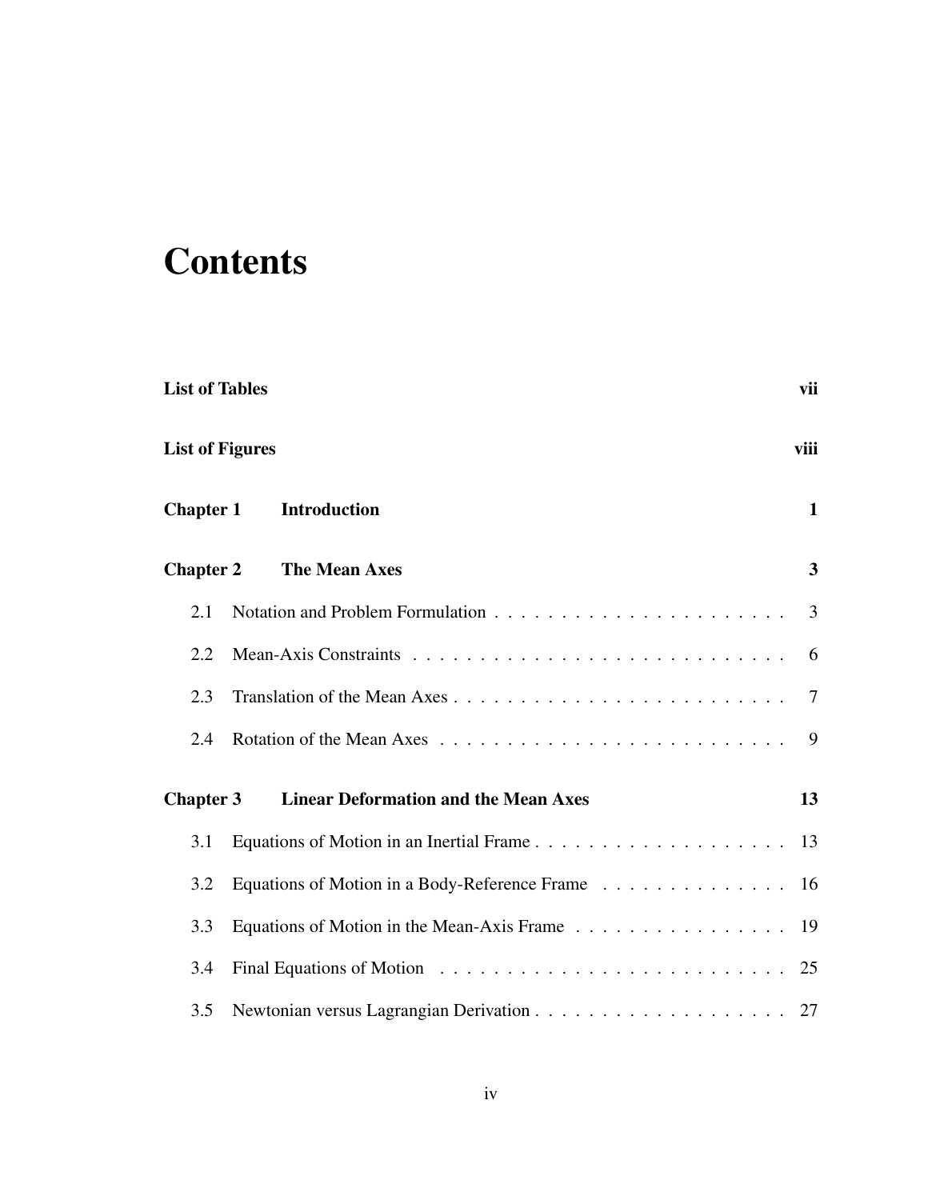# Contents

**List of Tables** **vii**

**List of Figures** **viii**

**Chapter 1 Introduction** **1**

**Chapter 2 The Mean Axes** **3**

- 2.1 Notation and Problem Formulation . . . . . . . . . . . . . . . . . . . . . . 3
- 2.2 Mean-Axis Constraints . . . . . . . . . . . . . . . . . . . . . . . . . . . . 6
- 2.3 Translation of the Mean Axes . . . . . . . . . . . . . . . . . . . . . . . . . 7
- 2.4 Rotation of the Mean Axes . . . . . . . . . . . . . . . . . . . . . . . . . . 9

**Chapter 3 Linear Deformation and the Mean Axes** **13**

- 3.1 Equations of Motion in an Inertial Frame . . . . . . . . . . . . . . . . . . . 13
- 3.2 Equations of Motion in a Body-Reference Frame . . . . . . . . . . . . . . 16
- 3.3 Equations of Motion in the Mean-Axis Frame . . . . . . . . . . . . . . . . 19
- 3.4 Final Equations of Motion . . . . . . . . . . . . . . . . . . . . . . . . . . 25
- 3.5 Newtonian versus Lagrangian Derivation . . . . . . . . . . . . . . . . . . . 27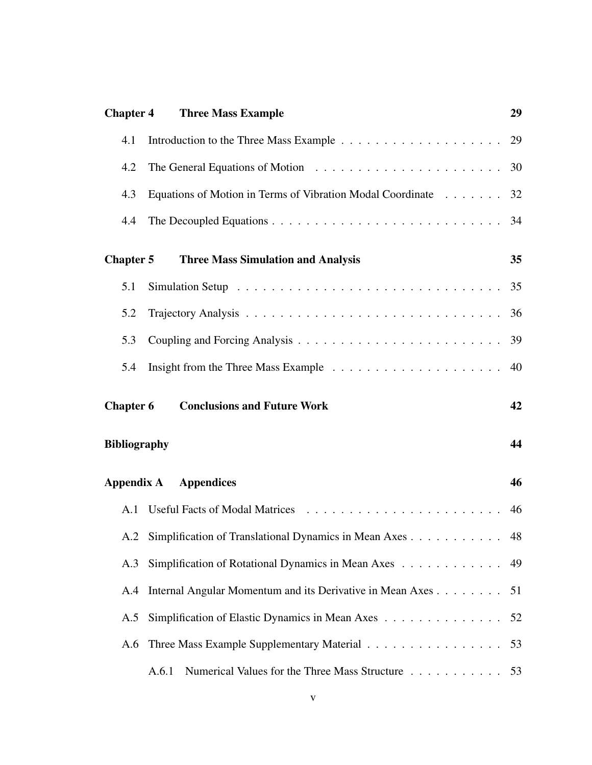**Chapter 4 Three Mass Example** 29

- 4.1 Introduction to the Three Mass Example . . . . . . . . . . . . . . . . . . . 29
- 4.2 The General Equations of Motion . . . . . . . . . . . . . . . . . . . . . . 30
- 4.3 Equations of Motion in Terms of Vibration Modal Coordinate . . . . . . . 32
- 4.4 The Decoupled Equations . . . . . . . . . . . . . . . . . . . . . . . . . . 34

**Chapter 5 Three Mass Simulation and Analysis** 35

- 5.1 Simulation Setup . . . . . . . . . . . . . . . . . . . . . . . . . . . . . . 35
- 5.2 Trajectory Analysis . . . . . . . . . . . . . . . . . . . . . . . . . . . . . 36
- 5.3 Coupling and Forcing Analysis . . . . . . . . . . . . . . . . . . . . . . . 39
- 5.4 Insight from the Three Mass Example . . . . . . . . . . . . . . . . . . . 40

**Chapter 6 Conclusions and Future Work** 42

**Bibliography** 44

**Appendix A Appendices** 46

- A.1 Useful Facts of Modal Matrices . . . . . . . . . . . . . . . . . . . . . . 46
- A.2 Simplification of Translational Dynamics in Mean Axes . . . . . . . . . . . 48
- A.3 Simplification of Rotational Dynamics in Mean Axes . . . . . . . . . . . . 49
- A.4 Internal Angular Momentum and its Derivative in Mean Axes . . . . . . . . 51
- A.5 Simplification of Elastic Dynamics in Mean Axes . . . . . . . . . . . . . . 52
- A.6 Three Mass Example Supplementary Material . . . . . . . . . . . . . . . . 53
  - A.6.1 Numerical Values for the Three Mass Structure . . . . . . . . . . . 53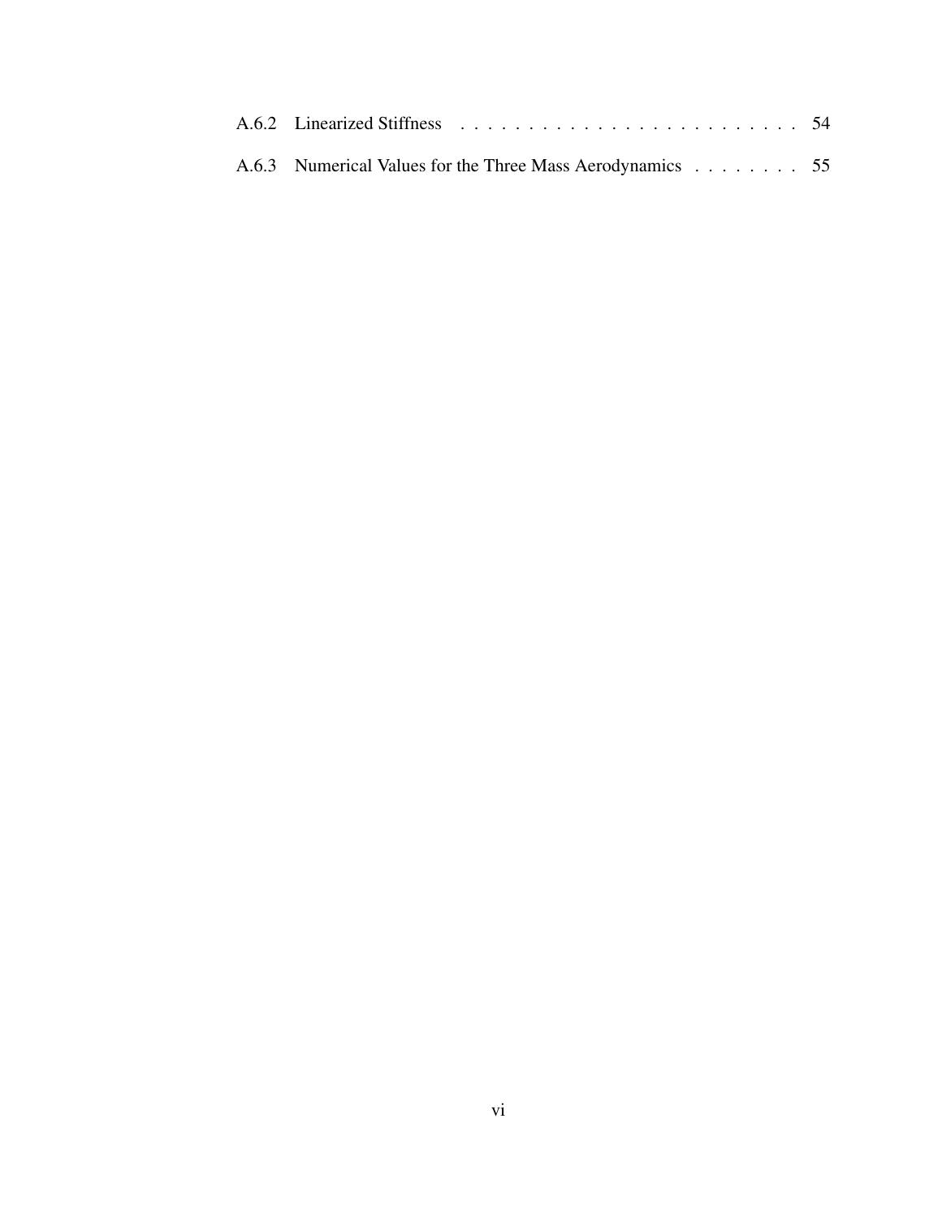A.6.2 Linearized Stiffness . . . . . . . . . . . . . . . . . . . . . . . . . 54

A.6.3 Numerical Values for the Three Mass Aerodynamics . . . . . . . . 55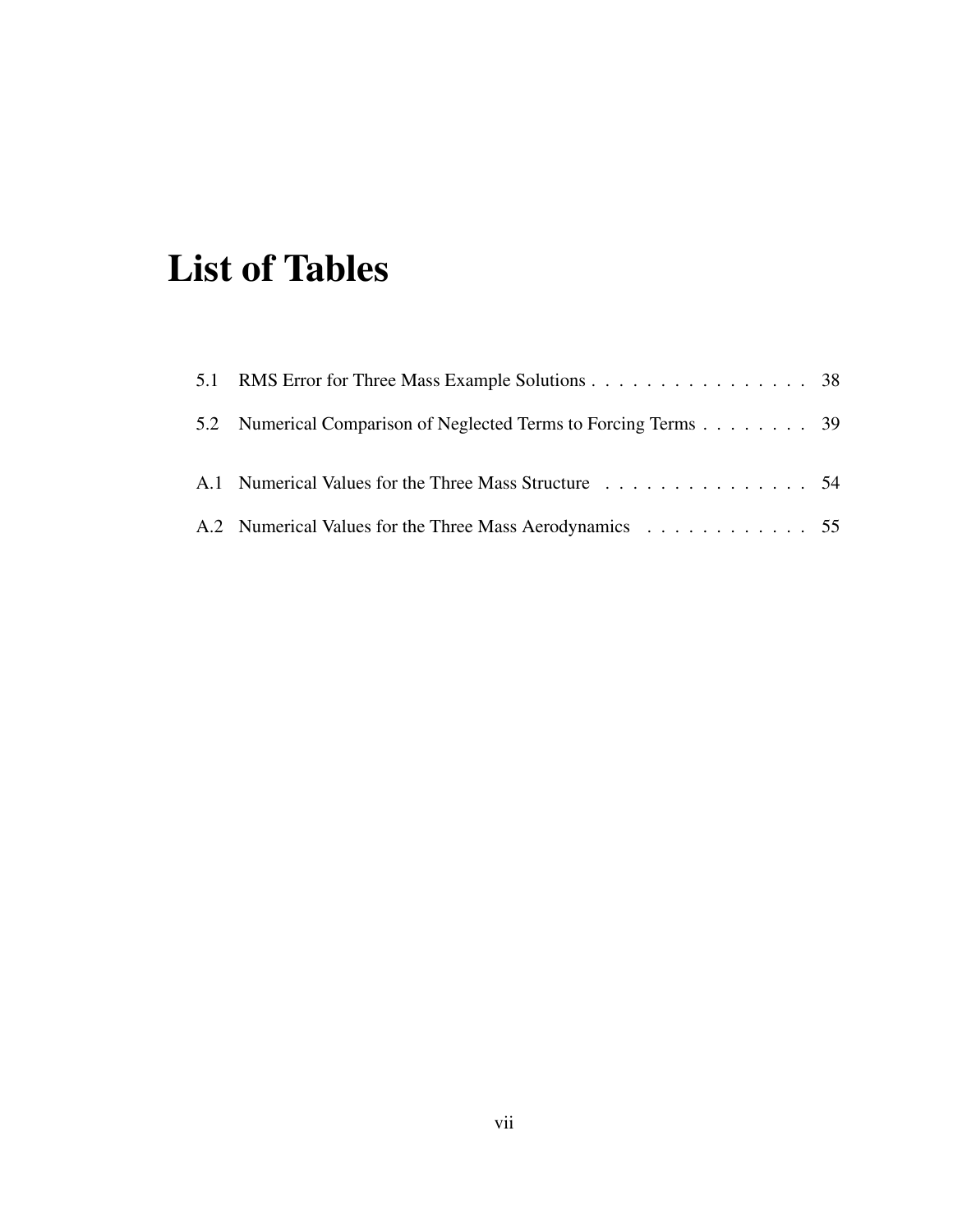# List of Tables

5.1 RMS Error for Three Mass Example Solutions . . . . . . . . . . . . . . . . 38

5.2 Numerical Comparison of Neglected Terms to Forcing Terms . . . . . . . . 39

A.1 Numerical Values for the Three Mass Structure . . . . . . . . . . . . . . . 54

A.2 Numerical Values for the Three Mass Aerodynamics . . . . . . . . . . . . 55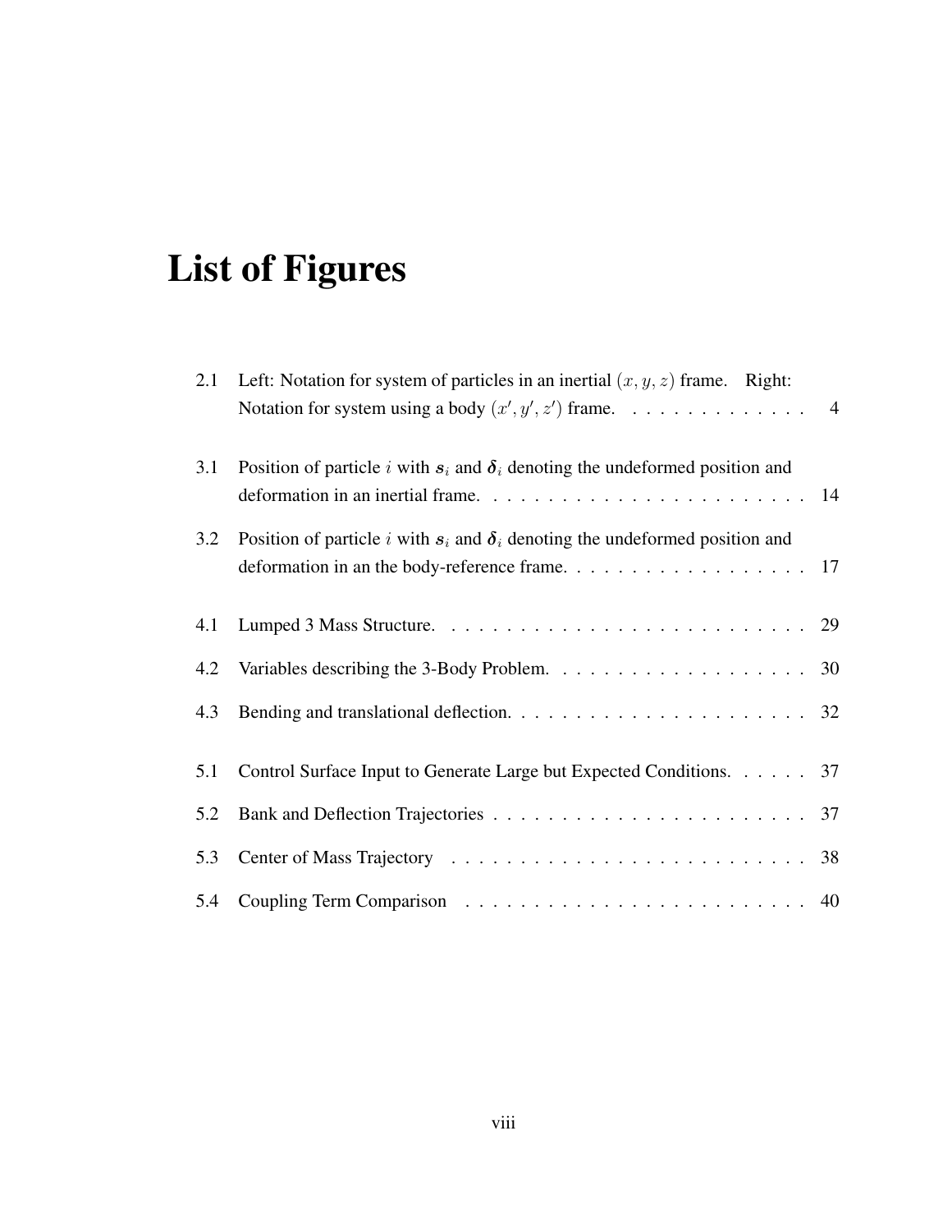# List of Figures

2.1 Left: Notation for system of particles in an inertial $(x, y, z)$ frame. Right: Notation for system using a body $(x', y', z')$ frame. . . . . . . . . . . . . . 4

3.1 Position of particle $i$ with $\boldsymbol{s}_i$ and $\boldsymbol{\delta}_i$ denoting the undeformed position and deformation in an inertial frame. . . . . . . . . . . . . . . . . . . . . . . . 14

3.2 Position of particle $i$ with $\boldsymbol{s}_i$ and $\boldsymbol{\delta}_i$ denoting the undeformed position and deformation in an the body-reference frame. . . . . . . . . . . . . . . . . . . 17

4.1 Lumped 3 Mass Structure. . . . . . . . . . . . . . . . . . . . . . . . . . . 29

4.2 Variables describing the 3-Body Problem. . . . . . . . . . . . . . . . . . . 30

4.3 Bending and translational deflection. . . . . . . . . . . . . . . . . . . . . . 32

5.1 Control Surface Input to Generate Large but Expected Conditions. . . . . . 37

5.2 Bank and Deflection Trajectories . . . . . . . . . . . . . . . . . . . . . . . 37

5.3 Center of Mass Trajectory . . . . . . . . . . . . . . . . . . . . . . . . . . 38

5.4 Coupling Term Comparison . . . . . . . . . . . . . . . . . . . . . . . . . 40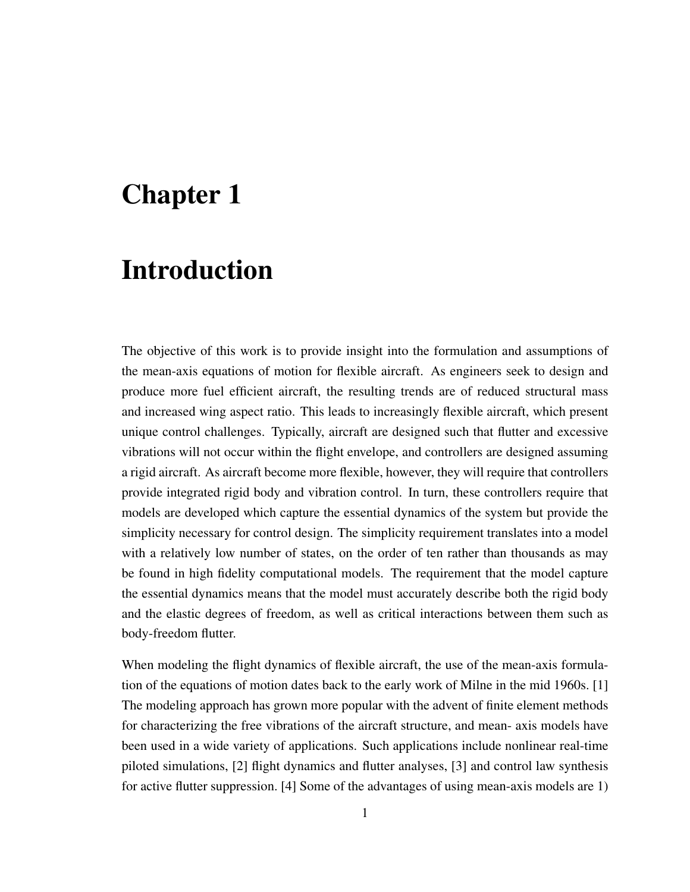# Chapter 1

# Introduction

The objective of this work is to provide insight into the formulation and assumptions of the mean-axis equations of motion for flexible aircraft. As engineers seek to design and produce more fuel efficient aircraft, the resulting trends are of reduced structural mass and increased wing aspect ratio. This leads to increasingly flexible aircraft, which present unique control challenges. Typically, aircraft are designed such that flutter and excessive vibrations will not occur within the flight envelope, and controllers are designed assuming a rigid aircraft. As aircraft become more flexible, however, they will require that controllers provide integrated rigid body and vibration control. In turn, these controllers require that models are developed which capture the essential dynamics of the system but provide the simplicity necessary for control design. The simplicity requirement translates into a model with a relatively low number of states, on the order of ten rather than thousands as may be found in high fidelity computational models. The requirement that the model capture the essential dynamics means that the model must accurately describe both the rigid body and the elastic degrees of freedom, as well as critical interactions between them such as body-freedom flutter.

When modeling the flight dynamics of flexible aircraft, the use of the mean-axis formulation of the equations of motion dates back to the early work of Milne in the mid 1960s. [1] The modeling approach has grown more popular with the advent of finite element methods for characterizing the free vibrations of the aircraft structure, and mean- axis models have been used in a wide variety of applications. Such applications include nonlinear real-time piloted simulations, [2] flight dynamics and flutter analyses, [3] and control law synthesis for active flutter suppression. [4] Some of the advantages of using mean-axis models are 1)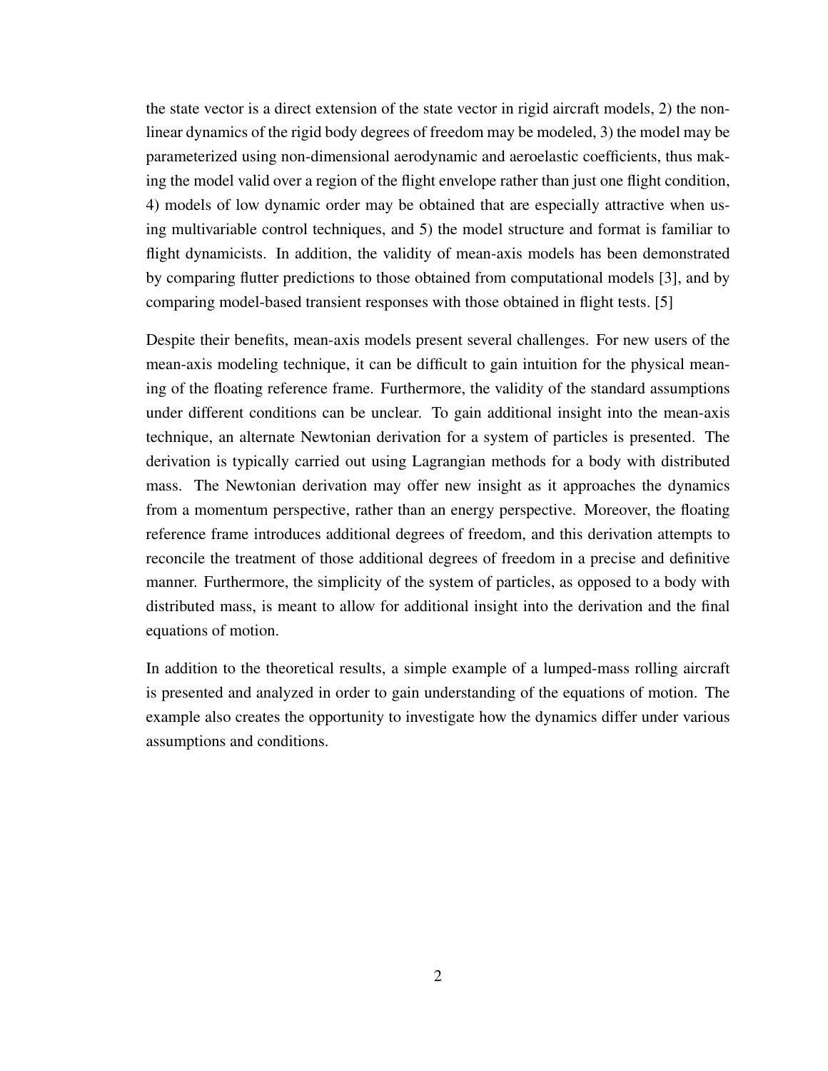the state vector is a direct extension of the state vector in rigid aircraft models, 2) the nonlinear dynamics of the rigid body degrees of freedom may be modeled, 3) the model may be parameterized using non-dimensional aerodynamic and aeroelastic coefficients, thus making the model valid over a region of the flight envelope rather than just one flight condition, 4) models of low dynamic order may be obtained that are especially attractive when using multivariable control techniques, and 5) the model structure and format is familiar to flight dynamicists. In addition, the validity of mean-axis models has been demonstrated by comparing flutter predictions to those obtained from computational models [3], and by comparing model-based transient responses with those obtained in flight tests. [5]

Despite their benefits, mean-axis models present several challenges. For new users of the mean-axis modeling technique, it can be difficult to gain intuition for the physical meaning of the floating reference frame. Furthermore, the validity of the standard assumptions under different conditions can be unclear. To gain additional insight into the mean-axis technique, an alternate Newtonian derivation for a system of particles is presented. The derivation is typically carried out using Lagrangian methods for a body with distributed mass. The Newtonian derivation may offer new insight as it approaches the dynamics from a momentum perspective, rather than an energy perspective. Moreover, the floating reference frame introduces additional degrees of freedom, and this derivation attempts to reconcile the treatment of those additional degrees of freedom in a precise and definitive manner. Furthermore, the simplicity of the system of particles, as opposed to a body with distributed mass, is meant to allow for additional insight into the derivation and the final equations of motion.

In addition to the theoretical results, a simple example of a lumped-mass rolling aircraft is presented and analyzed in order to gain understanding of the equations of motion. The example also creates the opportunity to investigate how the dynamics differ under various assumptions and conditions.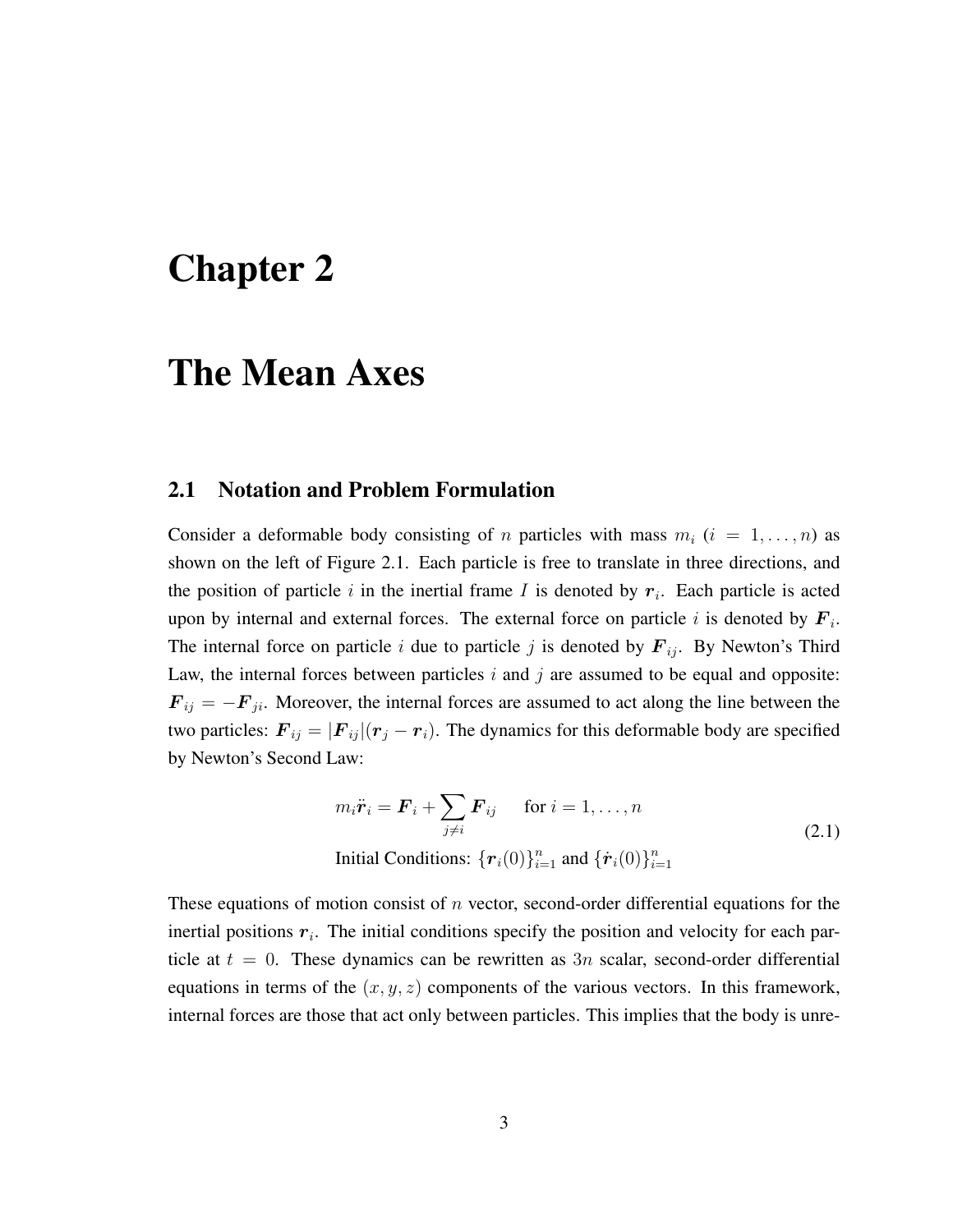# Chapter 2

# The Mean Axes

## 2.1 Notation and Problem Formulation

Consider a deformable body consisting of $n$ particles with mass $m_i$ ($i = 1, \ldots, n$) as shown on the left of Figure 2.1. Each particle is free to translate in three directions, and the position of particle $i$ in the inertial frame $I$ is denoted by $\boldsymbol{r}_i$. Each particle is acted upon by internal and external forces. The external force on particle $i$ is denoted by $\boldsymbol{F}_i$. The internal force on particle $i$ due to particle $j$ is denoted by $\boldsymbol{F}_{ij}$. By Newton's Third Law, the internal forces between particles $i$ and $j$ are assumed to be equal and opposite: $\boldsymbol{F}_{ij} = -\boldsymbol{F}_{ji}$. Moreover, the internal forces are assumed to act along the line between the two particles: $\boldsymbol{F}_{ij} = |\boldsymbol{F}_{ij}|(\boldsymbol{r}_j - \boldsymbol{r}_i)$. The dynamics for this deformable body are specified by Newton's Second Law:

$$
\begin{aligned}
m_i \ddot{\boldsymbol{r}}_i = \boldsymbol{F}_i + \sum_{j \neq i} \boldsymbol{F}_{ij} \qquad \text{for } i = 1, \ldots, n \\
\text{Initial Conditions: } \{\boldsymbol{r}_i(0)\}_{i=1}^n \text{ and } \{\dot{\boldsymbol{r}}_i(0)\}_{i=1}^n
\end{aligned}
\tag{2.1}
$$

These equations of motion consist of $n$ vector, second-order differential equations for the inertial positions $\boldsymbol{r}_i$. The initial conditions specify the position and velocity for each particle at $t = 0$. These dynamics can be rewritten as $3n$ scalar, second-order differential equations in terms of the $(x, y, z)$ components of the various vectors. In this framework, internal forces are those that act only between particles. This implies that the body is unre-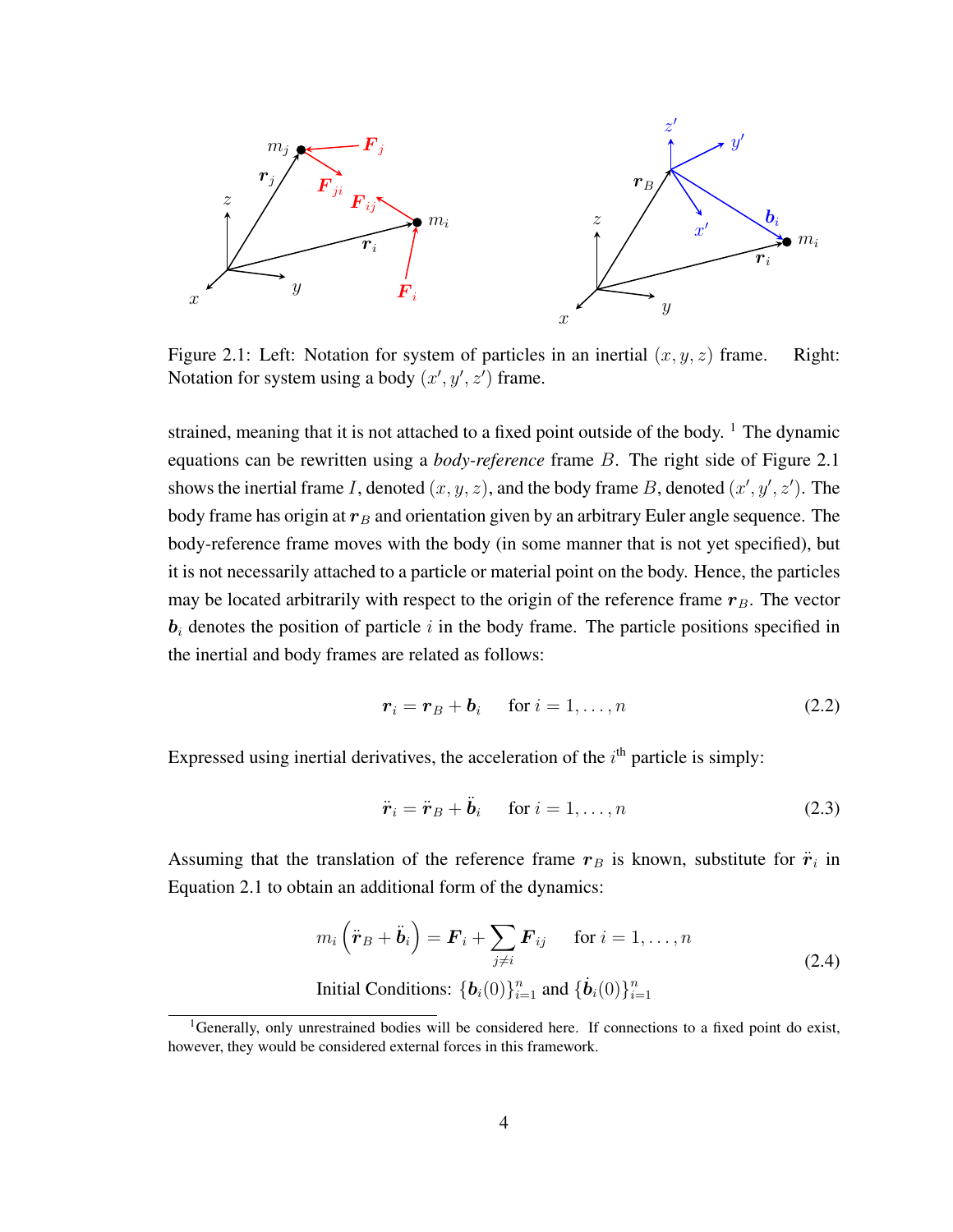Figure 2.1: Left: Notation for system of particles in an inertial $(x, y, z)$ frame. Right: Notation for system using a body $(x', y', z')$ frame.

strained, meaning that it is not attached to a fixed point outside of the body. [1] The dynamic equations can be rewritten using a *body-reference* frame $B$. The right side of Figure 2.1 shows the inertial frame $I$, denoted $(x, y, z)$, and the body frame $B$, denoted $(x', y', z')$. The body frame has origin at $\boldsymbol{r}_B$ and orientation given by an arbitrary Euler angle sequence. The body-reference frame moves with the body (in some manner that is not yet specified), but it is not necessarily attached to a particle or material point on the body. Hence, the particles may be located arbitrarily with respect to the origin of the reference frame $\boldsymbol{r}_B$. The vector $\boldsymbol{b}_i$ denotes the position of particle $i$ in the body frame. The particle positions specified in the inertial and body frames are related as follows:

$$\boldsymbol{r}_i = \boldsymbol{r}_B + \boldsymbol{b}_i \quad \text{for } i = 1, \ldots, n \tag{2.2}$$

Expressed using inertial derivatives, the acceleration of the $i^{\text{th}}$ particle is simply:

$$\ddot{\boldsymbol{r}}_i = \ddot{\boldsymbol{r}}_B + \ddot{\boldsymbol{b}}_i \quad \text{for } i = 1, \ldots, n \tag{2.3}$$

Assuming that the translation of the reference frame $\boldsymbol{r}_B$ is known, substitute for $\ddot{\boldsymbol{r}}_i$ in Equation 2.1 to obtain an additional form of the dynamics:

$$m_i \left( \ddot{\boldsymbol{r}}_B + \ddot{\boldsymbol{b}}_i \right) = \boldsymbol{F}_i + \sum_{j \neq i} \boldsymbol{F}_{ij} \quad \text{for } i = 1, \ldots, n$$
$$\text{Initial Conditions: } \{\boldsymbol{b}_i(0)\}_{i=1}^n \text{ and } \{\dot{\boldsymbol{b}}_i(0)\}_{i=1}^n \tag{2.4}$$

[1] Generally, only unrestrained bodies will be considered here. If connections to a fixed point do exist, however, they would be considered external forces in this framework.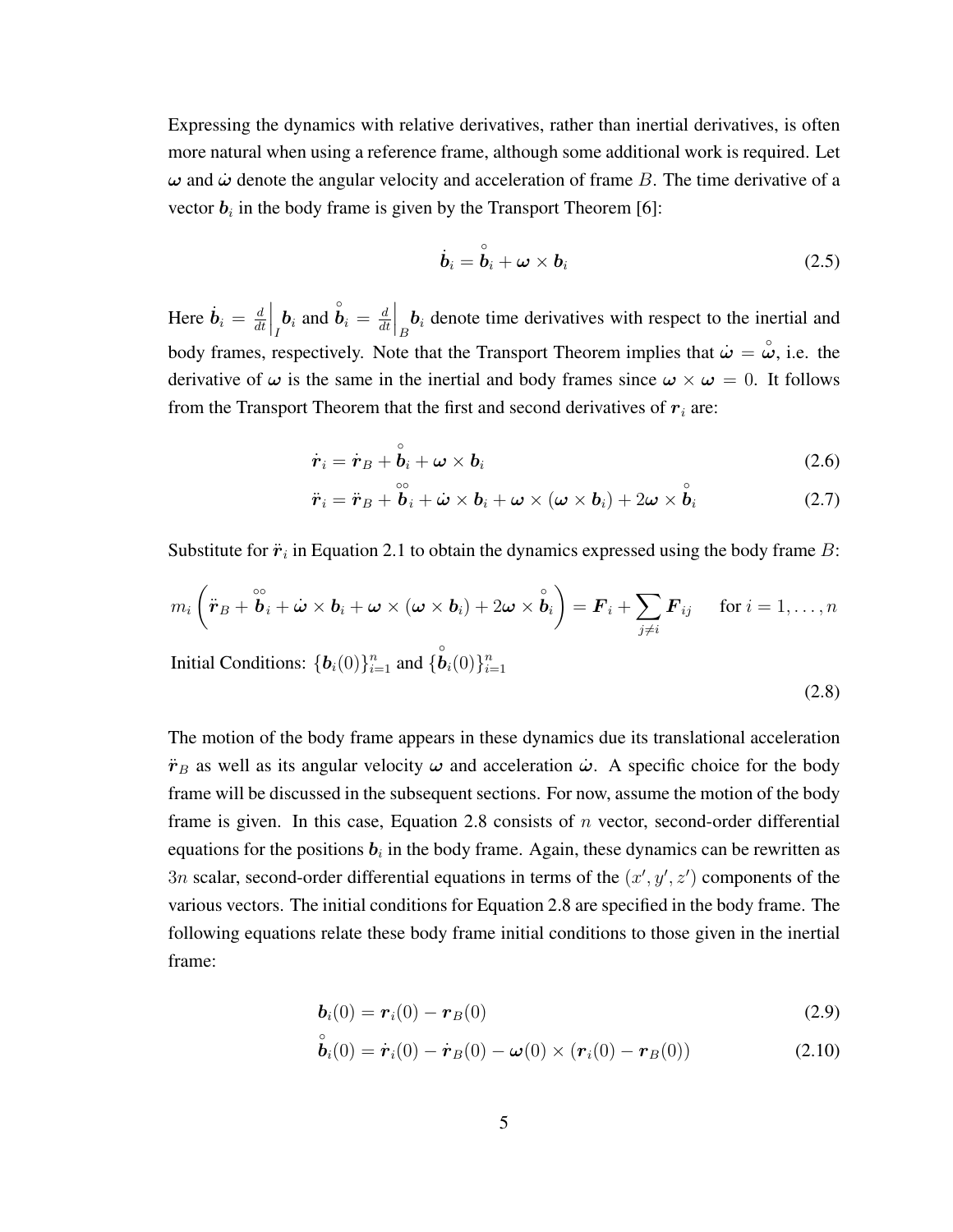Expressing the dynamics with relative derivatives, rather than inertial derivatives, is often more natural when using a reference frame, although some additional work is required. Let $\boldsymbol{\omega}$ and $\dot{\boldsymbol{\omega}}$ denote the angular velocity and acceleration of frame $B$. The time derivative of a vector $\boldsymbol{b}_i$ in the body frame is given by the Transport Theorem [6]:

$$\dot{\boldsymbol{b}}_i = \overset{\circ}{\boldsymbol{b}}_i + \boldsymbol{\omega} \times \boldsymbol{b}_i \tag{2.5}$$

Here $\dot{\boldsymbol{b}}_i = \frac{d}{dt}\Big|_I \boldsymbol{b}_i$ and $\overset{\circ}{\boldsymbol{b}}_i = \frac{d}{dt}\Big|_B \boldsymbol{b}_i$ denote time derivatives with respect to the inertial and body frames, respectively. Note that the Transport Theorem implies that $\dot{\boldsymbol{\omega}} = \overset{\circ}{\boldsymbol{\omega}}$, i.e. the derivative of $\boldsymbol{\omega}$ is the same in the inertial and body frames since $\boldsymbol{\omega} \times \boldsymbol{\omega} = 0$. It follows from the Transport Theorem that the first and second derivatives of $\boldsymbol{r}_i$ are:

$$\dot{\boldsymbol{r}}_i = \dot{\boldsymbol{r}}_B + \overset{\circ}{\boldsymbol{b}}_i + \boldsymbol{\omega} \times \boldsymbol{b}_i \tag{2.6}$$

$$\ddot{\boldsymbol{r}}_i = \ddot{\boldsymbol{r}}_B + \overset{\circ\circ}{\boldsymbol{b}}_i + \dot{\boldsymbol{\omega}} \times \boldsymbol{b}_i + \boldsymbol{\omega} \times (\boldsymbol{\omega} \times \boldsymbol{b}_i) + 2\boldsymbol{\omega} \times \overset{\circ}{\boldsymbol{b}}_i \tag{2.7}$$

Substitute for $\ddot{\boldsymbol{r}}_i$ in Equation 2.1 to obtain the dynamics expressed using the body frame $B$:

$$m_i \left( \ddot{\boldsymbol{r}}_B + \overset{\circ\circ}{\boldsymbol{b}}_i + \dot{\boldsymbol{\omega}} \times \boldsymbol{b}_i + \boldsymbol{\omega} \times (\boldsymbol{\omega} \times \boldsymbol{b}_i) + 2\boldsymbol{\omega} \times \overset{\circ}{\boldsymbol{b}}_i \right) = \boldsymbol{F}_i + \sum_{j \neq i} \boldsymbol{F}_{ij} \quad \text{for } i = 1, \ldots, n$$

$$\text{Initial Conditions: } \{\boldsymbol{b}_i(0)\}_{i=1}^n \text{ and } \{\overset{\circ}{\boldsymbol{b}}_i(0)\}_{i=1}^n \tag{2.8}$$

The motion of the body frame appears in these dynamics due its translational acceleration $\ddot{\boldsymbol{r}}_B$ as well as its angular velocity $\boldsymbol{\omega}$ and acceleration $\dot{\boldsymbol{\omega}}$. A specific choice for the body frame will be discussed in the subsequent sections. For now, assume the motion of the body frame is given. In this case, Equation 2.8 consists of $n$ vector, second-order differential equations for the positions $\boldsymbol{b}_i$ in the body frame. Again, these dynamics can be rewritten as $3n$ scalar, second-order differential equations in terms of the $(x', y', z')$ components of the various vectors. The initial conditions for Equation 2.8 are specified in the body frame. The following equations relate these body frame initial conditions to those given in the inertial frame:

$$\boldsymbol{b}_i(0) = \boldsymbol{r}_i(0) - \boldsymbol{r}_B(0) \tag{2.9}$$

$$\overset{\circ}{\boldsymbol{b}}_i(0) = \dot{\boldsymbol{r}}_i(0) - \dot{\boldsymbol{r}}_B(0) - \boldsymbol{\omega}(0) \times (\boldsymbol{r}_i(0) - \boldsymbol{r}_B(0)) \tag{2.10}$$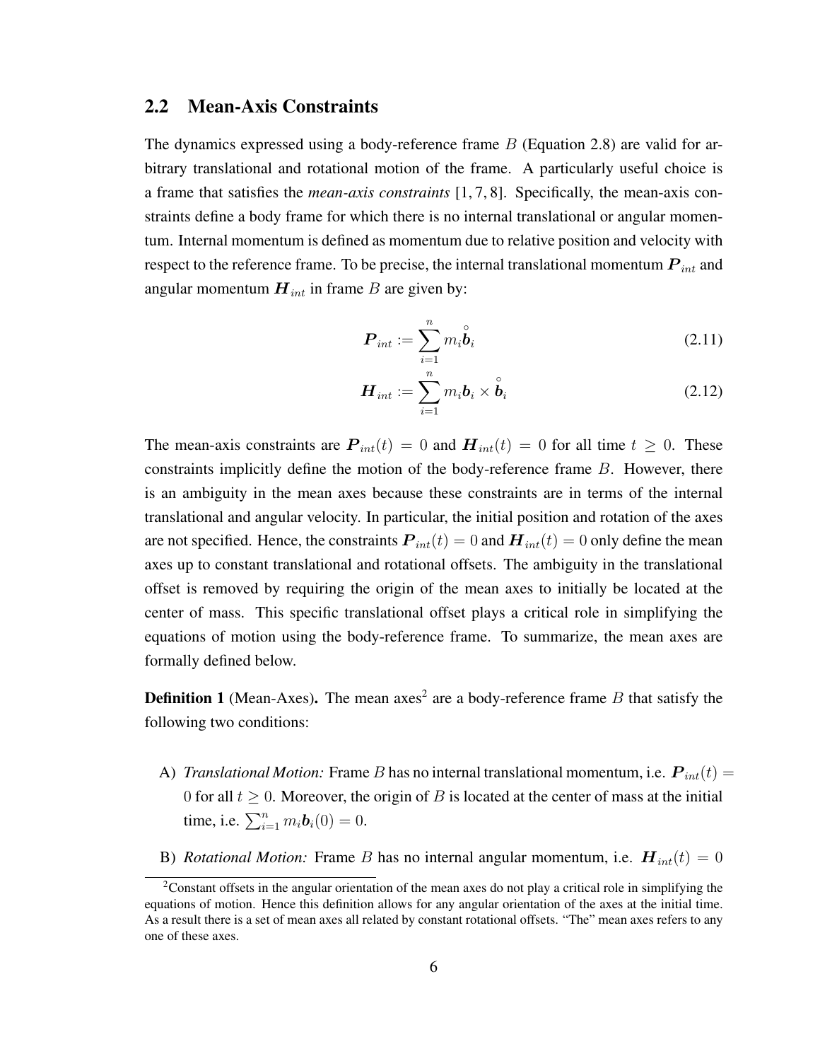## 2.2 Mean-Axis Constraints

The dynamics expressed using a body-reference frame $B$ (Equation 2.8) are valid for arbitrary translational and rotational motion of the frame. A particularly useful choice is a frame that satisfies the *mean-axis constraints* [1, 7, 8]. Specifically, the mean-axis constraints define a body frame for which there is no internal translational or angular momentum. Internal momentum is defined as momentum due to relative position and velocity with respect to the reference frame. To be precise, the internal translational momentum $\boldsymbol{P}_{int}$ and angular momentum $\boldsymbol{H}_{int}$ in frame $B$ are given by:

$$\boldsymbol{P}_{int} := \sum_{i=1}^{n} m_i \overset{\circ}{\boldsymbol{b}}_i \tag{2.11}$$

$$\boldsymbol{H}_{int} := \sum_{i=1}^{n} m_i \boldsymbol{b}_i \times \overset{\circ}{\boldsymbol{b}}_i \tag{2.12}$$

The mean-axis constraints are $\boldsymbol{P}_{int}(t) = 0$ and $\boldsymbol{H}_{int}(t) = 0$ for all time $t \geq 0$. These constraints implicitly define the motion of the body-reference frame $B$. However, there is an ambiguity in the mean axes because these constraints are in terms of the internal translational and angular velocity. In particular, the initial position and rotation of the axes are not specified. Hence, the constraints $\boldsymbol{P}_{int}(t) = 0$ and $\boldsymbol{H}_{int}(t) = 0$ only define the mean axes up to constant translational and rotational offsets. The ambiguity in the translational offset is removed by requiring the origin of the mean axes to initially be located at the center of mass. This specific translational offset plays a critical role in simplifying the equations of motion using the body-reference frame. To summarize, the mean axes are formally defined below.

**Definition 1** (Mean-Axes)**.** The mean axes[2] are a body-reference frame $B$ that satisfy the following two conditions:

A) *Translational Motion:* Frame $B$ has no internal translational momentum, i.e. $\boldsymbol{P}_{int}(t) = 0$ for all $t \geq 0$. Moreover, the origin of $B$ is located at the center of mass at the initial time, i.e. $\sum_{i=1}^{n} m_i \boldsymbol{b}_i(0) = 0$.

B) *Rotational Motion:* Frame $B$ has no internal angular momentum, i.e. $\boldsymbol{H}_{int}(t) = 0$

[2] Constant offsets in the angular orientation of the mean axes do not play a critical role in simplifying the equations of motion. Hence this definition allows for any angular orientation of the axes at the initial time. As a result there is a set of mean axes all related by constant rotational offsets. "The" mean axes refers to any one of these axes.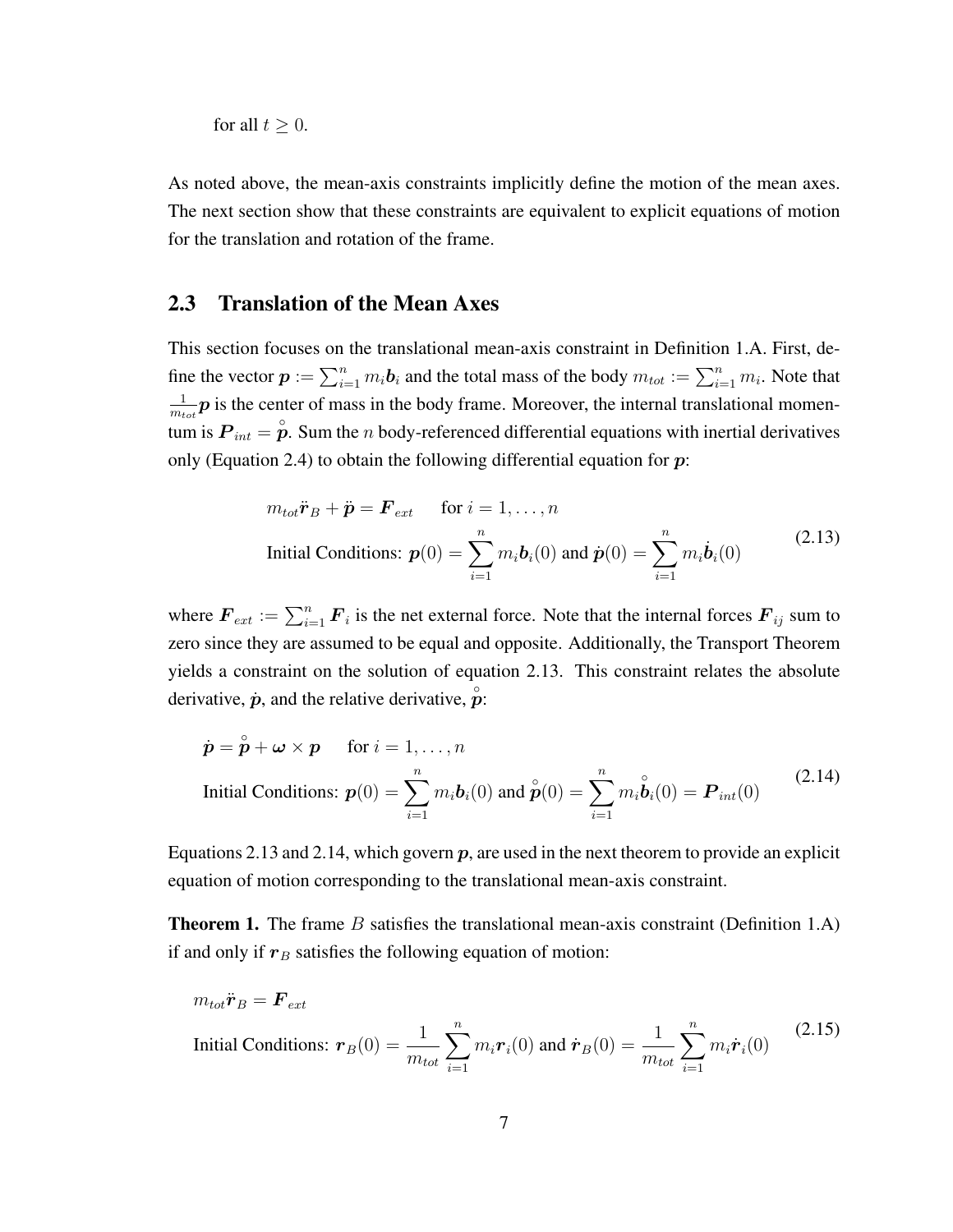for all $t \geq 0$.

As noted above, the mean-axis constraints implicitly define the motion of the mean axes. The next section show that these constraints are equivalent to explicit equations of motion for the translation and rotation of the frame.

## 2.3 Translation of the Mean Axes

This section focuses on the translational mean-axis constraint in Definition 1.A. First, define the vector $\boldsymbol{p} := \sum_{i=1}^{n} m_i \boldsymbol{b}_i$ and the total mass of the body $m_{tot} := \sum_{i=1}^{n} m_i$. Note that $\frac{1}{m_{tot}}\boldsymbol{p}$ is the center of mass in the body frame. Moreover, the internal translational momentum is $\boldsymbol{P}_{int} = \overset{\circ}{\boldsymbol{p}}$. Sum the $n$ body-referenced differential equations with inertial derivatives only (Equation 2.4) to obtain the following differential equation for $\boldsymbol{p}$:

$$
\begin{aligned}
&m_{tot}\ddot{\boldsymbol{r}}_B + \ddot{\boldsymbol{p}} = \boldsymbol{F}_{ext} \qquad \text{for } i = 1, \ldots, n \\
&\text{Initial Conditions: } \boldsymbol{p}(0) = \sum_{i=1}^{n} m_i \boldsymbol{b}_i(0) \text{ and } \dot{\boldsymbol{p}}(0) = \sum_{i=1}^{n} m_i \dot{\boldsymbol{b}}_i(0)
\end{aligned}
\tag{2.13}
$$

where $\boldsymbol{F}_{ext} := \sum_{i=1}^{n} \boldsymbol{F}_i$ is the net external force. Note that the internal forces $\boldsymbol{F}_{ij}$ sum to zero since they are assumed to be equal and opposite. Additionally, the Transport Theorem yields a constraint on the solution of equation 2.13. This constraint relates the absolute derivative, $\dot{\boldsymbol{p}}$, and the relative derivative, $\overset{\circ}{\boldsymbol{p}}$:

$$
\begin{aligned}
&\dot{\boldsymbol{p}} = \overset{\circ}{\boldsymbol{p}} + \boldsymbol{\omega} \times \boldsymbol{p} \qquad \text{for } i = 1, \ldots, n \\
&\text{Initial Conditions: } \boldsymbol{p}(0) = \sum_{i=1}^{n} m_i \boldsymbol{b}_i(0) \text{ and } \overset{\circ}{\boldsymbol{p}}(0) = \sum_{i=1}^{n} m_i \overset{\circ}{\boldsymbol{b}}_i(0) = \boldsymbol{P}_{int}(0)
\end{aligned}
\tag{2.14}
$$

Equations 2.13 and 2.14, which govern $\boldsymbol{p}$, are used in the next theorem to provide an explicit equation of motion corresponding to the translational mean-axis constraint.

**Theorem 1.** The frame $B$ satisfies the translational mean-axis constraint (Definition 1.A) if and only if $\boldsymbol{r}_B$ satisfies the following equation of motion:

$$
\begin{aligned}
&m_{tot}\ddot{\boldsymbol{r}}_B = \boldsymbol{F}_{ext} \\
&\text{Initial Conditions: } \boldsymbol{r}_B(0) = \frac{1}{m_{tot}} \sum_{i=1}^{n} m_i \boldsymbol{r}_i(0) \text{ and } \dot{\boldsymbol{r}}_B(0) = \frac{1}{m_{tot}} \sum_{i=1}^{n} m_i \dot{\boldsymbol{r}}_i(0)
\end{aligned}
\tag{2.15}
$$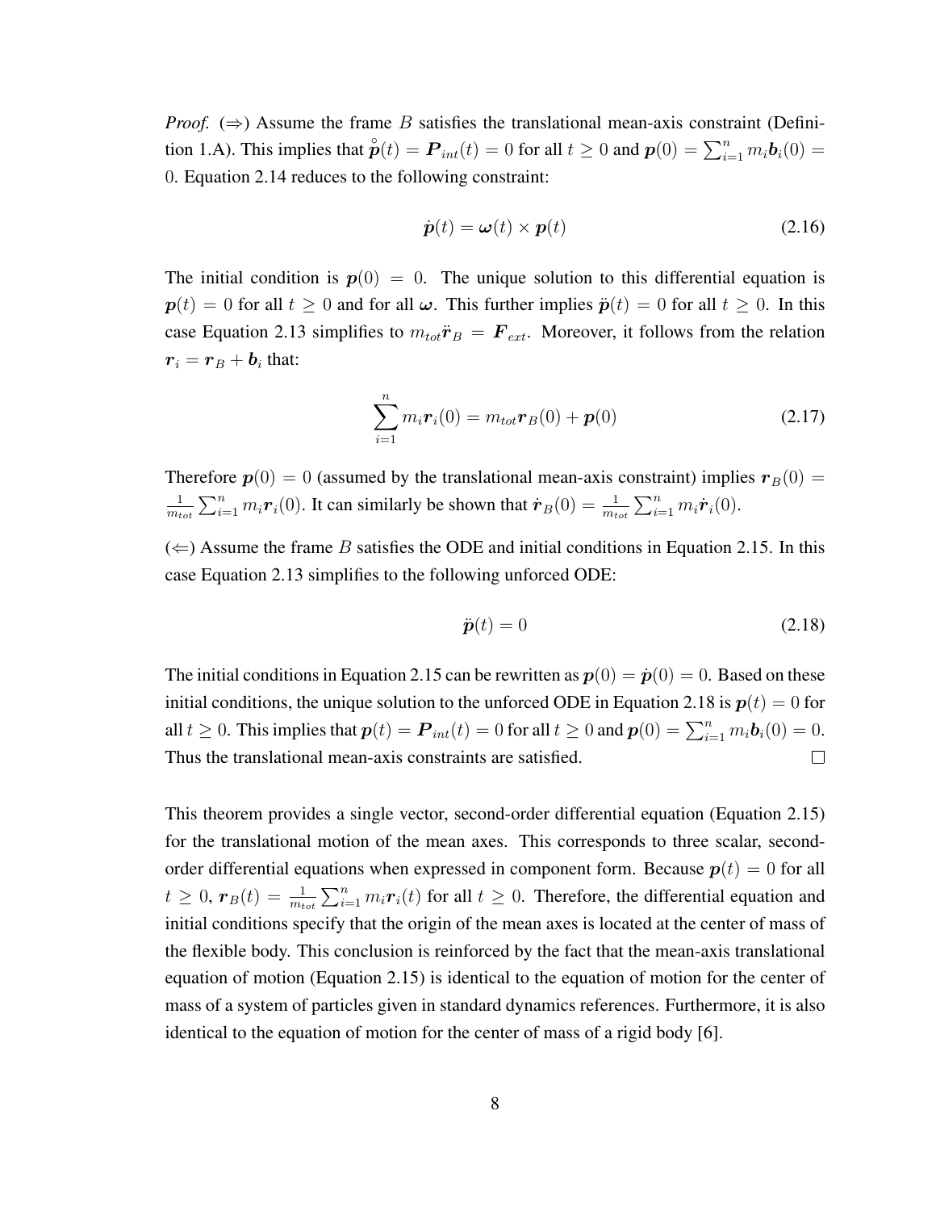*Proof.* (⇒) Assume the frame $B$ satisfies the translational mean-axis constraint (Definition 1.A). This implies that $\overset{\circ}{\boldsymbol{p}}(t) = \boldsymbol{P}_{int}(t) = 0$ for all $t \geq 0$ and $\boldsymbol{p}(0) = \sum_{i=1}^{n} m_i \boldsymbol{b}_i(0) = 0$. Equation 2.14 reduces to the following constraint:

$$\dot{\boldsymbol{p}}(t) = \boldsymbol{\omega}(t) \times \boldsymbol{p}(t) \tag{2.16}$$

The initial condition is $\boldsymbol{p}(0) = 0$. The unique solution to this differential equation is $\boldsymbol{p}(t) = 0$ for all $t \geq 0$ and for all $\boldsymbol{\omega}$. This further implies $\ddot{\boldsymbol{p}}(t) = 0$ for all $t \geq 0$. In this case Equation 2.13 simplifies to $m_{tot}\ddot{\boldsymbol{r}}_B = \boldsymbol{F}_{ext}$. Moreover, it follows from the relation $\boldsymbol{r}_i = \boldsymbol{r}_B + \boldsymbol{b}_i$ that:

$$\sum_{i=1}^{n} m_i \boldsymbol{r}_i(0) = m_{tot}\boldsymbol{r}_B(0) + \boldsymbol{p}(0) \tag{2.17}$$

Therefore $\boldsymbol{p}(0) = 0$ (assumed by the translational mean-axis constraint) implies $\boldsymbol{r}_B(0) = \frac{1}{m_{tot}} \sum_{i=1}^{n} m_i \boldsymbol{r}_i(0)$. It can similarly be shown that $\dot{\boldsymbol{r}}_B(0) = \frac{1}{m_{tot}} \sum_{i=1}^{n} m_i \dot{\boldsymbol{r}}_i(0)$.

(⇐) Assume the frame $B$ satisfies the ODE and initial conditions in Equation 2.15. In this case Equation 2.13 simplifies to the following unforced ODE:

$$\ddot{\boldsymbol{p}}(t) = 0 \tag{2.18}$$

The initial conditions in Equation 2.15 can be rewritten as $\boldsymbol{p}(0) = \dot{\boldsymbol{p}}(0) = 0$. Based on these initial conditions, the unique solution to the unforced ODE in Equation 2.18 is $\boldsymbol{p}(t) = 0$ for all $t \geq 0$. This implies that $\boldsymbol{p}(t) = \boldsymbol{P}_{int}(t) = 0$ for all $t \geq 0$ and $\boldsymbol{p}(0) = \sum_{i=1}^{n} m_i \boldsymbol{b}_i(0) = 0$. Thus the translational mean-axis constraints are satisfied. □

This theorem provides a single vector, second-order differential equation (Equation 2.15) for the translational motion of the mean axes. This corresponds to three scalar, second-order differential equations when expressed in component form. Because $\boldsymbol{p}(t) = 0$ for all $t \geq 0$, $\boldsymbol{r}_B(t) = \frac{1}{m_{tot}} \sum_{i=1}^{n} m_i \boldsymbol{r}_i(t)$ for all $t \geq 0$. Therefore, the differential equation and initial conditions specify that the origin of the mean axes is located at the center of mass of the flexible body. This conclusion is reinforced by the fact that the mean-axis translational equation of motion (Equation 2.15) is identical to the equation of motion for the center of mass of a system of particles given in standard dynamics references. Furthermore, it is also identical to the equation of motion for the center of mass of a rigid body [6].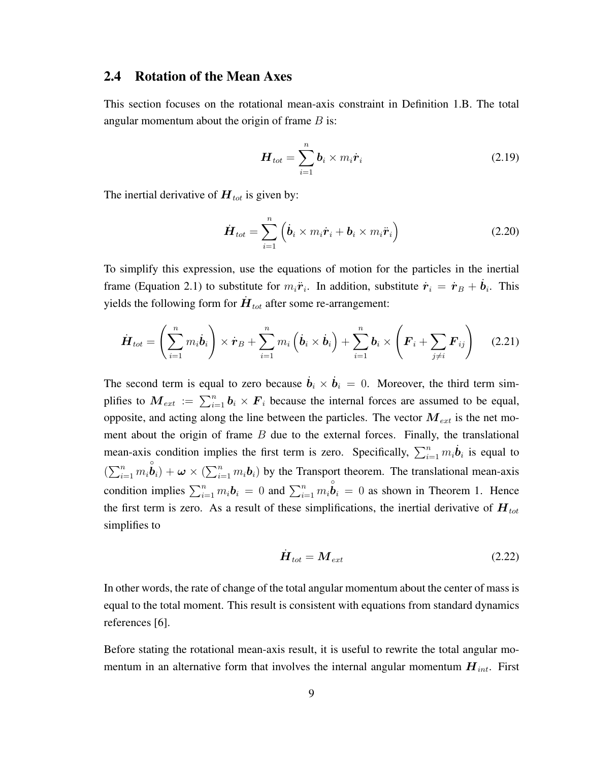## 2.4 Rotation of the Mean Axes

This section focuses on the rotational mean-axis constraint in Definition 1.B. The total angular momentum about the origin of frame $B$ is:

$$\boldsymbol{H}_{tot} = \sum_{i=1}^{n} \boldsymbol{b}_i \times m_i \dot{\boldsymbol{r}}_i \tag{2.19}$$

The inertial derivative of $\boldsymbol{H}_{tot}$ is given by:

$$\dot{\boldsymbol{H}}_{tot} = \sum_{i=1}^{n} \left( \dot{\boldsymbol{b}}_i \times m_i \dot{\boldsymbol{r}}_i + \boldsymbol{b}_i \times m_i \ddot{\boldsymbol{r}}_i \right) \tag{2.20}$$

To simplify this expression, use the equations of motion for the particles in the inertial frame (Equation 2.1) to substitute for $m_i \ddot{\boldsymbol{r}}_i$. In addition, substitute $\dot{\boldsymbol{r}}_i = \dot{\boldsymbol{r}}_B + \dot{\boldsymbol{b}}_i$. This yields the following form for $\dot{\boldsymbol{H}}_{tot}$ after some re-arrangement:

$$\dot{\boldsymbol{H}}_{tot} = \left( \sum_{i=1}^{n} m_i \dot{\boldsymbol{b}}_i \right) \times \dot{\boldsymbol{r}}_B + \sum_{i=1}^{n} m_i \left( \dot{\boldsymbol{b}}_i \times \dot{\boldsymbol{b}}_i \right) + \sum_{i=1}^{n} \boldsymbol{b}_i \times \left( \boldsymbol{F}_i + \sum_{j \neq i} \boldsymbol{F}_{ij} \right) \tag{2.21}$$

The second term is equal to zero because $\dot{\boldsymbol{b}}_i \times \dot{\boldsymbol{b}}_i = 0$. Moreover, the third term simplifies to $\boldsymbol{M}_{ext} := \sum_{i=1}^{n} \boldsymbol{b}_i \times \boldsymbol{F}_i$ because the internal forces are assumed to be equal, opposite, and acting along the line between the particles. The vector $\boldsymbol{M}_{ext}$ is the net moment about the origin of frame $B$ due to the external forces. Finally, the translational mean-axis condition implies the first term is zero. Specifically, $\sum_{i=1}^{n} m_i \dot{\boldsymbol{b}}_i$ is equal to $(\sum_{i=1}^{n} m_i \overset{\circ}{\boldsymbol{b}}_i) + \boldsymbol{\omega} \times (\sum_{i=1}^{n} m_i \boldsymbol{b}_i)$ by the Transport theorem. The translational mean-axis condition implies $\sum_{i=1}^{n} m_i \boldsymbol{b}_i = 0$ and $\sum_{i=1}^{n} m_i \overset{\circ}{\boldsymbol{b}}_i = 0$ as shown in Theorem 1. Hence the first term is zero. As a result of these simplifications, the inertial derivative of $\boldsymbol{H}_{tot}$ simplifies to

$$\dot{\boldsymbol{H}}_{tot} = \boldsymbol{M}_{ext} \tag{2.22}$$

In other words, the rate of change of the total angular momentum about the center of mass is equal to the total moment. This result is consistent with equations from standard dynamics references [6].

Before stating the rotational mean-axis result, it is useful to rewrite the total angular momentum in an alternative form that involves the internal angular momentum $\boldsymbol{H}_{int}$. First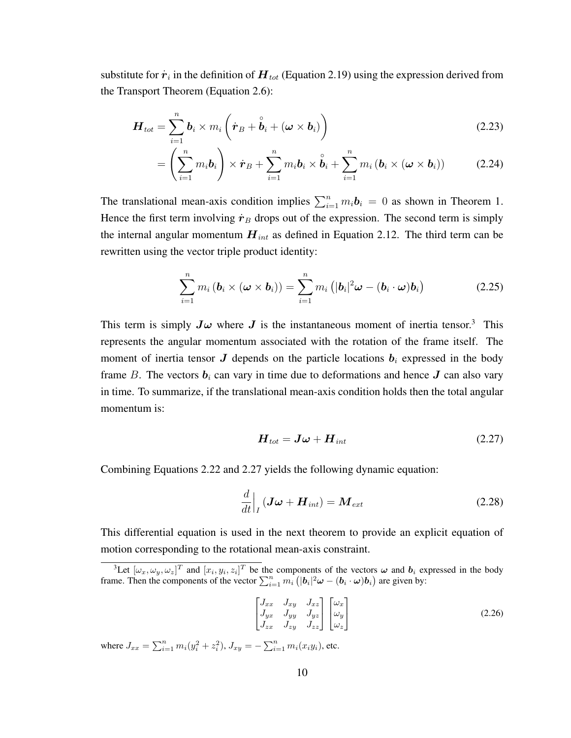substitute for $\dot{\boldsymbol{r}}_i$ in the definition of $\boldsymbol{H}_{tot}$ (Equation 2.19) using the expression derived from the Transport Theorem (Equation 2.6):

$$\boldsymbol{H}_{tot} = \sum_{i=1}^{n} \boldsymbol{b}_i \times m_i \left( \dot{\boldsymbol{r}}_B + \overset{\circ}{\boldsymbol{b}}_i + (\boldsymbol{\omega} \times \boldsymbol{b}_i) \right) \tag{2.23}$$

$$= \left( \sum_{i=1}^{n} m_i \boldsymbol{b}_i \right) \times \dot{\boldsymbol{r}}_B + \sum_{i=1}^{n} m_i \boldsymbol{b}_i \times \overset{\circ}{\boldsymbol{b}}_i + \sum_{i=1}^{n} m_i \left( \boldsymbol{b}_i \times (\boldsymbol{\omega} \times \boldsymbol{b}_i) \right) \tag{2.24}$$

The translational mean-axis condition implies $\sum_{i=1}^{n} m_i \boldsymbol{b}_i = 0$ as shown in Theorem 1. Hence the first term involving $\dot{\boldsymbol{r}}_B$ drops out of the expression. The second term is simply the internal angular momentum $\boldsymbol{H}_{int}$ as defined in Equation 2.12. The third term can be rewritten using the vector triple product identity:

$$\sum_{i=1}^{n} m_i \left( \boldsymbol{b}_i \times (\boldsymbol{\omega} \times \boldsymbol{b}_i) \right) = \sum_{i=1}^{n} m_i \left( |\boldsymbol{b}_i|^2 \boldsymbol{\omega} - (\boldsymbol{b}_i \cdot \boldsymbol{\omega}) \boldsymbol{b}_i \right) \tag{2.25}$$

This term is simply $\boldsymbol{J}\boldsymbol{\omega}$ where $\boldsymbol{J}$ is the instantaneous moment of inertia tensor.[3] This represents the angular momentum associated with the rotation of the frame itself. The moment of inertia tensor $\boldsymbol{J}$ depends on the particle locations $\boldsymbol{b}_i$ expressed in the body frame $B$. The vectors $\boldsymbol{b}_i$ can vary in time due to deformations and hence $\boldsymbol{J}$ can also vary in time. To summarize, if the translational mean-axis condition holds then the total angular momentum is:

$$\boldsymbol{H}_{tot} = \boldsymbol{J}\boldsymbol{\omega} + \boldsymbol{H}_{int} \tag{2.27}$$

Combining Equations 2.22 and 2.27 yields the following dynamic equation:

$$\left.\frac{d}{dt}\right|_I (\boldsymbol{J}\boldsymbol{\omega} + \boldsymbol{H}_{int}) = \boldsymbol{M}_{ext} \tag{2.28}$$

This differential equation is used in the next theorem to provide an explicit equation of motion corresponding to the rotational mean-axis constraint.

---

[3] Let $[\omega_x, \omega_y, \omega_z]^T$ and $[x_i, y_i, z_i]^T$ be the components of the vectors $\boldsymbol{\omega}$ and $\boldsymbol{b}_i$ expressed in the body frame. Then the components of the vector $\sum_{i=1}^{n} m_i \left( |\boldsymbol{b}_i|^2 \boldsymbol{\omega} - (\boldsymbol{b}_i \cdot \boldsymbol{\omega}) \boldsymbol{b}_i \right)$ are given by:

$$\begin{bmatrix} J_{xx} & J_{xy} & J_{xz} \\ J_{yx} & J_{yy} & J_{yz} \\ J_{zx} & J_{zy} & J_{zz} \end{bmatrix} \begin{bmatrix} \omega_x \\ \omega_y \\ \omega_z \end{bmatrix} \tag{2.26}$$

where $J_{xx} = \sum_{i=1}^{n} m_i (y_i^2 + z_i^2)$, $J_{xy} = -\sum_{i=1}^{n} m_i (x_i y_i)$, etc.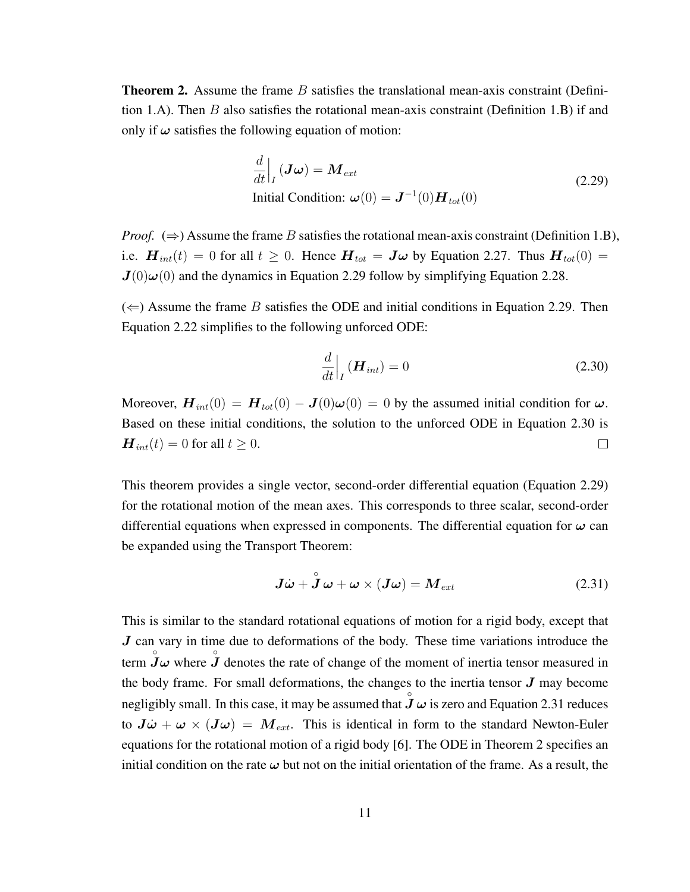**Theorem 2.** Assume the frame $B$ satisfies the translational mean-axis constraint (Definition 1.A). Then $B$ also satisfies the rotational mean-axis constraint (Definition 1.B) if and only if $\boldsymbol{\omega}$ satisfies the following equation of motion:

$$\begin{aligned} &\left.\frac{d}{dt}\right|_I (\boldsymbol{J}\boldsymbol{\omega}) = \boldsymbol{M}_{ext} \\ &\text{Initial Condition: } \boldsymbol{\omega}(0) = \boldsymbol{J}^{-1}(0)\boldsymbol{H}_{tot}(0) \end{aligned} \tag{2.29}$$

*Proof.* ($\Rightarrow$) Assume the frame $B$ satisfies the rotational mean-axis constraint (Definition 1.B), i.e. $\boldsymbol{H}_{int}(t) = 0$ for all $t \geq 0$. Hence $\boldsymbol{H}_{tot} = \boldsymbol{J}\boldsymbol{\omega}$ by Equation 2.27. Thus $\boldsymbol{H}_{tot}(0) = \boldsymbol{J}(0)\boldsymbol{\omega}(0)$ and the dynamics in Equation 2.29 follow by simplifying Equation 2.28.

($\Leftarrow$) Assume the frame $B$ satisfies the ODE and initial conditions in Equation 2.29. Then Equation 2.22 simplifies to the following unforced ODE:

$$\left.\frac{d}{dt}\right|_I (\boldsymbol{H}_{int}) = 0 \tag{2.30}$$

Moreover, $\boldsymbol{H}_{int}(0) = \boldsymbol{H}_{tot}(0) - \boldsymbol{J}(0)\boldsymbol{\omega}(0) = 0$ by the assumed initial condition for $\boldsymbol{\omega}$. Based on these initial conditions, the solution to the unforced ODE in Equation 2.30 is $\boldsymbol{H}_{int}(t) = 0$ for all $t \geq 0$. $\square$

This theorem provides a single vector, second-order differential equation (Equation 2.29) for the rotational motion of the mean axes. This corresponds to three scalar, second-order differential equations when expressed in components. The differential equation for $\boldsymbol{\omega}$ can be expanded using the Transport Theorem:

$$\boldsymbol{J}\dot{\boldsymbol{\omega}} + \overset{\circ}{\boldsymbol{J}}\,\boldsymbol{\omega} + \boldsymbol{\omega} \times (\boldsymbol{J}\boldsymbol{\omega}) = \boldsymbol{M}_{ext} \tag{2.31}$$

This is similar to the standard rotational equations of motion for a rigid body, except that $\boldsymbol{J}$ can vary in time due to deformations of the body. These time variations introduce the term $\overset{\circ}{\boldsymbol{J}}\boldsymbol{\omega}$ where $\overset{\circ}{\boldsymbol{J}}$ denotes the rate of change of the moment of inertia tensor measured in the body frame. For small deformations, the changes to the inertia tensor $\boldsymbol{J}$ may become negligibly small. In this case, it may be assumed that $\overset{\circ}{\boldsymbol{J}}\,\boldsymbol{\omega}$ is zero and Equation 2.31 reduces to $\boldsymbol{J}\dot{\boldsymbol{\omega}} + \boldsymbol{\omega} \times (\boldsymbol{J}\boldsymbol{\omega}) = \boldsymbol{M}_{ext}$. This is identical in form to the standard Newton-Euler equations for the rotational motion of a rigid body [6]. The ODE in Theorem 2 specifies an initial condition on the rate $\boldsymbol{\omega}$ but not on the initial orientation of the frame. As a result, the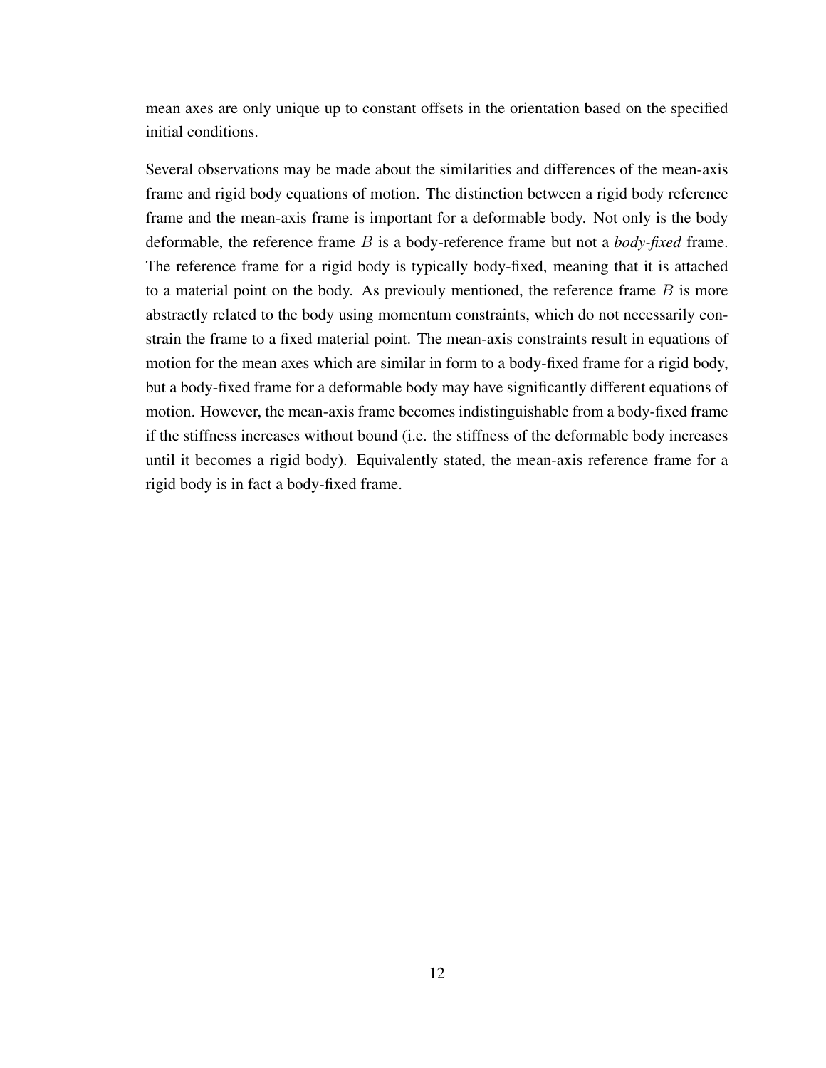mean axes are only unique up to constant offsets in the orientation based on the specified initial conditions.

Several observations may be made about the similarities and differences of the mean-axis frame and rigid body equations of motion. The distinction between a rigid body reference frame and the mean-axis frame is important for a deformable body. Not only is the body deformable, the reference frame $B$ is a body-reference frame but not a *body-fixed* frame. The reference frame for a rigid body is typically body-fixed, meaning that it is attached to a material point on the body. As previouly mentioned, the reference frame $B$ is more abstractly related to the body using momentum constraints, which do not necessarily constrain the frame to a fixed material point. The mean-axis constraints result in equations of motion for the mean axes which are similar in form to a body-fixed frame for a rigid body, but a body-fixed frame for a deformable body may have significantly different equations of motion. However, the mean-axis frame becomes indistinguishable from a body-fixed frame if the stiffness increases without bound (i.e. the stiffness of the deformable body increases until it becomes a rigid body). Equivalently stated, the mean-axis reference frame for a rigid body is in fact a body-fixed frame.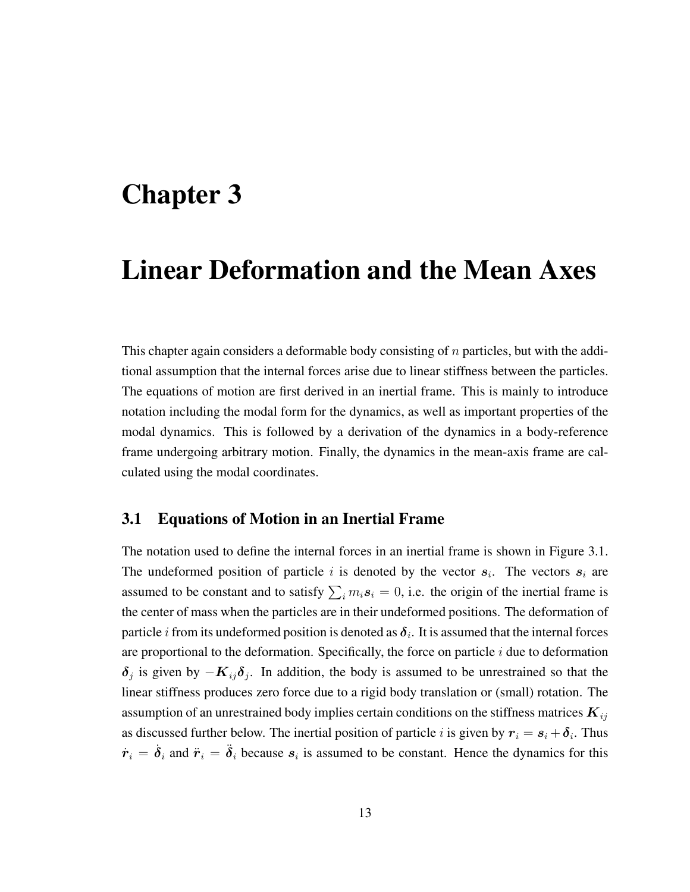# Chapter 3

# Linear Deformation and the Mean Axes

This chapter again considers a deformable body consisting of $n$ particles, but with the additional assumption that the internal forces arise due to linear stiffness between the particles. The equations of motion are first derived in an inertial frame. This is mainly to introduce notation including the modal form for the dynamics, as well as important properties of the modal dynamics. This is followed by a derivation of the dynamics in a body-reference frame undergoing arbitrary motion. Finally, the dynamics in the mean-axis frame are calculated using the modal coordinates.

## 3.1 Equations of Motion in an Inertial Frame

The notation used to define the internal forces in an inertial frame is shown in Figure 3.1. The undeformed position of particle $i$ is denoted by the vector $\boldsymbol{s}_i$. The vectors $\boldsymbol{s}_i$ are assumed to be constant and to satisfy $\sum_i m_i \boldsymbol{s}_i = 0$, i.e. the origin of the inertial frame is the center of mass when the particles are in their undeformed positions. The deformation of particle $i$ from its undeformed position is denoted as $\boldsymbol{\delta}_i$. It is assumed that the internal forces are proportional to the deformation. Specifically, the force on particle $i$ due to deformation $\boldsymbol{\delta}_j$ is given by $-\boldsymbol{K}_{ij}\boldsymbol{\delta}_j$. In addition, the body is assumed to be unrestrained so that the linear stiffness produces zero force due to a rigid body translation or (small) rotation. The assumption of an unrestrained body implies certain conditions on the stiffness matrices $\boldsymbol{K}_{ij}$ as discussed further below. The inertial position of particle $i$ is given by $\boldsymbol{r}_i = \boldsymbol{s}_i + \boldsymbol{\delta}_i$. Thus $\dot{\boldsymbol{r}}_i = \dot{\boldsymbol{\delta}}_i$ and $\ddot{\boldsymbol{r}}_i = \ddot{\boldsymbol{\delta}}_i$ because $\boldsymbol{s}_i$ is assumed to be constant. Hence the dynamics for this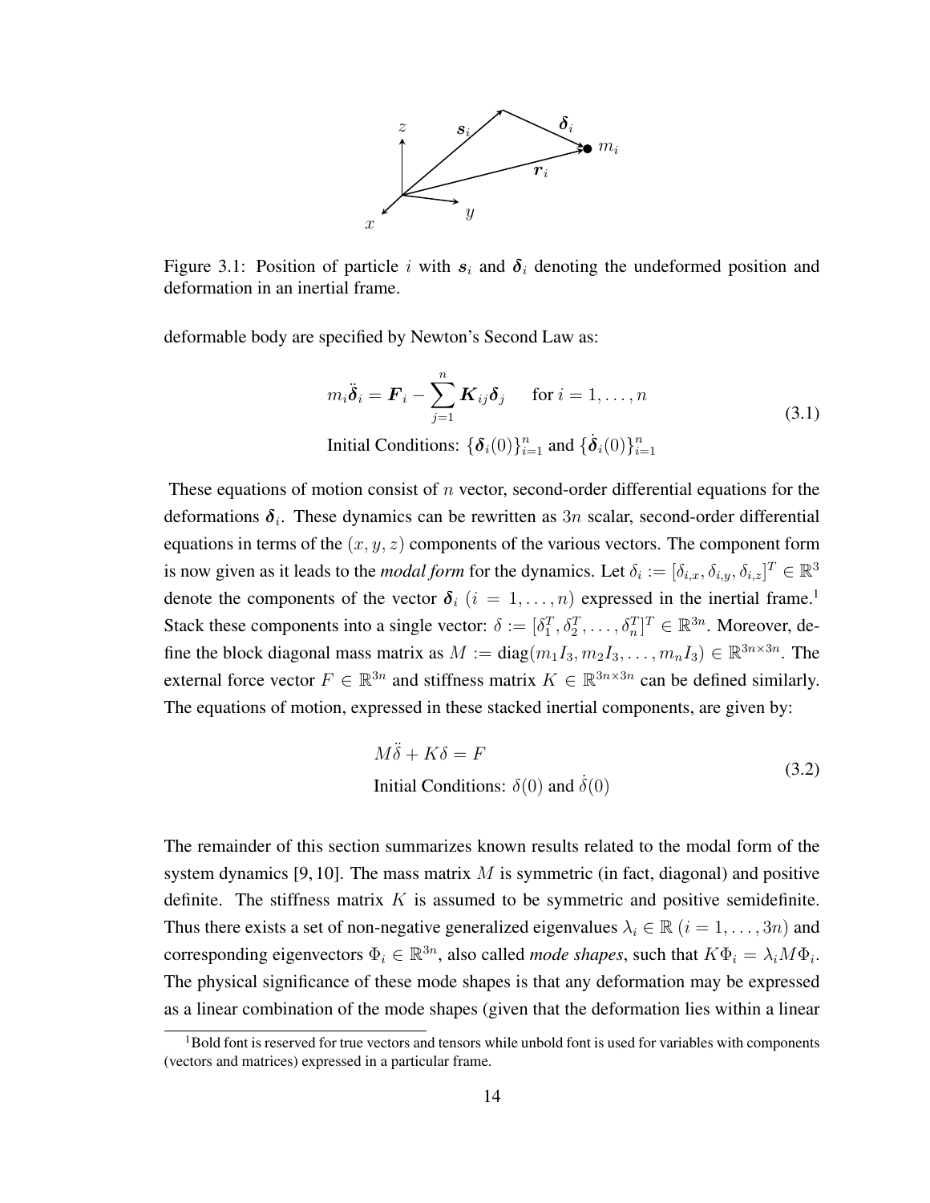Figure 3.1: Position of particle $i$ with $\boldsymbol{s}_i$ and $\boldsymbol{\delta}_i$ denoting the undeformed position and deformation in an inertial frame.

deformable body are specified by Newton's Second Law as:

$$
\begin{gathered}
m_i \ddot{\boldsymbol{\delta}}_i = \boldsymbol{F}_i - \sum_{j=1}^{n} \boldsymbol{K}_{ij} \boldsymbol{\delta}_j \qquad \text{for } i = 1, \ldots, n \\
\text{Initial Conditions: } \{\boldsymbol{\delta}_i(0)\}_{i=1}^{n} \text{ and } \{\dot{\boldsymbol{\delta}}_i(0)\}_{i=1}^{n}
\end{gathered}
\tag{3.1}
$$

These equations of motion consist of $n$ vector, second-order differential equations for the deformations $\boldsymbol{\delta}_i$. These dynamics can be rewritten as $3n$ scalar, second-order differential equations in terms of the $(x, y, z)$ components of the various vectors. The component form is now given as it leads to the *modal form* for the dynamics. Let $\delta_i := [\delta_{i,x}, \delta_{i,y}, \delta_{i,z}]^T \in \mathbb{R}^3$ denote the components of the vector $\boldsymbol{\delta}_i$ $(i = 1, \ldots, n)$ expressed in the inertial frame.[1] Stack these components into a single vector: $\delta := [\delta_1^T, \delta_2^T, \ldots, \delta_n^T]^T \in \mathbb{R}^{3n}$. Moreover, define the block diagonal mass matrix as $M := \text{diag}(m_1 I_3, m_2 I_3, \ldots, m_n I_3) \in \mathbb{R}^{3n \times 3n}$. The external force vector $F \in \mathbb{R}^{3n}$ and stiffness matrix $K \in \mathbb{R}^{3n \times 3n}$ can be defined similarly. The equations of motion, expressed in these stacked inertial components, are given by:

$$
\begin{gathered}
M\ddot{\delta} + K\delta = F \\
\text{Initial Conditions: } \delta(0) \text{ and } \dot{\delta}(0)
\end{gathered}
\tag{3.2}
$$

The remainder of this section summarizes known results related to the modal form of the system dynamics [9, 10]. The mass matrix $M$ is symmetric (in fact, diagonal) and positive definite. The stiffness matrix $K$ is assumed to be symmetric and positive semidefinite. Thus there exists a set of non-negative generalized eigenvalues $\lambda_i \in \mathbb{R}$ $(i = 1, \ldots, 3n)$ and corresponding eigenvectors $\Phi_i \in \mathbb{R}^{3n}$, also called *mode shapes*, such that $K\Phi_i = \lambda_i M \Phi_i$. The physical significance of these mode shapes is that any deformation may be expressed as a linear combination of the mode shapes (given that the deformation lies within a linear

[1] Bold font is reserved for true vectors and tensors while unbold font is used for variables with components (vectors and matrices) expressed in a particular frame.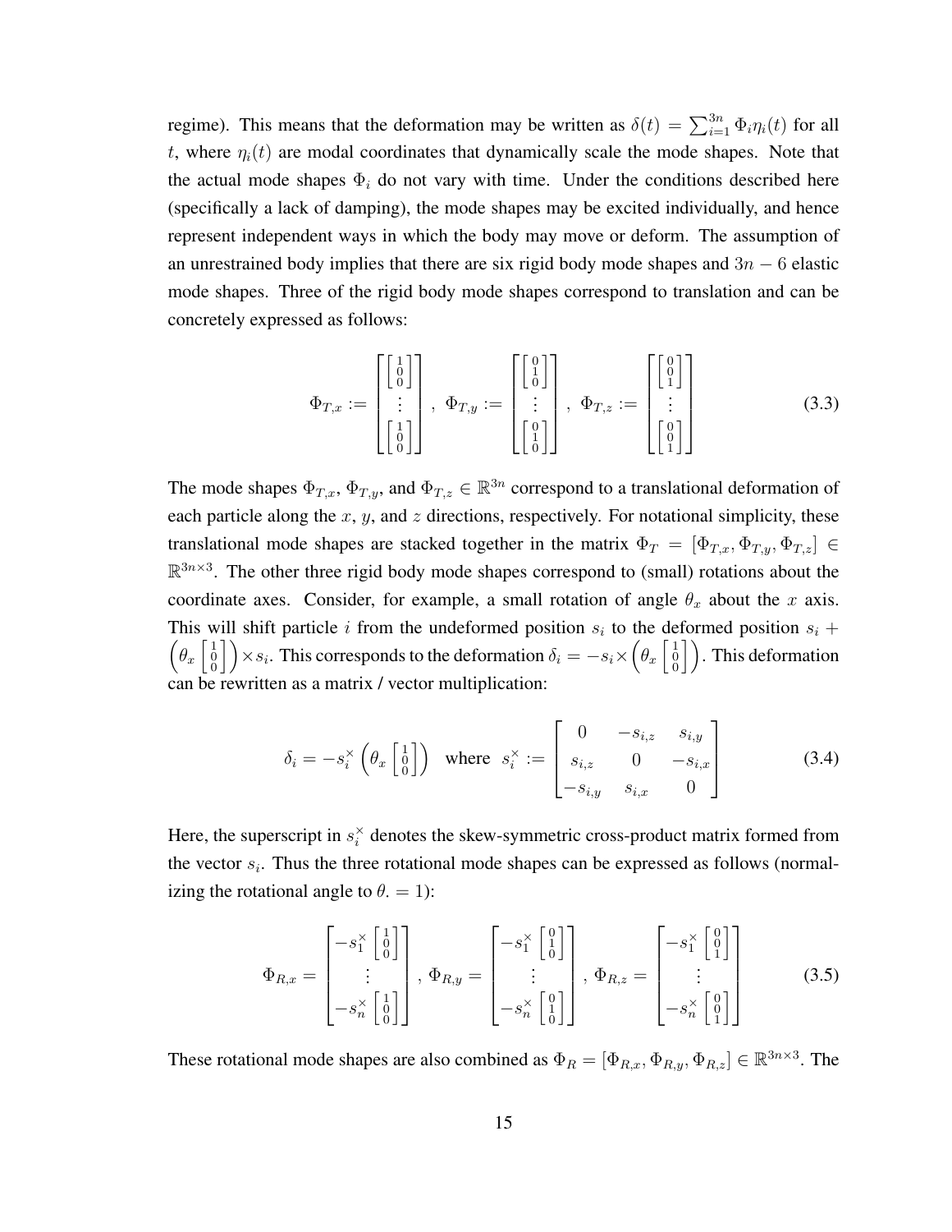regime). This means that the deformation may be written as $\delta(t) = \sum_{i=1}^{3n} \Phi_i \eta_i(t)$ for all $t$, where $\eta_i(t)$ are modal coordinates that dynamically scale the mode shapes. Note that the actual mode shapes $\Phi_i$ do not vary with time. Under the conditions described here (specifically a lack of damping), the mode shapes may be excited individually, and hence represent independent ways in which the body may move or deform. The assumption of an unrestrained body implies that there are six rigid body mode shapes and $3n-6$ elastic mode shapes. Three of the rigid body mode shapes correspond to translation and can be concretely expressed as follows:

$$\Phi_{T,x} := \begin{bmatrix} \left[\begin{smallmatrix} 1 \\ 0 \\ 0 \end{smallmatrix}\right] \\ \vdots \\ \left[\begin{smallmatrix} 1 \\ 0 \\ 0 \end{smallmatrix}\right] \end{bmatrix}, \; \Phi_{T,y} := \begin{bmatrix} \left[\begin{smallmatrix} 0 \\ 1 \\ 0 \end{smallmatrix}\right] \\ \vdots \\ \left[\begin{smallmatrix} 0 \\ 1 \\ 0 \end{smallmatrix}\right] \end{bmatrix}, \; \Phi_{T,z} := \begin{bmatrix} \left[\begin{smallmatrix} 0 \\ 0 \\ 1 \end{smallmatrix}\right] \\ \vdots \\ \left[\begin{smallmatrix} 0 \\ 0 \\ 1 \end{smallmatrix}\right] \end{bmatrix} \tag{3.3}$$

The mode shapes $\Phi_{T,x}$, $\Phi_{T,y}$, and $\Phi_{T,z} \in \mathbb{R}^{3n}$ correspond to a translational deformation of each particle along the $x$, $y$, and $z$ directions, respectively. For notational simplicity, these translational mode shapes are stacked together in the matrix $\Phi_T = [\Phi_{T,x}, \Phi_{T,y}, \Phi_{T,z}] \in \mathbb{R}^{3n \times 3}$. The other three rigid body mode shapes correspond to (small) rotations about the coordinate axes. Consider, for example, a small rotation of angle $\theta_x$ about the $x$ axis. This will shift particle $i$ from the undeformed position $s_i$ to the deformed position $s_i + \left(\theta_x \left[\begin{smallmatrix} 1 \\ 0 \\ 0 \end{smallmatrix}\right]\right) \times s_i$. This corresponds to the deformation $\delta_i = -s_i \times \left(\theta_x \left[\begin{smallmatrix} 1 \\ 0 \\ 0 \end{smallmatrix}\right]\right)$. This deformation can be rewritten as a matrix / vector multiplication:

$$\delta_i = -s_i^\times \left(\theta_x \left[\begin{smallmatrix} 1 \\ 0 \\ 0 \end{smallmatrix}\right]\right) \quad \text{where} \quad s_i^\times := \begin{bmatrix} 0 & -s_{i,z} & s_{i,y} \\ s_{i,z} & 0 & -s_{i,x} \\ -s_{i,y} & s_{i,x} & 0 \end{bmatrix} \tag{3.4}$$

Here, the superscript in $s_i^\times$ denotes the skew-symmetric cross-product matrix formed from the vector $s_i$. Thus the three rotational mode shapes can be expressed as follows (normalizing the rotational angle to $\theta_\cdot = 1$):

$$\Phi_{R,x} = \begin{bmatrix} -s_1^\times \left[\begin{smallmatrix} 1 \\ 0 \\ 0 \end{smallmatrix}\right] \\ \vdots \\ -s_n^\times \left[\begin{smallmatrix} 1 \\ 0 \\ 0 \end{smallmatrix}\right] \end{bmatrix}, \; \Phi_{R,y} = \begin{bmatrix} -s_1^\times \left[\begin{smallmatrix} 0 \\ 1 \\ 0 \end{smallmatrix}\right] \\ \vdots \\ -s_n^\times \left[\begin{smallmatrix} 0 \\ 1 \\ 0 \end{smallmatrix}\right] \end{bmatrix}, \; \Phi_{R,z} = \begin{bmatrix} -s_1^\times \left[\begin{smallmatrix} 0 \\ 0 \\ 1 \end{smallmatrix}\right] \\ \vdots \\ -s_n^\times \left[\begin{smallmatrix} 0 \\ 0 \\ 1 \end{smallmatrix}\right] \end{bmatrix} \tag{3.5}$$

These rotational mode shapes are also combined as $\Phi_R = [\Phi_{R,x}, \Phi_{R,y}, \Phi_{R,z}] \in \mathbb{R}^{3n \times 3}$. The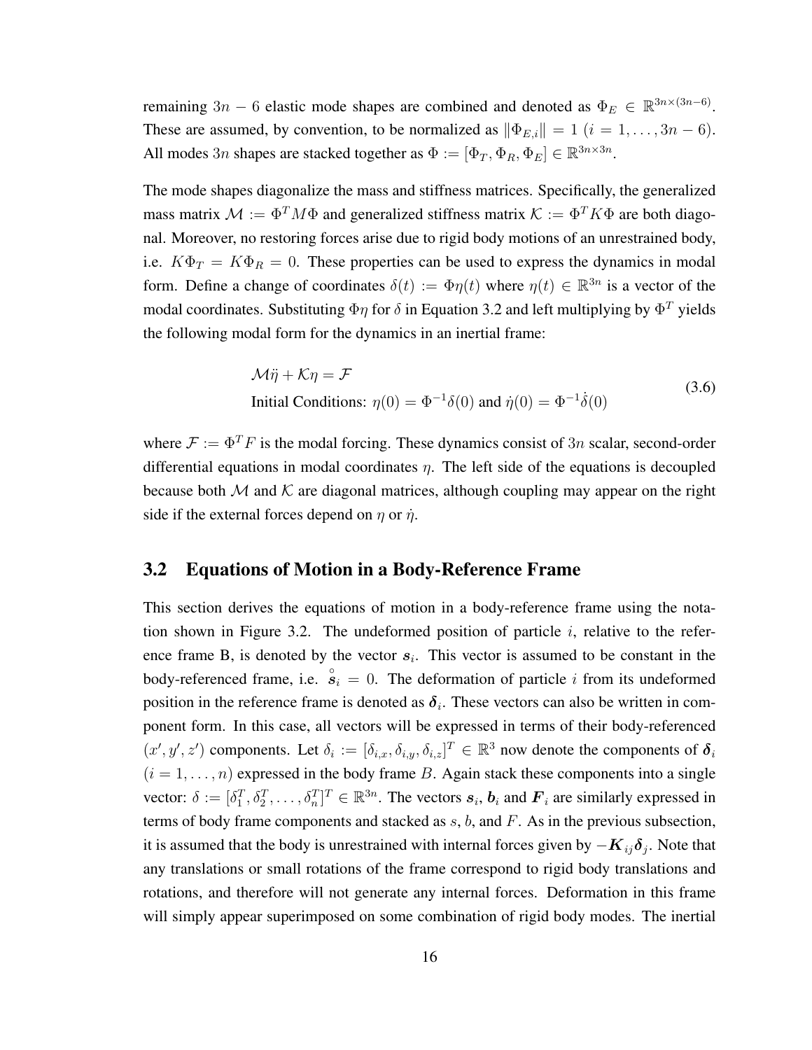remaining $3n - 6$ elastic mode shapes are combined and denoted as $\Phi_E \in \mathbb{R}^{3n \times (3n-6)}$. These are assumed, by convention, to be normalized as $\|\Phi_{E,i}\| = 1$ $(i = 1, \ldots, 3n - 6)$. All modes $3n$ shapes are stacked together as $\Phi := [\Phi_T, \Phi_R, \Phi_E] \in \mathbb{R}^{3n \times 3n}$.

The mode shapes diagonalize the mass and stiffness matrices. Specifically, the generalized mass matrix $\mathcal{M} := \Phi^T M \Phi$ and generalized stiffness matrix $\mathcal{K} := \Phi^T K \Phi$ are both diagonal. Moreover, no restoring forces arise due to rigid body motions of an unrestrained body, i.e. $K\Phi_T = K\Phi_R = 0$. These properties can be used to express the dynamics in modal form. Define a change of coordinates $\delta(t) := \Phi\eta(t)$ where $\eta(t) \in \mathbb{R}^{3n}$ is a vector of the modal coordinates. Substituting $\Phi\eta$ for $\delta$ in Equation 3.2 and left multiplying by $\Phi^T$ yields the following modal form for the dynamics in an inertial frame:

$$
\begin{aligned}
&\mathcal{M}\ddot{\eta} + \mathcal{K}\eta = \mathcal{F} \\
&\text{Initial Conditions: } \eta(0) = \Phi^{-1}\delta(0) \text{ and } \dot{\eta}(0) = \Phi^{-1}\dot{\delta}(0)
\end{aligned}
\tag{3.6}
$$

where $\mathcal{F} := \Phi^T F$ is the modal forcing. These dynamics consist of $3n$ scalar, second-order differential equations in modal coordinates $\eta$. The left side of the equations is decoupled because both $\mathcal{M}$ and $\mathcal{K}$ are diagonal matrices, although coupling may appear on the right side if the external forces depend on $\eta$ or $\dot{\eta}$.

## 3.2 Equations of Motion in a Body-Reference Frame

This section derives the equations of motion in a body-reference frame using the notation shown in Figure 3.2. The undeformed position of particle $i$, relative to the reference frame B, is denoted by the vector $\boldsymbol{s}_i$. This vector is assumed to be constant in the body-referenced frame, i.e. $\overset{\circ}{\boldsymbol{s}}_i = 0$. The deformation of particle $i$ from its undeformed position in the reference frame is denoted as $\boldsymbol{\delta}_i$. These vectors can also be written in component form. In this case, all vectors will be expressed in terms of their body-referenced $(x', y', z')$ components. Let $\delta_i := [\delta_{i,x}, \delta_{i,y}, \delta_{i,z}]^T \in \mathbb{R}^3$ now denote the components of $\boldsymbol{\delta}_i$ $(i = 1, \ldots, n)$ expressed in the body frame $B$. Again stack these components into a single vector: $\delta := [\delta_1^T, \delta_2^T, \ldots, \delta_n^T]^T \in \mathbb{R}^{3n}$. The vectors $\boldsymbol{s}_i$, $\boldsymbol{b}_i$ and $\boldsymbol{F}_i$ are similarly expressed in terms of body frame components and stacked as $s$, $b$, and $F$. As in the previous subsection, it is assumed that the body is unrestrained with internal forces given by $-\boldsymbol{K}_{ij}\boldsymbol{\delta}_j$. Note that any translations or small rotations of the frame correspond to rigid body translations and rotations, and therefore will not generate any internal forces. Deformation in this frame will simply appear superimposed on some combination of rigid body modes. The inertial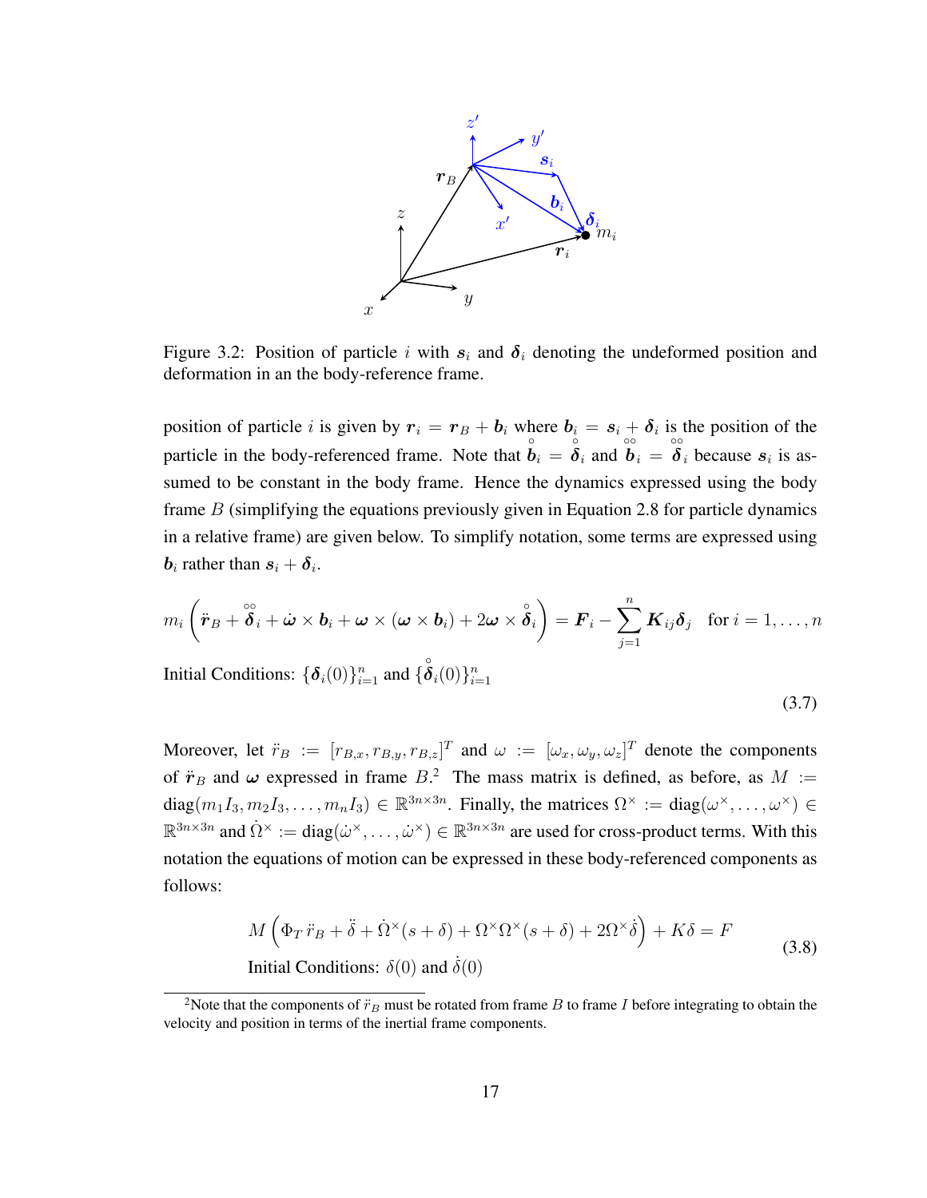Figure 3.2: Position of particle $i$ with $\boldsymbol{s}_i$ and $\boldsymbol{\delta}_i$ denoting the undeformed position and deformation in an the body-reference frame.

position of particle $i$ is given by $\boldsymbol{r}_i = \boldsymbol{r}_B + \boldsymbol{b}_i$ where $\boldsymbol{b}_i = \boldsymbol{s}_i + \boldsymbol{\delta}_i$ is the position of the particle in the body-referenced frame. Note that $\overset{\circ}{\boldsymbol{b}}_i = \overset{\circ}{\boldsymbol{\delta}}_i$ and $\overset{\circ\circ}{\boldsymbol{b}}_i = \overset{\circ\circ}{\boldsymbol{\delta}}_i$ because $\boldsymbol{s}_i$ is assumed to be constant in the body frame. Hence the dynamics expressed using the body frame $B$ (simplifying the equations previously given in Equation 2.8 for particle dynamics in a relative frame) are given below. To simplify notation, some terms are expressed using $\boldsymbol{b}_i$ rather than $\boldsymbol{s}_i + \boldsymbol{\delta}_i$.

$$
m_i \left( \ddot{\boldsymbol{r}}_B + \overset{\circ\circ}{\boldsymbol{\delta}}_i + \dot{\boldsymbol{\omega}} \times \boldsymbol{b}_i + \boldsymbol{\omega} \times (\boldsymbol{\omega} \times \boldsymbol{b}_i) + 2\boldsymbol{\omega} \times \overset{\circ}{\boldsymbol{\delta}}_i \right) = \boldsymbol{F}_i - \sum_{j=1}^{n} \boldsymbol{K}_{ij} \boldsymbol{\delta}_j \quad \text{for } i = 1, \ldots, n
$$

Initial Conditions: $\{\boldsymbol{\delta}_i(0)\}_{i=1}^n$ and $\{\overset{\circ}{\boldsymbol{\delta}}_i(0)\}_{i=1}^n$

(3.7)

Moreover, let $\ddot{r}_B := [r_{B,x}, r_{B,y}, r_{B,z}]^T$ and $\omega := [\omega_x, \omega_y, \omega_z]^T$ denote the components of $\ddot{\boldsymbol{r}}_B$ and $\boldsymbol{\omega}$ expressed in frame $B$.[2] The mass matrix is defined, as before, as $M := \text{diag}(m_1 I_3, m_2 I_3, \ldots, m_n I_3) \in \mathbb{R}^{3n \times 3n}$. Finally, the matrices $\Omega^\times := \text{diag}(\omega^\times, \ldots, \omega^\times) \in \mathbb{R}^{3n \times 3n}$ and $\dot{\Omega}^\times := \text{diag}(\dot{\omega}^\times, \ldots, \dot{\omega}^\times) \in \mathbb{R}^{3n \times 3n}$ are used for cross-product terms. With this notation the equations of motion can be expressed in these body-referenced components as follows:

$$
\begin{aligned}
& M \left( \Phi_T \, \ddot{r}_B + \ddot{\delta} + \dot{\Omega}^\times (s + \delta) + \Omega^\times \Omega^\times (s + \delta) + 2\Omega^\times \dot{\delta} \right) + K\delta = F \\
& \text{Initial Conditions: } \delta(0) \text{ and } \dot{\delta}(0)
\end{aligned}
\tag{3.8}
$$

[2] Note that the components of $\ddot{r}_B$ must be rotated from frame $B$ to frame $I$ before integrating to obtain the velocity and position in terms of the inertial frame components.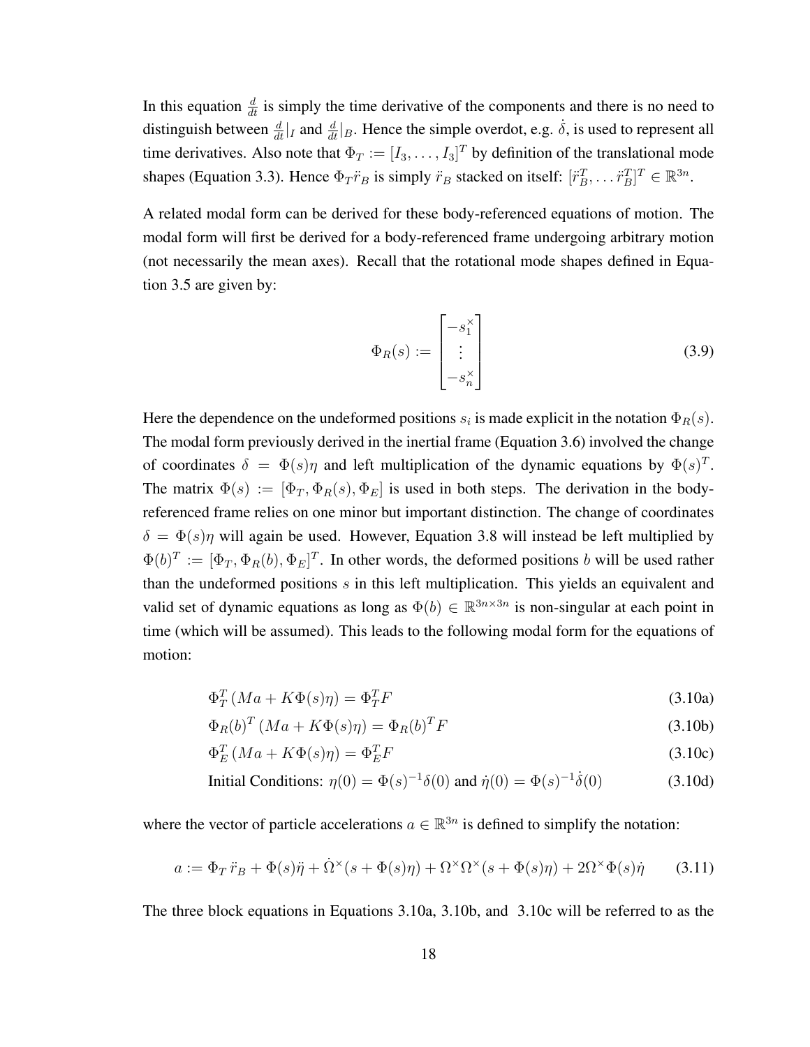In this equation $\frac{d}{dt}$ is simply the time derivative of the components and there is no need to distinguish between $\frac{d}{dt}|_I$ and $\frac{d}{dt}|_B$. Hence the simple overdot, e.g. $\dot{\delta}$, is used to represent all time derivatives. Also note that $\Phi_T := [I_3, \ldots, I_3]^T$ by definition of the translational mode shapes (Equation 3.3). Hence $\Phi_T \ddot{r}_B$ is simply $\ddot{r}_B$ stacked on itself: $[\ddot{r}_B^T, \ldots \ddot{r}_B^T]^T \in \mathbb{R}^{3n}$.

A related modal form can be derived for these body-referenced equations of motion. The modal form will first be derived for a body-referenced frame undergoing arbitrary motion (not necessarily the mean axes). Recall that the rotational mode shapes defined in Equation 3.5 are given by:

$$\Phi_R(s) := \begin{bmatrix} -s_1^\times \\ \vdots \\ -s_n^\times \end{bmatrix} \tag{3.9}$$

Here the dependence on the undeformed positions $s_i$ is made explicit in the notation $\Phi_R(s)$. The modal form previously derived in the inertial frame (Equation 3.6) involved the change of coordinates $\delta = \Phi(s)\eta$ and left multiplication of the dynamic equations by $\Phi(s)^T$. The matrix $\Phi(s) := [\Phi_T, \Phi_R(s), \Phi_E]$ is used in both steps. The derivation in the body-referenced frame relies on one minor but important distinction. The change of coordinates $\delta = \Phi(s)\eta$ will again be used. However, Equation 3.8 will instead be left multiplied by $\Phi(b)^T := [\Phi_T, \Phi_R(b), \Phi_E]^T$. In other words, the deformed positions $b$ will be used rather than the undeformed positions $s$ in this left multiplication. This yields an equivalent and valid set of dynamic equations as long as $\Phi(b) \in \mathbb{R}^{3n \times 3n}$ is non-singular at each point in time (which will be assumed). This leads to the following modal form for the equations of motion:

$$\Phi_T^T \left( Ma + K\Phi(s)\eta \right) = \Phi_T^T F \tag{3.10a}$$

$$\Phi_R(b)^T \left( Ma + K\Phi(s)\eta \right) = \Phi_R(b)^T F \tag{3.10b}$$

$$\Phi_E^T \left( Ma + K\Phi(s)\eta \right) = \Phi_E^T F \tag{3.10c}$$

$$\text{Initial Conditions: } \eta(0) = \Phi(s)^{-1}\delta(0) \text{ and } \dot{\eta}(0) = \Phi(s)^{-1}\dot{\delta}(0) \tag{3.10d}$$

where the vector of particle accelerations $a \in \mathbb{R}^{3n}$ is defined to simplify the notation:

$$a := \Phi_T \ddot{r}_B + \Phi(s)\ddot{\eta} + \dot{\Omega}^\times(s + \Phi(s)\eta) + \Omega^\times\Omega^\times(s + \Phi(s)\eta) + 2\Omega^\times\Phi(s)\dot{\eta} \tag{3.11}$$

The three block equations in Equations 3.10a, 3.10b, and 3.10c will be referred to as the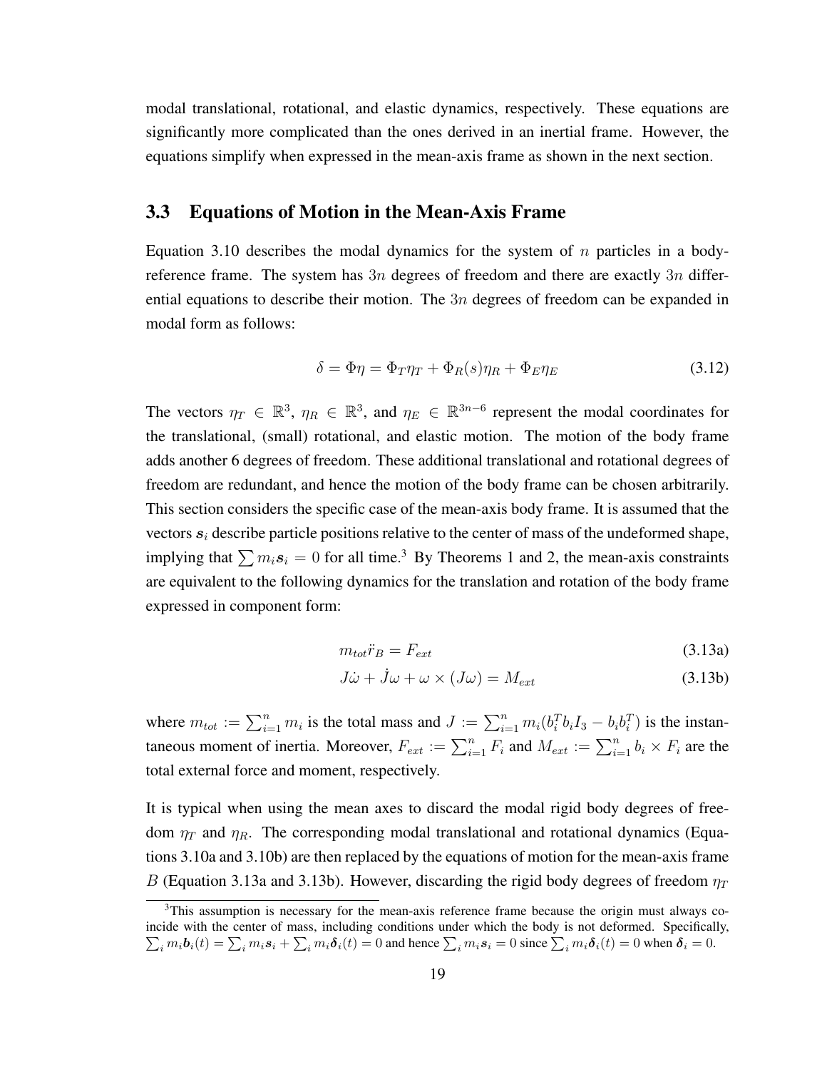modal translational, rotational, and elastic dynamics, respectively. These equations are significantly more complicated than the ones derived in an inertial frame. However, the equations simplify when expressed in the mean-axis frame as shown in the next section.

## 3.3 Equations of Motion in the Mean-Axis Frame

Equation 3.10 describes the modal dynamics for the system of $n$ particles in a body-reference frame. The system has $3n$ degrees of freedom and there are exactly $3n$ differential equations to describe their motion. The $3n$ degrees of freedom can be expanded in modal form as follows:

$$\delta = \Phi\eta = \Phi_T\eta_T + \Phi_R(s)\eta_R + \Phi_E\eta_E \tag{3.12}$$

The vectors $\eta_T \in \mathbb{R}^3$, $\eta_R \in \mathbb{R}^3$, and $\eta_E \in \mathbb{R}^{3n-6}$ represent the modal coordinates for the translational, (small) rotational, and elastic motion. The motion of the body frame adds another 6 degrees of freedom. These additional translational and rotational degrees of freedom are redundant, and hence the motion of the body frame can be chosen arbitrarily. This section considers the specific case of the mean-axis body frame. It is assumed that the vectors $\boldsymbol{s}_i$ describe particle positions relative to the center of mass of the undeformed shape, implying that $\sum m_i \boldsymbol{s}_i = 0$ for all time.[3] By Theorems 1 and 2, the mean-axis constraints are equivalent to the following dynamics for the translation and rotation of the body frame expressed in component form:

$$m_{tot}\ddot{r}_B = F_{ext} \tag{3.13a}$$

$$J\dot{\omega} + \dot{J}\omega + \omega \times (J\omega) = M_{ext} \tag{3.13b}$$

where $m_{tot} := \sum_{i=1}^{n} m_i$ is the total mass and $J := \sum_{i=1}^{n} m_i(b_i^T b_i I_3 - b_i b_i^T)$ is the instantaneous moment of inertia. Moreover, $F_{ext} := \sum_{i=1}^{n} F_i$ and $M_{ext} := \sum_{i=1}^{n} b_i \times F_i$ are the total external force and moment, respectively.

It is typical when using the mean axes to discard the modal rigid body degrees of freedom $\eta_T$ and $\eta_R$. The corresponding modal translational and rotational dynamics (Equations 3.10a and 3.10b) are then replaced by the equations of motion for the mean-axis frame $B$ (Equation 3.13a and 3.13b). However, discarding the rigid body degrees of freedom $\eta_T$

[3] This assumption is necessary for the mean-axis reference frame because the origin must always coincide with the center of mass, including conditions under which the body is not deformed. Specifically, $\sum_i m_i \boldsymbol{b}_i(t) = \sum_i m_i \boldsymbol{s}_i + \sum_i m_i \boldsymbol{\delta}_i(t) = 0$ and hence $\sum_i m_i \boldsymbol{s}_i = 0$ since $\sum_i m_i \boldsymbol{\delta}_i(t) = 0$ when $\boldsymbol{\delta}_i = 0$.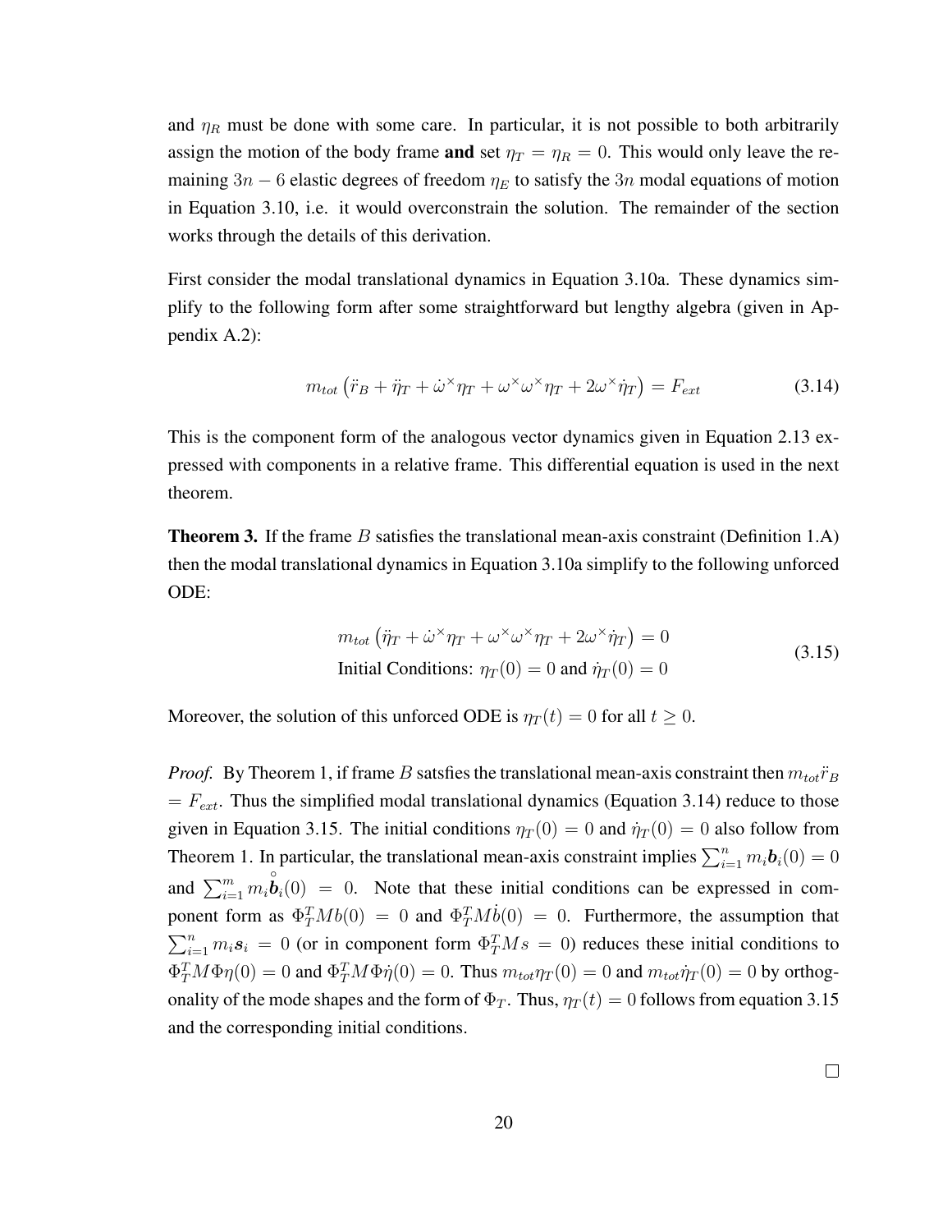and $\eta_R$ must be done with some care. In particular, it is not possible to both arbitrarily assign the motion of the body frame **and** set $\eta_T = \eta_R = 0$. This would only leave the remaining $3n - 6$ elastic degrees of freedom $\eta_E$ to satisfy the $3n$ modal equations of motion in Equation 3.10, i.e. it would overconstrain the solution. The remainder of the section works through the details of this derivation.

First consider the modal translational dynamics in Equation 3.10a. These dynamics simplify to the following form after some straightforward but lengthy algebra (given in Appendix A.2):

$$m_{tot}\left(\ddot{r}_B + \ddot{\eta}_T + \dot{\omega}^{\times}\eta_T + \omega^{\times}\omega^{\times}\eta_T + 2\omega^{\times}\dot{\eta}_T\right) = F_{ext} \tag{3.14}$$

This is the component form of the analogous vector dynamics given in Equation 2.13 expressed with components in a relative frame. This differential equation is used in the next theorem.

**Theorem 3.** If the frame $B$ satisfies the translational mean-axis constraint (Definition 1.A) then the modal translational dynamics in Equation 3.10a simplify to the following unforced ODE:

$$\begin{gathered} m_{tot}\left(\ddot{\eta}_T + \dot{\omega}^{\times}\eta_T + \omega^{\times}\omega^{\times}\eta_T + 2\omega^{\times}\dot{\eta}_T\right) = 0 \\ \text{Initial Conditions: } \eta_T(0) = 0 \text{ and } \dot{\eta}_T(0) = 0 \end{gathered} \tag{3.15}$$

Moreover, the solution of this unforced ODE is $\eta_T(t) = 0$ for all $t \geq 0$.

*Proof.* By Theorem 1, if frame $B$ satsfies the translational mean-axis constraint then $m_{tot}\ddot{r}_B = F_{ext}$. Thus the simplified modal translational dynamics (Equation 3.14) reduce to those given in Equation 3.15. The initial conditions $\eta_T(0) = 0$ and $\dot{\eta}_T(0) = 0$ also follow from Theorem 1. In particular, the translational mean-axis constraint implies $\sum_{i=1}^{n} m_i \boldsymbol{b}_i(0) = 0$ and $\sum_{i=1}^{m} m_i \overset{\circ}{\boldsymbol{b}}_i(0) = 0$. Note that these initial conditions can be expressed in component form as $\Phi_T^T M b(0) = 0$ and $\Phi_T^T M \dot{b}(0) = 0$. Furthermore, the assumption that $\sum_{i=1}^{n} m_i \boldsymbol{s}_i = 0$ (or in component form $\Phi_T^T M s = 0$) reduces these initial conditions to $\Phi_T^T M \Phi \eta(0) = 0$ and $\Phi_T^T M \Phi \dot{\eta}(0) = 0$. Thus $m_{tot}\eta_T(0) = 0$ and $m_{tot}\dot{\eta}_T(0) = 0$ by orthogonality of the mode shapes and the form of $\Phi_T$. Thus, $\eta_T(t) = 0$ follows from equation 3.15 and the corresponding initial conditions.

□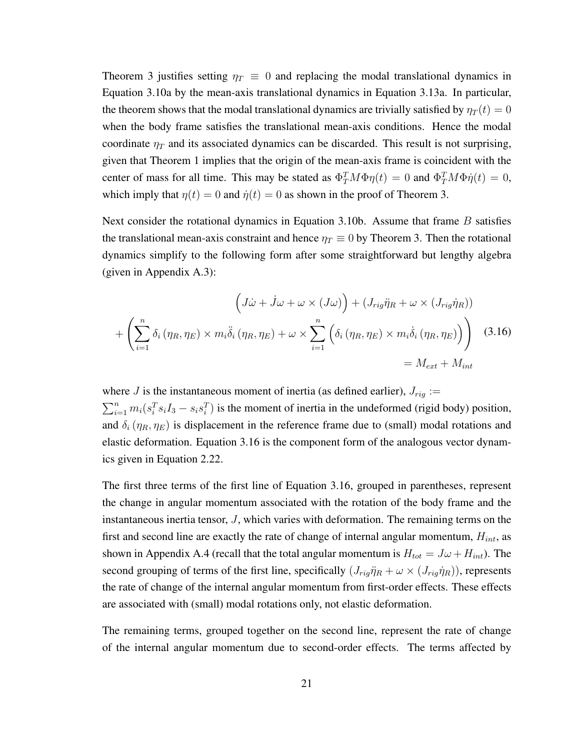Theorem 3 justifies setting $\eta_T \equiv 0$ and replacing the modal translational dynamics in Equation 3.10a by the mean-axis translational dynamics in Equation 3.13a. In particular, the theorem shows that the modal translational dynamics are trivially satisfied by $\eta_T(t) = 0$ when the body frame satisfies the translational mean-axis conditions. Hence the modal coordinate $\eta_T$ and its associated dynamics can be discarded. This result is not surprising, given that Theorem 1 implies that the origin of the mean-axis frame is coincident with the center of mass for all time. This may be stated as $\Phi_T^T M \Phi \eta(t) = 0$ and $\Phi_T^T M \Phi \dot{\eta}(t) = 0$, which imply that $\eta(t) = 0$ and $\dot{\eta}(t) = 0$ as shown in the proof of Theorem 3.

Next consider the rotational dynamics in Equation 3.10b. Assume that frame $B$ satisfies the translational mean-axis constraint and hence $\eta_T \equiv 0$ by Theorem 3. Then the rotational dynamics simplify to the following form after some straightforward but lengthy algebra (given in Appendix A.3):

$$
\begin{aligned}
&\left(J\dot{\omega} + \dot{J}\omega + \omega \times (J\omega)\right) + \left(J_{rig}\ddot{\eta}_R + \omega \times (J_{rig}\dot{\eta}_R)\right) \\
&+ \left(\sum_{i=1}^{n} \delta_i(\eta_R, \eta_E) \times m_i \ddot{\delta}_i(\eta_R, \eta_E) + \omega \times \sum_{i=1}^{n} \left(\delta_i(\eta_R, \eta_E) \times m_i \dot{\delta}_i(\eta_R, \eta_E)\right)\right) \\
&= M_{ext} + M_{int}
\end{aligned}
\tag{3.16}
$$

where $J$ is the instantaneous moment of inertia (as defined earlier), $J_{rig} := \sum_{i=1}^{n} m_i (s_i^T s_i I_3 - s_i s_i^T)$ is the moment of inertia in the undeformed (rigid body) position, and $\delta_i(\eta_R, \eta_E)$ is displacement in the reference frame due to (small) modal rotations and elastic deformation. Equation 3.16 is the component form of the analogous vector dynamics given in Equation 2.22.

The first three terms of the first line of Equation 3.16, grouped in parentheses, represent the change in angular momentum associated with the rotation of the body frame and the instantaneous inertia tensor, $J$, which varies with deformation. The remaining terms on the first and second line are exactly the rate of change of internal angular momentum, $H_{int}$, as shown in Appendix A.4 (recall that the total angular momentum is $H_{tot} = J\omega + H_{int}$). The second grouping of terms of the first line, specifically $(J_{rig}\ddot{\eta}_R + \omega \times (J_{rig}\dot{\eta}_R))$, represents the rate of change of the internal angular momentum from first-order effects. These effects are associated with (small) modal rotations only, not elastic deformation.

The remaining terms, grouped together on the second line, represent the rate of change of the internal angular momentum due to second-order effects. The terms affected by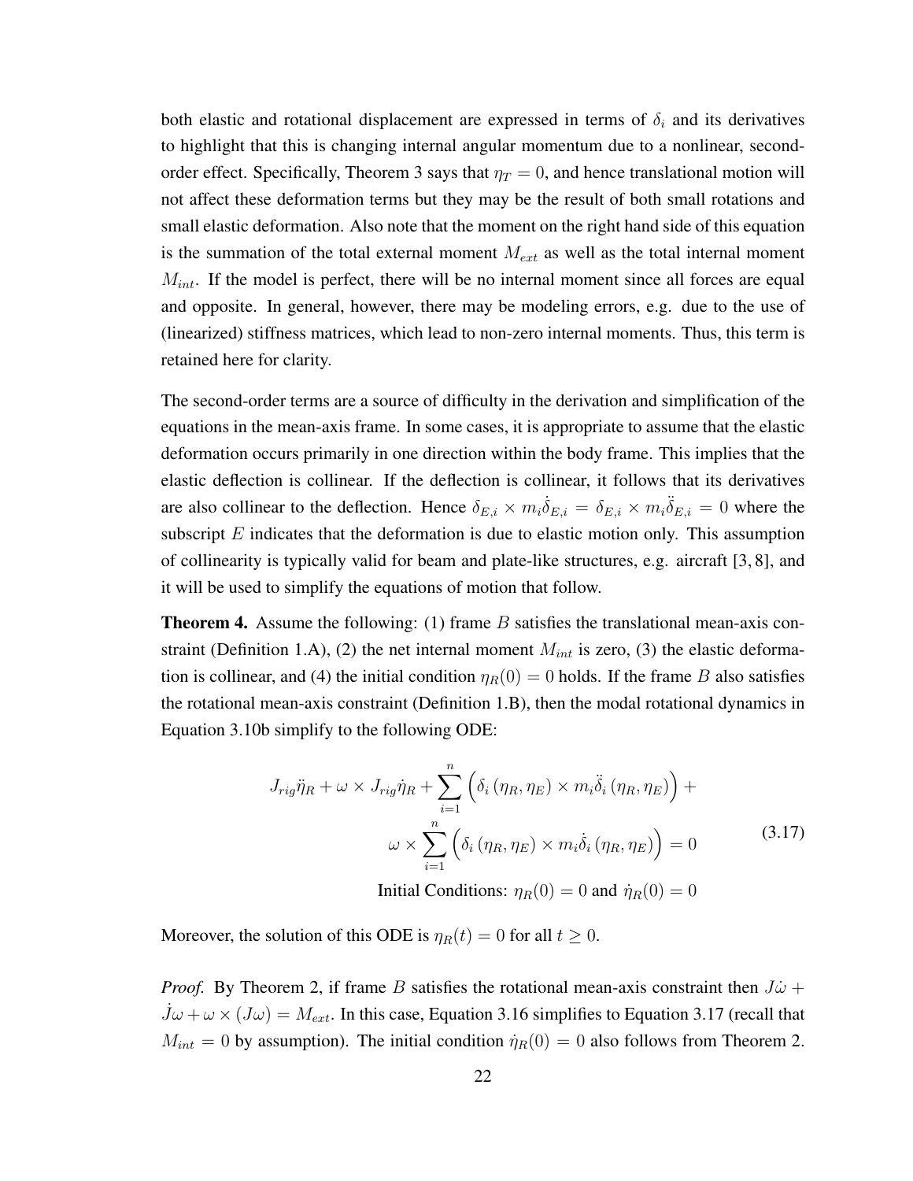both elastic and rotational displacement are expressed in terms of $\delta_i$ and its derivatives to highlight that this is changing internal angular momentum due to a nonlinear, second-order effect. Specifically, Theorem 3 says that $\eta_T = 0$, and hence translational motion will not affect these deformation terms but they may be the result of both small rotations and small elastic deformation. Also note that the moment on the right hand side of this equation is the summation of the total external moment $M_{ext}$ as well as the total internal moment $M_{int}$. If the model is perfect, there will be no internal moment since all forces are equal and opposite. In general, however, there may be modeling errors, e.g. due to the use of (linearized) stiffness matrices, which lead to non-zero internal moments. Thus, this term is retained here for clarity.

The second-order terms are a source of difficulty in the derivation and simplification of the equations in the mean-axis frame. In some cases, it is appropriate to assume that the elastic deformation occurs primarily in one direction within the body frame. This implies that the elastic deflection is collinear. If the deflection is collinear, it follows that its derivatives are also collinear to the deflection. Hence $\delta_{E,i} \times m_i \dot{\delta}_{E,i} = \delta_{E,i} \times m_i \ddot{\delta}_{E,i} = 0$ where the subscript $E$ indicates that the deformation is due to elastic motion only. This assumption of collinearity is typically valid for beam and plate-like structures, e.g. aircraft [3, 8], and it will be used to simplify the equations of motion that follow.

**Theorem 4.** Assume the following: (1) frame $B$ satisfies the translational mean-axis constraint (Definition 1.A), (2) the net internal moment $M_{int}$ is zero, (3) the elastic deformation is collinear, and (4) the initial condition $\eta_R(0) = 0$ holds. If the frame $B$ also satisfies the rotational mean-axis constraint (Definition 1.B), then the modal rotational dynamics in Equation 3.10b simplify to the following ODE:

$$
\begin{aligned}
J_{rig}\ddot{\eta}_R + \omega \times J_{rig}\dot{\eta}_R + \sum_{i=1}^{n} \Big( \delta_i\left(\eta_R, \eta_E\right) \times m_i \ddot{\delta}_i\left(\eta_R, \eta_E\right) \Big) + \\
\omega \times \sum_{i=1}^{n} \Big( \delta_i\left(\eta_R, \eta_E\right) \times m_i \dot{\delta}_i\left(\eta_R, \eta_E\right) \Big) = 0
\end{aligned}
\tag{3.17}
$$

$$
\text{Initial Conditions: } \eta_R(0) = 0 \text{ and } \dot{\eta}_R(0) = 0
$$

Moreover, the solution of this ODE is $\eta_R(t) = 0$ for all $t \geq 0$.

*Proof.* By Theorem 2, if frame $B$ satisfies the rotational mean-axis constraint then $J\dot{\omega} + \dot{J}\omega + \omega \times (J\omega) = M_{ext}$. In this case, Equation 3.16 simplifies to Equation 3.17 (recall that $M_{int} = 0$ by assumption). The initial condition $\dot{\eta}_R(0) = 0$ also follows from Theorem 2.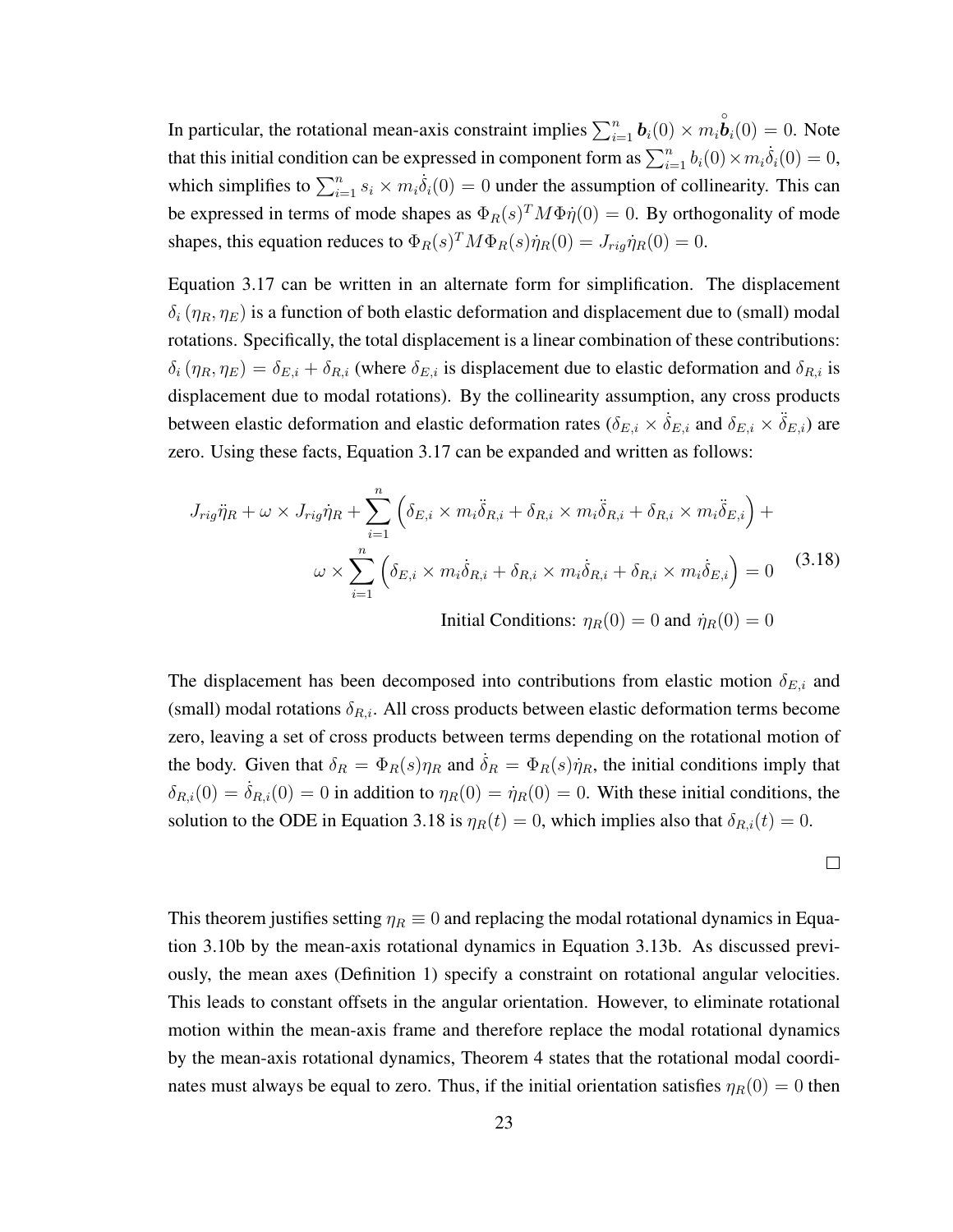In particular, the rotational mean-axis constraint implies $\sum_{i=1}^{n} \boldsymbol{b}_i(0) \times m_i \overset{\circ}{\boldsymbol{b}}_i(0) = 0$. Note that this initial condition can be expressed in component form as $\sum_{i=1}^{n} b_i(0) \times m_i \dot{\delta}_i(0) = 0$, which simplifies to $\sum_{i=1}^{n} s_i \times m_i \dot{\delta}_i(0) = 0$ under the assumption of collinearity. This can be expressed in terms of mode shapes as $\Phi_R(s)^T M \Phi \dot{\eta}(0) = 0$. By orthogonality of mode shapes, this equation reduces to $\Phi_R(s)^T M \Phi_R(s) \dot{\eta}_R(0) = J_{rig} \dot{\eta}_R(0) = 0$.

Equation 3.17 can be written in an alternate form for simplification. The displacement $\delta_i(\eta_R, \eta_E)$ is a function of both elastic deformation and displacement due to (small) modal rotations. Specifically, the total displacement is a linear combination of these contributions: $\delta_i(\eta_R, \eta_E) = \delta_{E,i} + \delta_{R,i}$ (where $\delta_{E,i}$ is displacement due to elastic deformation and $\delta_{R,i}$ is displacement due to modal rotations). By the collinearity assumption, any cross products between elastic deformation and elastic deformation rates ($\delta_{E,i} \times \dot{\delta}_{E,i}$ and $\delta_{E,i} \times \ddot{\delta}_{E,i}$) are zero. Using these facts, Equation 3.17 can be expanded and written as follows:

$$
\begin{aligned}
J_{rig}\ddot{\eta}_R + \omega \times J_{rig}\dot{\eta}_R + \sum_{i=1}^{n} \left( \delta_{E,i} \times m_i \ddot{\delta}_{R,i} + \delta_{R,i} \times m_i \ddot{\delta}_{R,i} + \delta_{R,i} \times m_i \ddot{\delta}_{E,i} \right) + \\
\omega \times \sum_{i=1}^{n} \left( \delta_{E,i} \times m_i \dot{\delta}_{R,i} + \delta_{R,i} \times m_i \dot{\delta}_{R,i} + \delta_{R,i} \times m_i \dot{\delta}_{E,i} \right) = 0 \\
\text{Initial Conditions: } \eta_R(0) = 0 \text{ and } \dot{\eta}_R(0) = 0
\end{aligned}
\tag{3.18}
$$

The displacement has been decomposed into contributions from elastic motion $\delta_{E,i}$ and (small) modal rotations $\delta_{R,i}$. All cross products between elastic deformation terms become zero, leaving a set of cross products between terms depending on the rotational motion of the body. Given that $\delta_R = \Phi_R(s)\eta_R$ and $\dot{\delta}_R = \Phi_R(s)\dot{\eta}_R$, the initial conditions imply that $\delta_{R,i}(0) = \dot{\delta}_{R,i}(0) = 0$ in addition to $\eta_R(0) = \dot{\eta}_R(0) = 0$. With these initial conditions, the solution to the ODE in Equation 3.18 is $\eta_R(t) = 0$, which implies also that $\delta_{R,i}(t) = 0$.

□

This theorem justifies setting $\eta_R \equiv 0$ and replacing the modal rotational dynamics in Equation 3.10b by the mean-axis rotational dynamics in Equation 3.13b. As discussed previously, the mean axes (Definition 1) specify a constraint on rotational angular velocities. This leads to constant offsets in the angular orientation. However, to eliminate rotational motion within the mean-axis frame and therefore replace the modal rotational dynamics by the mean-axis rotational dynamics, Theorem 4 states that the rotational modal coordinates must always be equal to zero. Thus, if the initial orientation satisfies $\eta_R(0) = 0$ then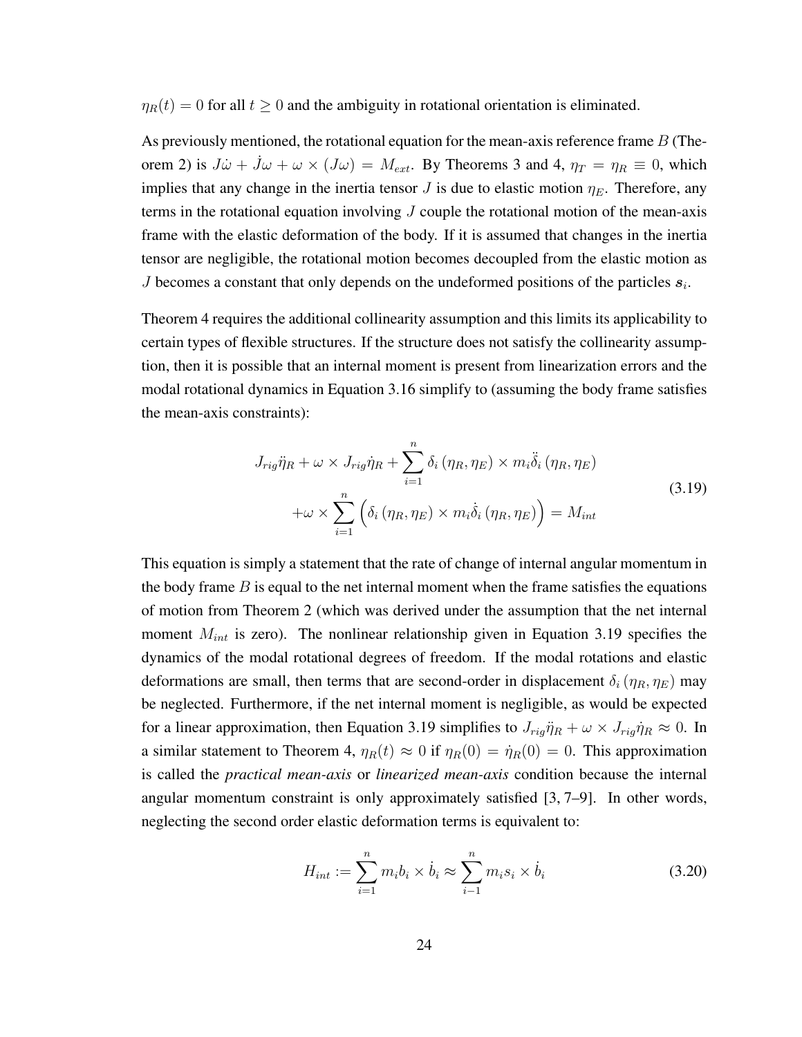$\eta_R(t) = 0$ for all $t \geq 0$ and the ambiguity in rotational orientation is eliminated.

As previously mentioned, the rotational equation for the mean-axis reference frame $B$ (Theorem 2) is $J\dot{\omega} + \dot{J}\omega + \omega \times (J\omega) = M_{ext}$. By Theorems 3 and 4, $\eta_T = \eta_R \equiv 0$, which implies that any change in the inertia tensor $J$ is due to elastic motion $\eta_E$. Therefore, any terms in the rotational equation involving $J$ couple the rotational motion of the mean-axis frame with the elastic deformation of the body. If it is assumed that changes in the inertia tensor are negligible, the rotational motion becomes decoupled from the elastic motion as $J$ becomes a constant that only depends on the undeformed positions of the particles $\boldsymbol{s}_i$.

Theorem 4 requires the additional collinearity assumption and this limits its applicability to certain types of flexible structures. If the structure does not satisfy the collinearity assumption, then it is possible that an internal moment is present from linearization errors and the modal rotational dynamics in Equation 3.16 simplify to (assuming the body frame satisfies the mean-axis constraints):

$$
\begin{aligned}
J_{rig}\ddot{\eta}_R + \omega \times J_{rig}\dot{\eta}_R + \sum_{i=1}^{n} \delta_i\left(\eta_R, \eta_E\right) \times m_i \ddot{\delta}_i\left(\eta_R, \eta_E\right) \\
+\omega \times \sum_{i=1}^{n} \left(\delta_i\left(\eta_R, \eta_E\right) \times m_i \dot{\delta}_i\left(\eta_R, \eta_E\right)\right) = M_{int}
\end{aligned}
\tag{3.19}
$$

This equation is simply a statement that the rate of change of internal angular momentum in the body frame $B$ is equal to the net internal moment when the frame satisfies the equations of motion from Theorem 2 (which was derived under the assumption that the net internal moment $M_{int}$ is zero). The nonlinear relationship given in Equation 3.19 specifies the dynamics of the modal rotational degrees of freedom. If the modal rotations and elastic deformations are small, then terms that are second-order in displacement $\delta_i\left(\eta_R, \eta_E\right)$ may be neglected. Furthermore, if the net internal moment is negligible, as would be expected for a linear approximation, then Equation 3.19 simplifies to $J_{rig}\ddot{\eta}_R + \omega \times J_{rig}\dot{\eta}_R \approx 0$. In a similar statement to Theorem 4, $\eta_R(t) \approx 0$ if $\eta_R(0) = \dot{\eta}_R(0) = 0$. This approximation is called the *practical mean-axis* or *linearized mean-axis* condition because the internal angular momentum constraint is only approximately satisfied [3, 7–9]. In other words, neglecting the second order elastic deformation terms is equivalent to:

$$
H_{int} := \sum_{i=1}^{n} m_i b_i \times \dot{b}_i \approx \sum_{i-1}^{n} m_i s_i \times \dot{b}_i
\tag{3.20}
$$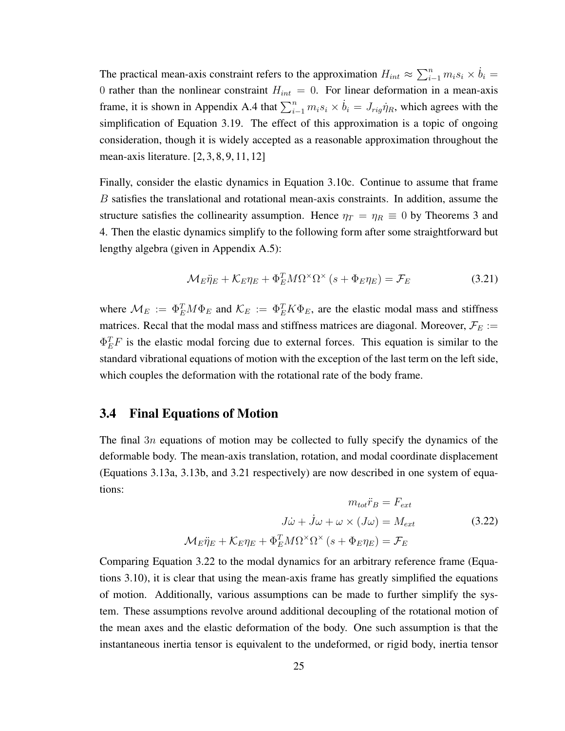The practical mean-axis constraint refers to the approximation $H_{int} \approx \sum_{i-1}^{n} m_i s_i \times \dot{b}_i = 0$ rather than the nonlinear constraint $H_{int} = 0$. For linear deformation in a mean-axis frame, it is shown in Appendix A.4 that $\sum_{i-1}^{n} m_i s_i \times \dot{b}_i = J_{rig}\dot{\eta}_R$, which agrees with the simplification of Equation 3.19. The effect of this approximation is a topic of ongoing consideration, though it is widely accepted as a reasonable approximation throughout the mean-axis literature. [2, 3, 8, 9, 11, 12]

Finally, consider the elastic dynamics in Equation 3.10c. Continue to assume that frame $B$ satisfies the translational and rotational mean-axis constraints. In addition, assume the structure satisfies the collinearity assumption. Hence $\eta_T = \eta_R \equiv 0$ by Theorems 3 and 4. Then the elastic dynamics simplify to the following form after some straightforward but lengthy algebra (given in Appendix A.5):

$$\mathcal{M}_E \ddot{\eta}_E + \mathcal{K}_E \eta_E + \Phi_E^T M \Omega^\times \Omega^\times \left(s + \Phi_E \eta_E\right) = \mathcal{F}_E \tag{3.21}$$

where $\mathcal{M}_E := \Phi_E^T M \Phi_E$ and $\mathcal{K}_E := \Phi_E^T K \Phi_E$, are the elastic modal mass and stiffness matrices. Recal that the modal mass and stiffness matrices are diagonal. Moreover, $\mathcal{F}_E := \Phi_E^T F$ is the elastic modal forcing due to external forces. This equation is similar to the standard vibrational equations of motion with the exception of the last term on the left side, which couples the deformation with the rotational rate of the body frame.

## 3.4 Final Equations of Motion

The final $3n$ equations of motion may be collected to fully specify the dynamics of the deformable body. The mean-axis translation, rotation, and modal coordinate displacement (Equations 3.13a, 3.13b, and 3.21 respectively) are now described in one system of equations:

$$\begin{aligned} m_{tot}\ddot{r}_B &= F_{ext} \\ J\dot{\omega} + \dot{J}\omega + \omega \times (J\omega) &= M_{ext} \\ \mathcal{M}_E \ddot{\eta}_E + \mathcal{K}_E \eta_E + \Phi_E^T M \Omega^\times \Omega^\times \left(s + \Phi_E \eta_E\right) &= \mathcal{F}_E \end{aligned} \tag{3.22}$$

Comparing Equation 3.22 to the modal dynamics for an arbitrary reference frame (Equations 3.10), it is clear that using the mean-axis frame has greatly simplified the equations of motion. Additionally, various assumptions can be made to further simplify the system. These assumptions revolve around additional decoupling of the rotational motion of the mean axes and the elastic deformation of the body. One such assumption is that the instantaneous inertia tensor is equivalent to the undeformed, or rigid body, inertia tensor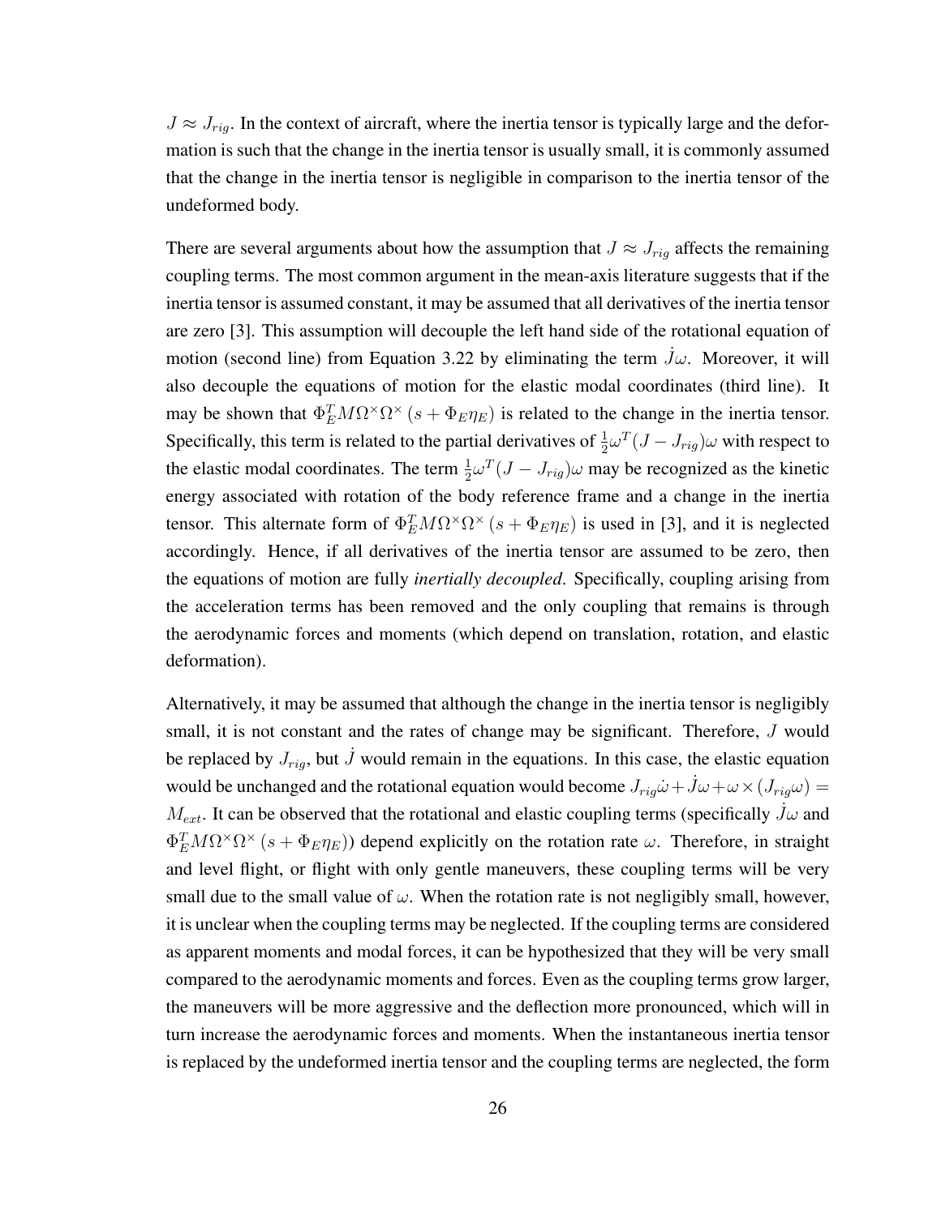$J \approx J_{rig}$. In the context of aircraft, where the inertia tensor is typically large and the deformation is such that the change in the inertia tensor is usually small, it is commonly assumed that the change in the inertia tensor is negligible in comparison to the inertia tensor of the undeformed body.

There are several arguments about how the assumption that $J \approx J_{rig}$ affects the remaining coupling terms. The most common argument in the mean-axis literature suggests that if the inertia tensor is assumed constant, it may be assumed that all derivatives of the inertia tensor are zero [3]. This assumption will decouple the left hand side of the rotational equation of motion (second line) from Equation 3.22 by eliminating the term $\dot{J}\omega$. Moreover, it will also decouple the equations of motion for the elastic modal coordinates (third line). It may be shown that $\Phi_E^T M \Omega^\times \Omega^\times (s + \Phi_E \eta_E)$ is related to the change in the inertia tensor. Specifically, this term is related to the partial derivatives of $\frac{1}{2}\omega^T (J - J_{rig})\omega$ with respect to the elastic modal coordinates. The term $\frac{1}{2}\omega^T (J - J_{rig})\omega$ may be recognized as the kinetic energy associated with rotation of the body reference frame and a change in the inertia tensor. This alternate form of $\Phi_E^T M \Omega^\times \Omega^\times (s + \Phi_E \eta_E)$ is used in [3], and it is neglected accordingly. Hence, if all derivatives of the inertia tensor are assumed to be zero, then the equations of motion are fully *inertially decoupled*. Specifically, coupling arising from the acceleration terms has been removed and the only coupling that remains is through the aerodynamic forces and moments (which depend on translation, rotation, and elastic deformation).

Alternatively, it may be assumed that although the change in the inertia tensor is negligibly small, it is not constant and the rates of change may be significant. Therefore, $J$ would be replaced by $J_{rig}$, but $\dot{J}$ would remain in the equations. In this case, the elastic equation would be unchanged and the rotational equation would become $J_{rig}\dot{\omega} + \dot{J}\omega + \omega \times (J_{rig}\omega) = M_{ext}$. It can be observed that the rotational and elastic coupling terms (specifically $\dot{J}\omega$ and $\Phi_E^T M \Omega^\times \Omega^\times (s + \Phi_E \eta_E)$) depend explicitly on the rotation rate $\omega$. Therefore, in straight and level flight, or flight with only gentle maneuvers, these coupling terms will be very small due to the small value of $\omega$. When the rotation rate is not negligibly small, however, it is unclear when the coupling terms may be neglected. If the coupling terms are considered as apparent moments and modal forces, it can be hypothesized that they will be very small compared to the aerodynamic moments and forces. Even as the coupling terms grow larger, the maneuvers will be more aggressive and the deflection more pronounced, which will in turn increase the aerodynamic forces and moments. When the instantaneous inertia tensor is replaced by the undeformed inertia tensor and the coupling terms are neglected, the form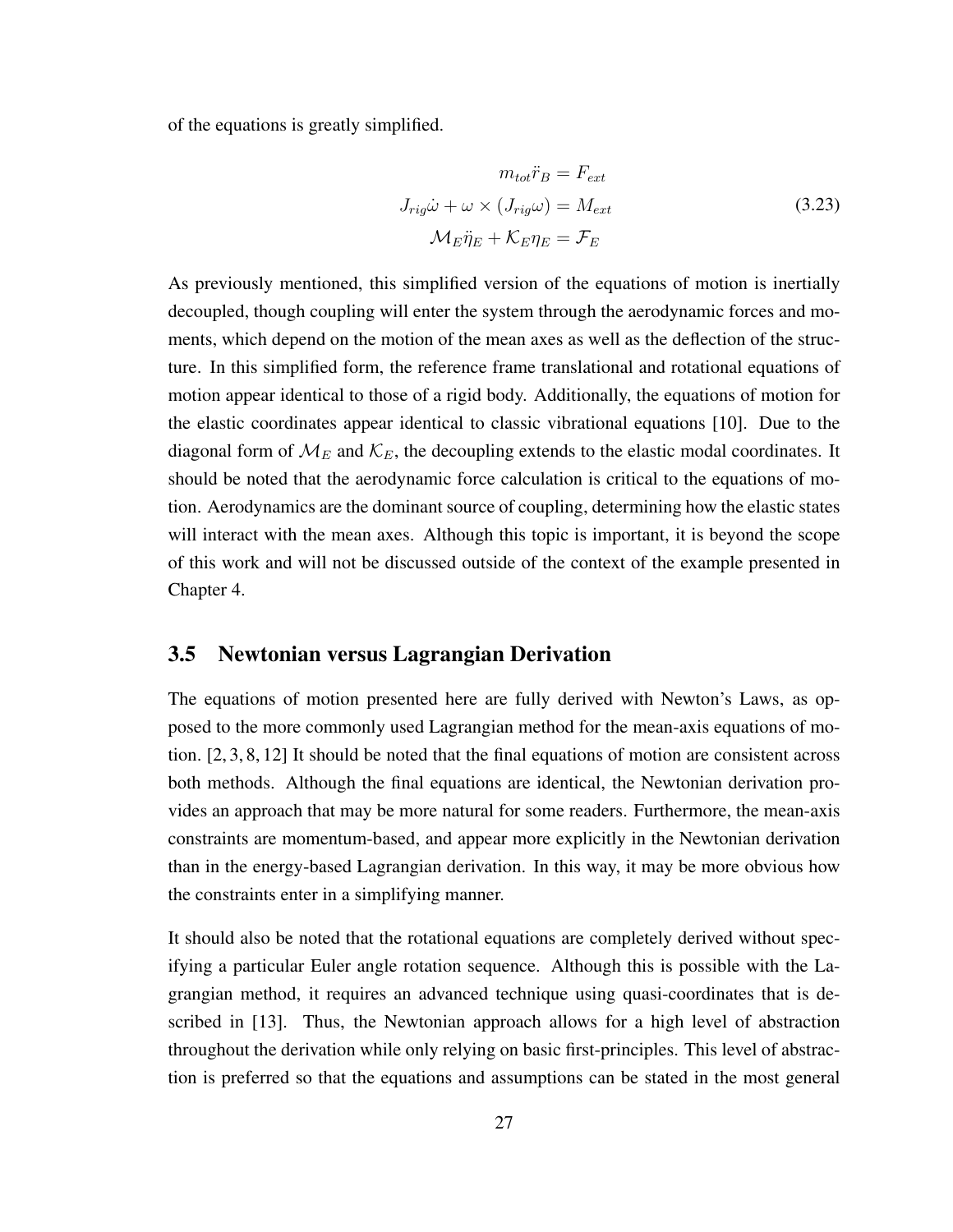of the equations is greatly simplified.

$$
\begin{aligned}
m_{tot}\ddot{r}_B &= F_{ext} \\
J_{rig}\dot{\omega} + \omega \times (J_{rig}\omega) &= M_{ext} \\
\mathcal{M}_E\ddot{\eta}_E + \mathcal{K}_E\eta_E &= \mathcal{F}_E
\end{aligned}
\tag{3.23}
$$

As previously mentioned, this simplified version of the equations of motion is inertially decoupled, though coupling will enter the system through the aerodynamic forces and moments, which depend on the motion of the mean axes as well as the deflection of the structure. In this simplified form, the reference frame translational and rotational equations of motion appear identical to those of a rigid body. Additionally, the equations of motion for the elastic coordinates appear identical to classic vibrational equations [10]. Due to the diagonal form of $\mathcal{M}_E$ and $\mathcal{K}_E$, the decoupling extends to the elastic modal coordinates. It should be noted that the aerodynamic force calculation is critical to the equations of motion. Aerodynamics are the dominant source of coupling, determining how the elastic states will interact with the mean axes. Although this topic is important, it is beyond the scope of this work and will not be discussed outside of the context of the example presented in Chapter 4.

## 3.5 Newtonian versus Lagrangian Derivation

The equations of motion presented here are fully derived with Newton's Laws, as opposed to the more commonly used Lagrangian method for the mean-axis equations of motion. [2, 3, 8, 12] It should be noted that the final equations of motion are consistent across both methods. Although the final equations are identical, the Newtonian derivation provides an approach that may be more natural for some readers. Furthermore, the mean-axis constraints are momentum-based, and appear more explicitly in the Newtonian derivation than in the energy-based Lagrangian derivation. In this way, it may be more obvious how the constraints enter in a simplifying manner.

It should also be noted that the rotational equations are completely derived without specifying a particular Euler angle rotation sequence. Although this is possible with the Lagrangian method, it requires an advanced technique using quasi-coordinates that is described in [13]. Thus, the Newtonian approach allows for a high level of abstraction throughout the derivation while only relying on basic first-principles. This level of abstraction is preferred so that the equations and assumptions can be stated in the most general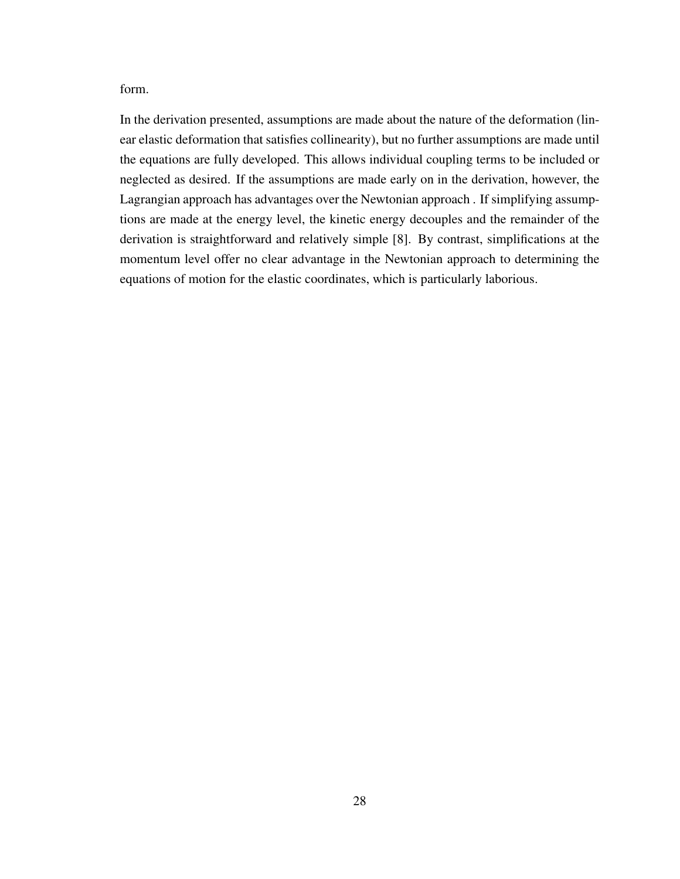form.

In the derivation presented, assumptions are made about the nature of the deformation (linear elastic deformation that satisfies collinearity), but no further assumptions are made until the equations are fully developed. This allows individual coupling terms to be included or neglected as desired. If the assumptions are made early on in the derivation, however, the Lagrangian approach has advantages over the Newtonian approach . If simplifying assumptions are made at the energy level, the kinetic energy decouples and the remainder of the derivation is straightforward and relatively simple [8]. By contrast, simplifications at the momentum level offer no clear advantage in the Newtonian approach to determining the equations of motion for the elastic coordinates, which is particularly laborious.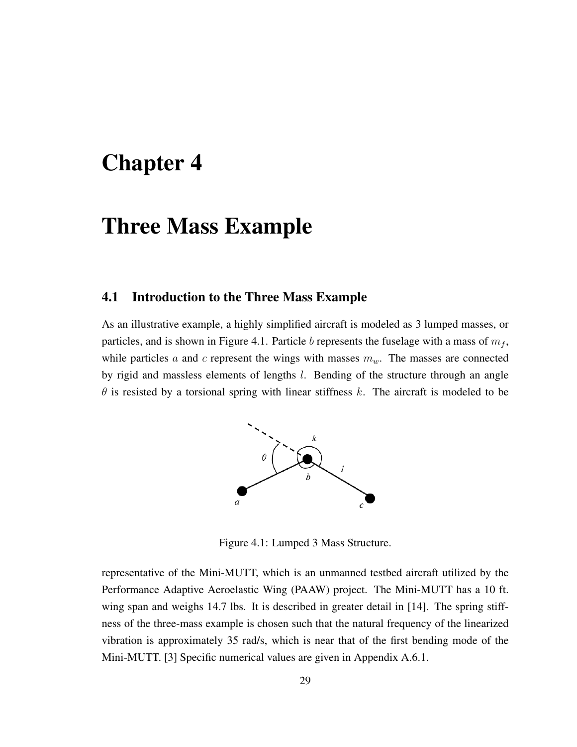# Chapter 4

# Three Mass Example

## 4.1 Introduction to the Three Mass Example

As an illustrative example, a highly simplified aircraft is modeled as 3 lumped masses, or particles, and is shown in Figure 4.1. Particle $b$ represents the fuselage with a mass of $m_f$, while particles $a$ and $c$ represent the wings with masses $m_w$. The masses are connected by rigid and massless elements of lengths $l$. Bending of the structure through an angle $\theta$ is resisted by a torsional spring with linear stiffness $k$. The aircraft is modeled to be

Figure 4.1: Lumped 3 Mass Structure.

representative of the Mini-MUTT, which is an unmanned testbed aircraft utilized by the Performance Adaptive Aeroelastic Wing (PAAW) project. The Mini-MUTT has a 10 ft. wing span and weighs 14.7 lbs. It is described in greater detail in [14]. The spring stiffness of the three-mass example is chosen such that the natural frequency of the linearized vibration is approximately 35 rad/s, which is near that of the first bending mode of the Mini-MUTT. [3] Specific numerical values are given in Appendix A.6.1.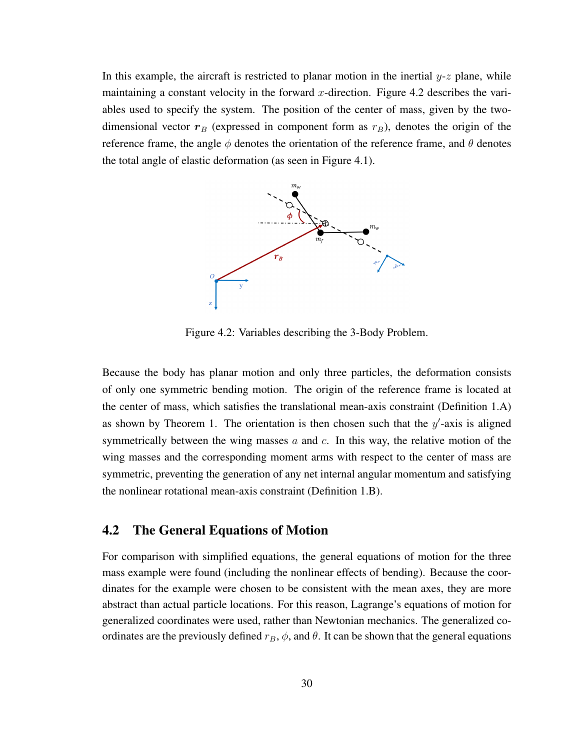In this example, the aircraft is restricted to planar motion in the inertial $y$-$z$ plane, while maintaining a constant velocity in the forward $x$-direction. Figure 4.2 describes the variables used to specify the system. The position of the center of mass, given by the two-dimensional vector $\boldsymbol{r}_B$ (expressed in component form as $r_B$), denotes the origin of the reference frame, the angle $\phi$ denotes the orientation of the reference frame, and $\theta$ denotes the total angle of elastic deformation (as seen in Figure 4.1).

Figure 4.2: Variables describing the 3-Body Problem.

Because the body has planar motion and only three particles, the deformation consists of only one symmetric bending motion. The origin of the reference frame is located at the center of mass, which satisfies the translational mean-axis constraint (Definition 1.A) as shown by Theorem 1. The orientation is then chosen such that the $y'$-axis is aligned symmetrically between the wing masses $a$ and $c$. In this way, the relative motion of the wing masses and the corresponding moment arms with respect to the center of mass are symmetric, preventing the generation of any net internal angular momentum and satisfying the nonlinear rotational mean-axis constraint (Definition 1.B).

## 4.2 The General Equations of Motion

For comparison with simplified equations, the general equations of motion for the three mass example were found (including the nonlinear effects of bending). Because the coordinates for the example were chosen to be consistent with the mean axes, they are more abstract than actual particle locations. For this reason, Lagrange's equations of motion for generalized coordinates were used, rather than Newtonian mechanics. The generalized coordinates are the previously defined $r_B$, $\phi$, and $\theta$. It can be shown that the general equations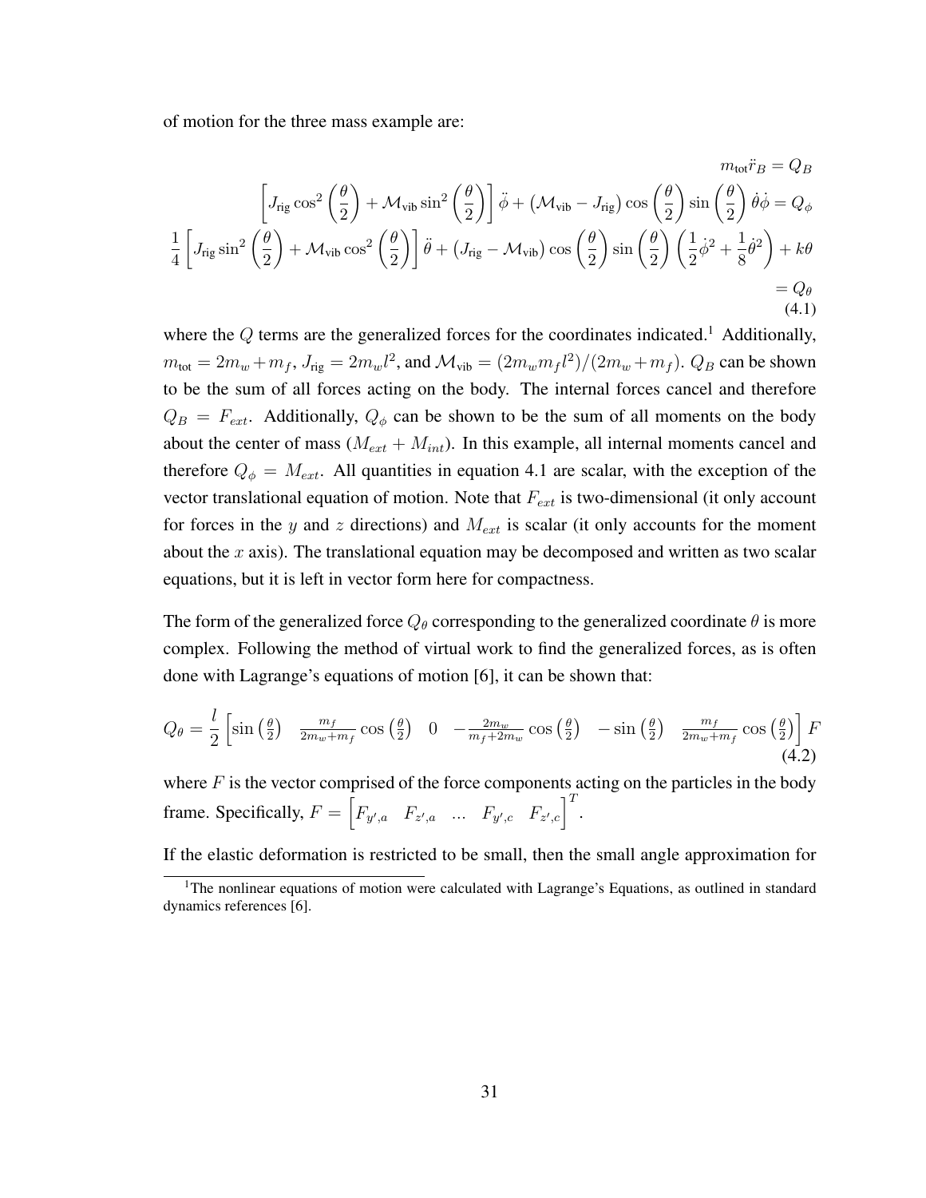of motion for the three mass example are:

$$
\begin{aligned}
m_{\text{tot}}\ddot{r}_B &= Q_B \\
\left[J_{\text{rig}}\cos^2\left(\frac{\theta}{2}\right) + \mathcal{M}_{\text{vib}}\sin^2\left(\frac{\theta}{2}\right)\right]\ddot{\phi} + \left(\mathcal{M}_{\text{vib}} - J_{\text{rig}}\right)\cos\left(\frac{\theta}{2}\right)\sin\left(\frac{\theta}{2}\right)\dot{\theta}\dot{\phi} &= Q_\phi \\
\frac{1}{4}\left[J_{\text{rig}}\sin^2\left(\frac{\theta}{2}\right) + \mathcal{M}_{\text{vib}}\cos^2\left(\frac{\theta}{2}\right)\right]\ddot{\theta} + \left(J_{\text{rig}} - \mathcal{M}_{\text{vib}}\right)\cos\left(\frac{\theta}{2}\right)\sin\left(\frac{\theta}{2}\right)\left(\frac{1}{2}\dot{\phi}^2 + \frac{1}{8}\dot{\theta}^2\right) + k\theta & \\
&= Q_\theta
\end{aligned}
\tag{4.1}
$$

where the $Q$ terms are the generalized forces for the coordinates indicated.[1] Additionally, $m_{\text{tot}} = 2m_w + m_f$, $J_{\text{rig}} = 2m_w l^2$, and $\mathcal{M}_{\text{vib}} = (2m_w m_f l^2)/(2m_w + m_f)$. $Q_B$ can be shown to be the sum of all forces acting on the body. The internal forces cancel and therefore $Q_B = F_{ext}$. Additionally, $Q_\phi$ can be shown to be the sum of all moments on the body about the center of mass ($M_{ext} + M_{int}$). In this example, all internal moments cancel and therefore $Q_\phi = M_{ext}$. All quantities in equation 4.1 are scalar, with the exception of the vector translational equation of motion. Note that $F_{ext}$ is two-dimensional (it only account for forces in the $y$ and $z$ directions) and $M_{ext}$ is scalar (it only accounts for the moment about the $x$ axis). The translational equation may be decomposed and written as two scalar equations, but it is left in vector form here for compactness.

The form of the generalized force $Q_\theta$ corresponding to the generalized coordinate $\theta$ is more complex. Following the method of virtual work to find the generalized forces, as is often done with Lagrange's equations of motion [6], it can be shown that:

$$
Q_\theta = \frac{l}{2}\begin{bmatrix}\sin\left(\frac{\theta}{2}\right) & \frac{m_f}{2m_w+m_f}\cos\left(\frac{\theta}{2}\right) & 0 & -\frac{2m_w}{m_f+2m_w}\cos\left(\frac{\theta}{2}\right) & -\sin\left(\frac{\theta}{2}\right) & \frac{m_f}{2m_w+m_f}\cos\left(\frac{\theta}{2}\right)\end{bmatrix} F
\tag{4.2}
$$

where $F$ is the vector comprised of the force components acting on the particles in the body frame. Specifically, $F = \begin{bmatrix}F_{y',a} & F_{z',a} & \dots & F_{y',c} & F_{z',c}\end{bmatrix}^T$.

If the elastic deformation is restricted to be small, then the small angle approximation for

[1] The nonlinear equations of motion were calculated with Lagrange's Equations, as outlined in standard dynamics references [6].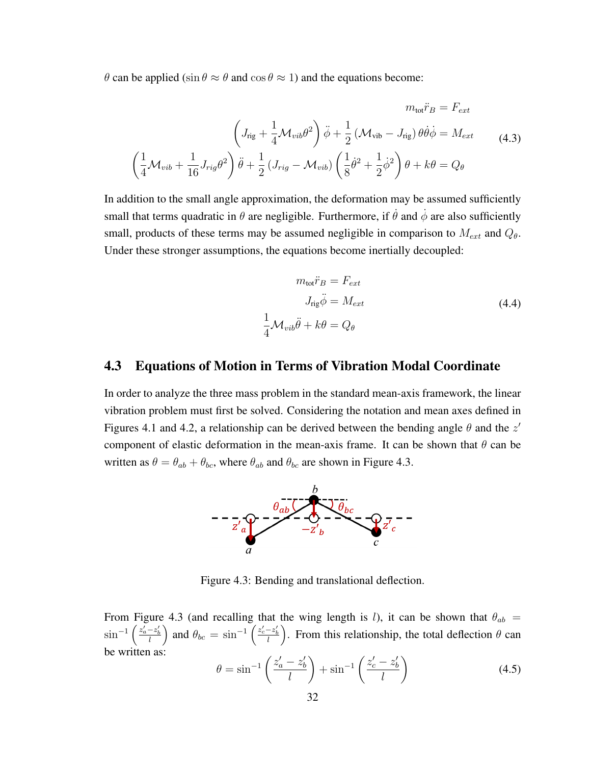$\theta$ can be applied ($\sin\theta \approx \theta$ and $\cos\theta \approx 1$) and the equations become:

$$
\begin{aligned}
m_{\text{tot}}\ddot{r}_B &= F_{ext} \\
\left(J_{\text{rig}} + \frac{1}{4}\mathcal{M}_{vib}\theta^2\right)\ddot{\phi} + \frac{1}{2}\left(\mathcal{M}_{\text{vib}} - J_{\text{rig}}\right)\theta\dot{\theta}\dot{\phi} &= M_{ext} \\
\left(\frac{1}{4}\mathcal{M}_{vib} + \frac{1}{16}J_{rig}\theta^2\right)\ddot{\theta} + \frac{1}{2}\left(J_{rig} - \mathcal{M}_{vib}\right)\left(\frac{1}{8}\dot{\theta}^2 + \frac{1}{2}\dot{\phi}^2\right)\theta + k\theta &= Q_\theta
\end{aligned}
\tag{4.3}
$$

In addition to the small angle approximation, the deformation may be assumed sufficiently small that terms quadratic in $\theta$ are negligible. Furthermore, if $\dot{\theta}$ and $\dot{\phi}$ are also sufficiently small, products of these terms may be assumed negligible in comparison to $M_{ext}$ and $Q_\theta$. Under these stronger assumptions, the equations become inertially decoupled:

$$
\begin{aligned}
m_{\text{tot}}\ddot{r}_B &= F_{ext} \\
J_{\text{rig}}\ddot{\phi} &= M_{ext} \\
\frac{1}{4}\mathcal{M}_{vib}\ddot{\theta} + k\theta &= Q_\theta
\end{aligned}
\tag{4.4}
$$

## 4.3 Equations of Motion in Terms of Vibration Modal Coordinate

In order to analyze the three mass problem in the standard mean-axis framework, the linear vibration problem must first be solved. Considering the notation and mean axes defined in Figures 4.1 and 4.2, a relationship can be derived between the bending angle $\theta$ and the $z'$ component of elastic deformation in the mean-axis frame. It can be shown that $\theta$ can be written as $\theta = \theta_{ab} + \theta_{bc}$, where $\theta_{ab}$ and $\theta_{bc}$ are shown in Figure 4.3.

Figure 4.3: Bending and translational deflection.

From Figure 4.3 (and recalling that the wing length is $l$), it can be shown that $\theta_{ab} = \sin^{-1}\left(\frac{z'_a - z'_b}{l}\right)$ and $\theta_{bc} = \sin^{-1}\left(\frac{z'_c - z'_b}{l}\right)$. From this relationship, the total deflection $\theta$ can be written as:

$$
\theta = \sin^{-1}\left(\frac{z'_a - z'_b}{l}\right) + \sin^{-1}\left(\frac{z'_c - z'_b}{l}\right)
\tag{4.5}
$$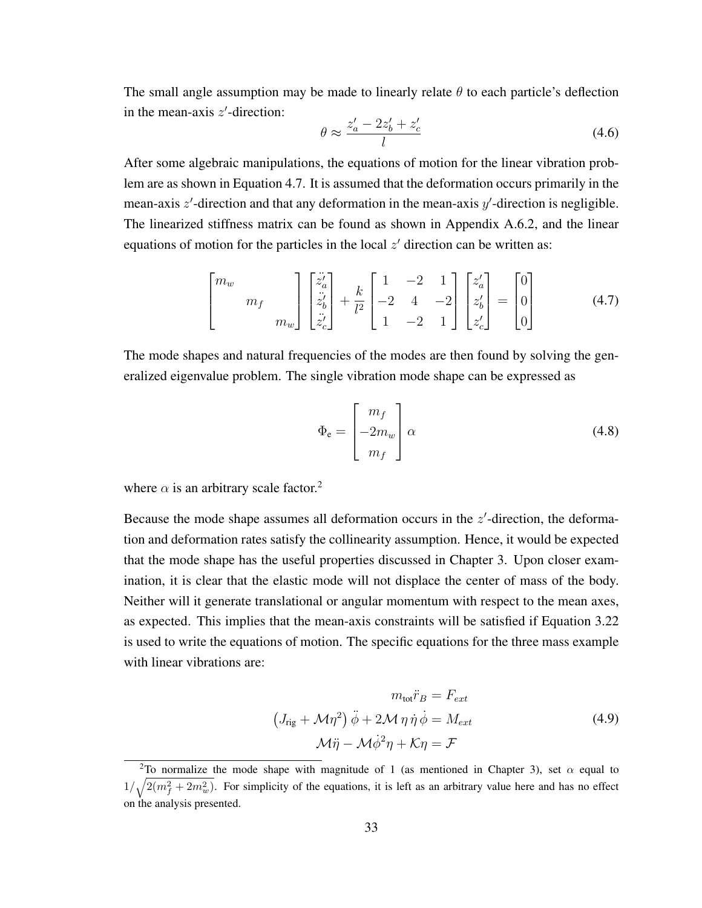The small angle assumption may be made to linearly relate $\theta$ to each particle's deflection in the mean-axis $z'$-direction:

$$\theta \approx \frac{z'_a - 2z'_b + z'_c}{l} \tag{4.6}$$

After some algebraic manipulations, the equations of motion for the linear vibration problem are as shown in Equation 4.7. It is assumed that the deformation occurs primarily in the mean-axis $z'$-direction and that any deformation in the mean-axis $y'$-direction is negligible. The linearized stiffness matrix can be found as shown in Appendix A.6.2, and the linear equations of motion for the particles in the local $z'$ direction can be written as:

$$\begin{bmatrix} m_w & & \\ & m_f & \\ & & m_w \end{bmatrix} \begin{bmatrix} \ddot{z}'_a \\ \ddot{z}'_b \\ \ddot{z}'_c \end{bmatrix} + \frac{k}{l^2} \begin{bmatrix} 1 & -2 & 1 \\ -2 & 4 & -2 \\ 1 & -2 & 1 \end{bmatrix} \begin{bmatrix} z'_a \\ z'_b \\ z'_c \end{bmatrix} = \begin{bmatrix} 0 \\ 0 \\ 0 \end{bmatrix} \tag{4.7}$$

The mode shapes and natural frequencies of the modes are then found by solving the generalized eigenvalue problem. The single vibration mode shape can be expressed as

$$\Phi_{\text{e}} = \begin{bmatrix} m_f \\ -2m_w \\ m_f \end{bmatrix} \alpha \tag{4.8}$$

where $\alpha$ is an arbitrary scale factor.[2]

Because the mode shape assumes all deformation occurs in the $z'$-direction, the deformation and deformation rates satisfy the collinearity assumption. Hence, it would be expected that the mode shape has the useful properties discussed in Chapter 3. Upon closer examination, it is clear that the elastic mode will not displace the center of mass of the body. Neither will it generate translational or angular momentum with respect to the mean axes, as expected. This implies that the mean-axis constraints will be satisfied if Equation 3.22 is used to write the equations of motion. The specific equations for the three mass example with linear vibrations are:

$$\begin{aligned} m_{\text{tot}} \ddot{r}_B &= F_{ext} \\ \left(J_{\text{rig}} + \mathcal{M}\eta^2\right) \ddot{\phi} + 2\mathcal{M}\, \eta\, \dot{\eta}\, \dot{\phi} &= M_{ext} \\ \mathcal{M}\ddot{\eta} - \mathcal{M}\dot{\phi}^2 \eta + \mathcal{K}\eta &= \mathcal{F} \end{aligned} \tag{4.9}$$

[2] To normalize the mode shape with magnitude of 1 (as mentioned in Chapter 3), set $\alpha$ equal to $1/\sqrt{2(m_f^2 + 2m_w^2)}$. For simplicity of the equations, it is left as an arbitrary value here and has no effect on the analysis presented.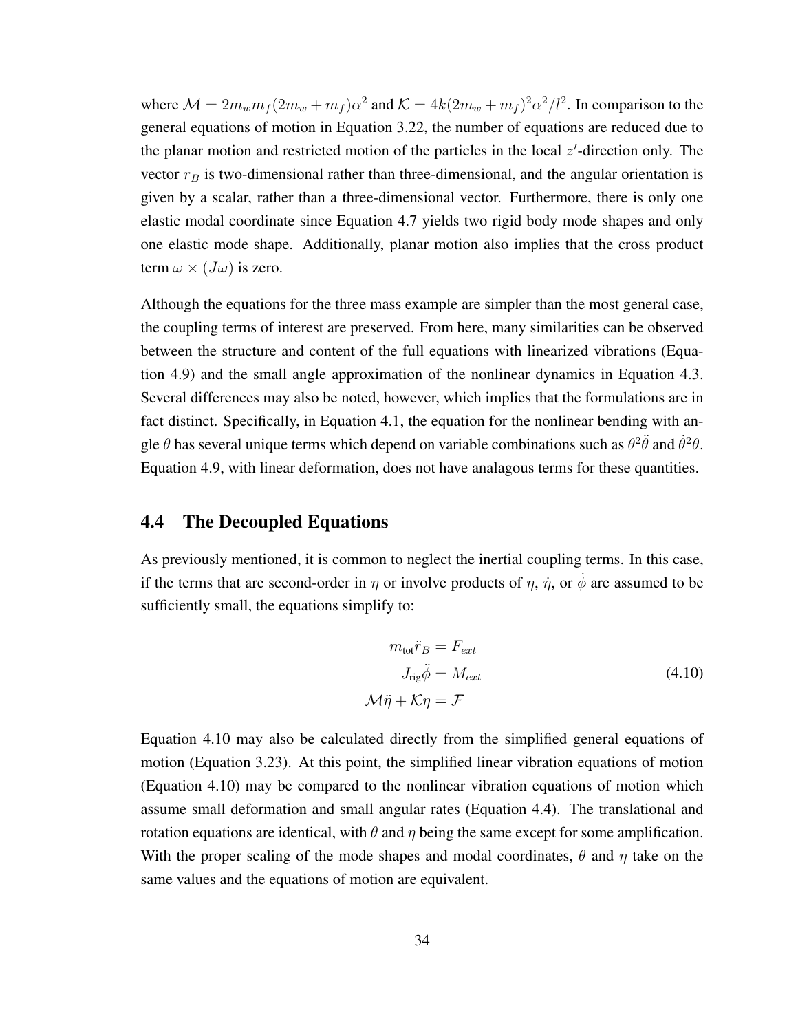where $\mathcal{M} = 2m_w m_f(2m_w + m_f)\alpha^2$ and $\mathcal{K} = 4k(2m_w + m_f)^2\alpha^2/l^2$. In comparison to the general equations of motion in Equation 3.22, the number of equations are reduced due to the planar motion and restricted motion of the particles in the local $z'$-direction only. The vector $r_B$ is two-dimensional rather than three-dimensional, and the angular orientation is given by a scalar, rather than a three-dimensional vector. Furthermore, there is only one elastic modal coordinate since Equation 4.7 yields two rigid body mode shapes and only one elastic mode shape. Additionally, planar motion also implies that the cross product term $\omega \times (J\omega)$ is zero.

Although the equations for the three mass example are simpler than the most general case, the coupling terms of interest are preserved. From here, many similarities can be observed between the structure and content of the full equations with linearized vibrations (Equation 4.9) and the small angle approximation of the nonlinear dynamics in Equation 4.3. Several differences may also be noted, however, which implies that the formulations are in fact distinct. Specifically, in Equation 4.1, the equation for the nonlinear bending with angle $\theta$ has several unique terms which depend on variable combinations such as $\theta^2\ddot{\theta}$ and $\dot{\theta}^2\theta$. Equation 4.9, with linear deformation, does not have analagous terms for these quantities.

## 4.4 The Decoupled Equations

As previously mentioned, it is common to neglect the inertial coupling terms. In this case, if the terms that are second-order in $\eta$ or involve products of $\eta$, $\dot{\eta}$, or $\dot{\phi}$ are assumed to be sufficiently small, the equations simplify to:

$$
\begin{aligned}
m_{\text{tot}}\ddot{r}_B &= F_{ext} \\
J_{\text{rig}}\ddot{\phi} &= M_{ext} \\
\mathcal{M}\ddot{\eta} + \mathcal{K}\eta &= \mathcal{F}
\end{aligned}
\tag{4.10}
$$

Equation 4.10 may also be calculated directly from the simplified general equations of motion (Equation 3.23). At this point, the simplified linear vibration equations of motion (Equation 4.10) may be compared to the nonlinear vibration equations of motion which assume small deformation and small angular rates (Equation 4.4). The translational and rotation equations are identical, with $\theta$ and $\eta$ being the same except for some amplification. With the proper scaling of the mode shapes and modal coordinates, $\theta$ and $\eta$ take on the same values and the equations of motion are equivalent.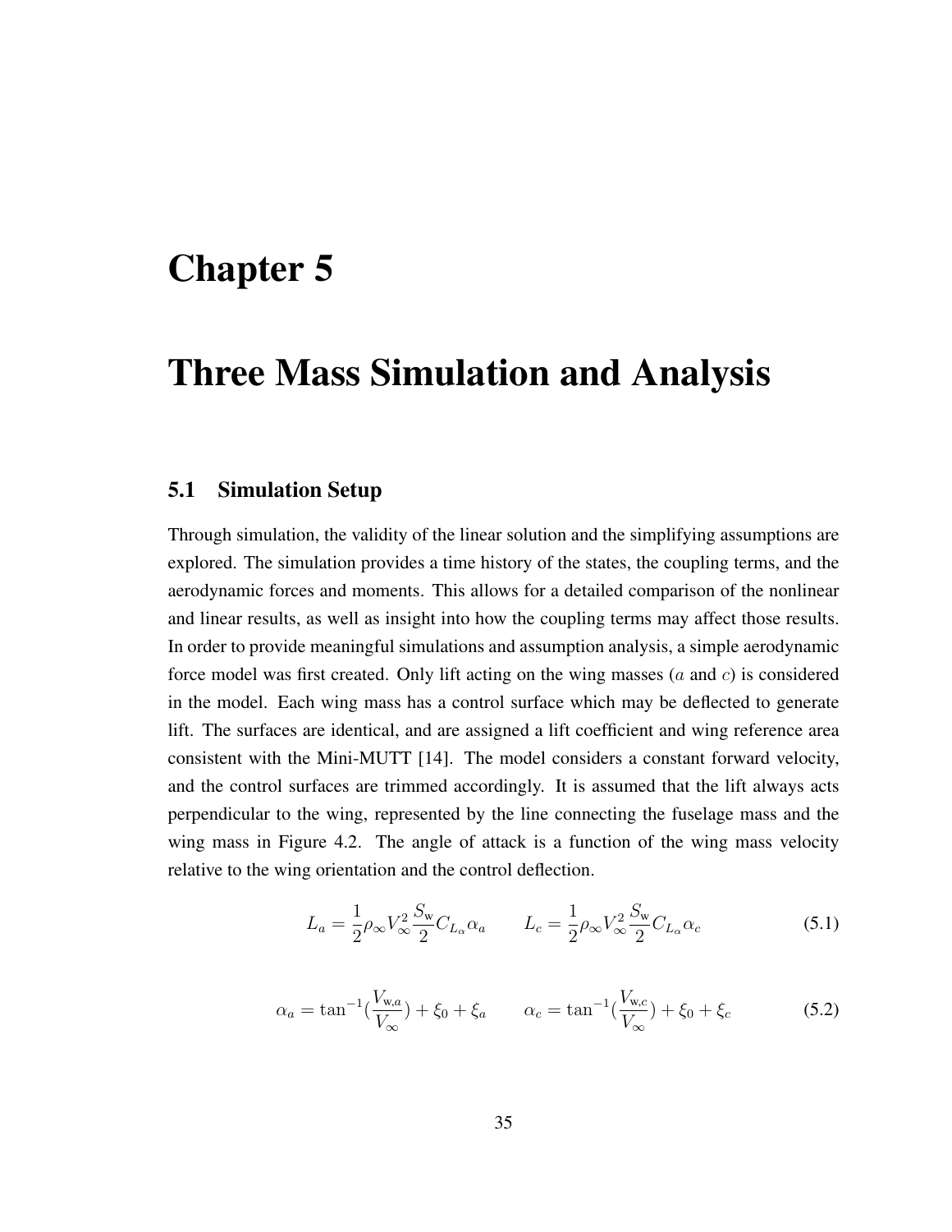# Chapter 5

# Three Mass Simulation and Analysis

## 5.1 Simulation Setup

Through simulation, the validity of the linear solution and the simplifying assumptions are explored. The simulation provides a time history of the states, the coupling terms, and the aerodynamic forces and moments. This allows for a detailed comparison of the nonlinear and linear results, as well as insight into how the coupling terms may affect those results. In order to provide meaningful simulations and assumption analysis, a simple aerodynamic force model was first created. Only lift acting on the wing masses ($a$ and $c$) is considered in the model. Each wing mass has a control surface which may be deflected to generate lift. The surfaces are identical, and are assigned a lift coefficient and wing reference area consistent with the Mini-MUTT [14]. The model considers a constant forward velocity, and the control surfaces are trimmed accordingly. It is assumed that the lift always acts perpendicular to the wing, represented by the line connecting the fuselage mass and the wing mass in Figure 4.2. The angle of attack is a function of the wing mass velocity relative to the wing orientation and the control deflection.

$$L_a = \frac{1}{2}\rho_\infty V_\infty^2 \frac{S_\text{w}}{2} C_{L_\alpha}\alpha_a \qquad L_c = \frac{1}{2}\rho_\infty V_\infty^2 \frac{S_\text{w}}{2} C_{L_\alpha}\alpha_c \tag{5.1}$$

$$\alpha_a = \tan^{-1}\left(\frac{V_{\text{w},a}}{V_\infty}\right) + \xi_0 + \xi_a \qquad \alpha_c = \tan^{-1}\left(\frac{V_{\text{w},c}}{V_\infty}\right) + \xi_0 + \xi_c \tag{5.2}$$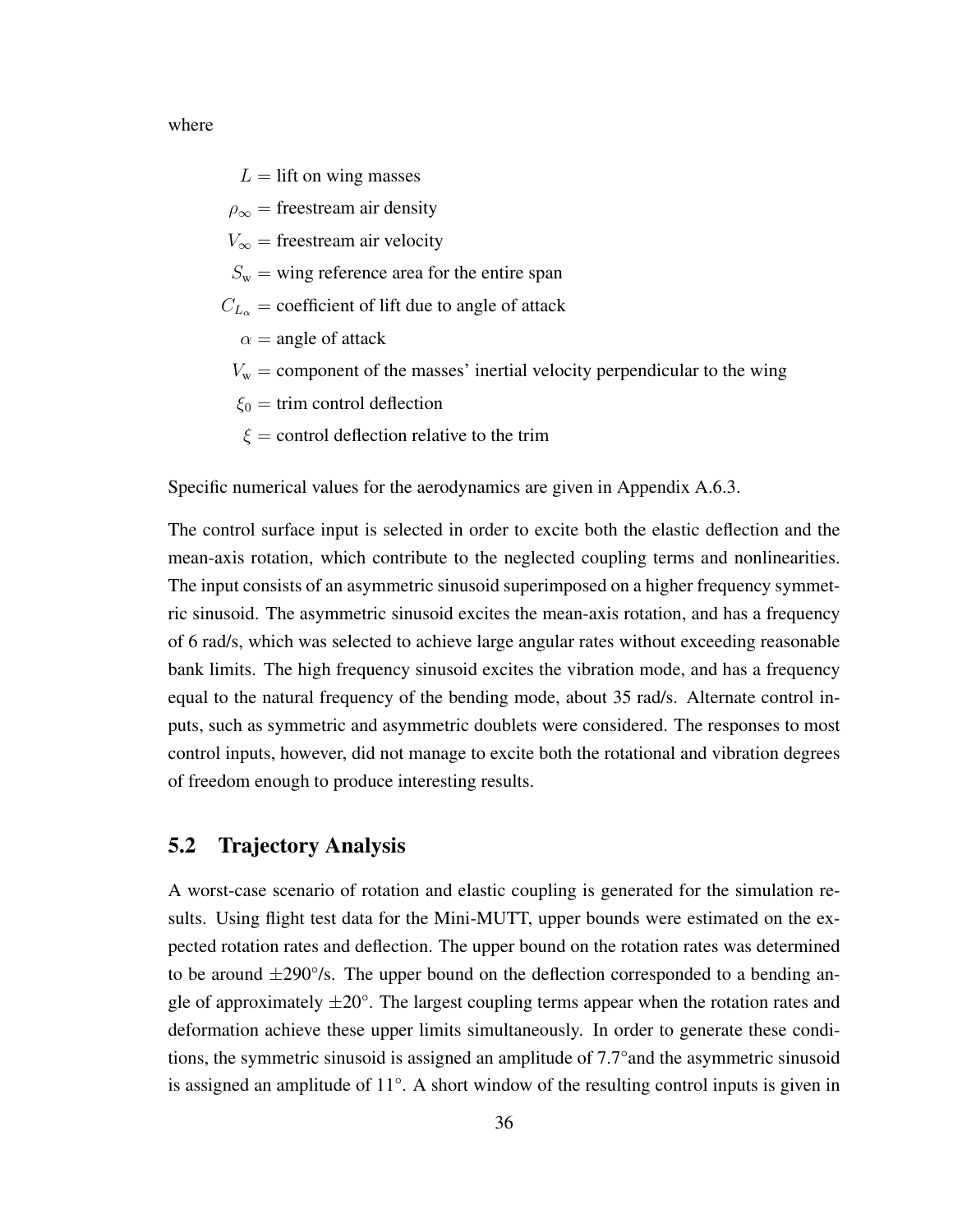where

$L$ = lift on wing masses

$\rho_\infty$ = freestream air density

$V_\infty$ = freestream air velocity

$S_{\text{w}}$ = wing reference area for the entire span

$C_{L_\alpha}$ = coefficient of lift due to angle of attack

$\alpha$ = angle of attack

$V_{\text{w}}$ = component of the masses' inertial velocity perpendicular to the wing

$\xi_0$ = trim control deflection

$\xi$ = control deflection relative to the trim

Specific numerical values for the aerodynamics are given in Appendix A.6.3.

The control surface input is selected in order to excite both the elastic deflection and the mean-axis rotation, which contribute to the neglected coupling terms and nonlinearities. The input consists of an asymmetric sinusoid superimposed on a higher frequency symmetric sinusoid. The asymmetric sinusoid excites the mean-axis rotation, and has a frequency of 6 rad/s, which was selected to achieve large angular rates without exceeding reasonable bank limits. The high frequency sinusoid excites the vibration mode, and has a frequency equal to the natural frequency of the bending mode, about 35 rad/s. Alternate control inputs, such as symmetric and asymmetric doublets were considered. The responses to most control inputs, however, did not manage to excite both the rotational and vibration degrees of freedom enough to produce interesting results.

## 5.2 Trajectory Analysis

A worst-case scenario of rotation and elastic coupling is generated for the simulation results. Using flight test data for the Mini-MUTT, upper bounds were estimated on the expected rotation rates and deflection. The upper bound on the rotation rates was determined to be around $\pm 290°$/s. The upper bound on the deflection corresponded to a bending angle of approximately $\pm 20°$. The largest coupling terms appear when the rotation rates and deformation achieve these upper limits simultaneously. In order to generate these conditions, the symmetric sinusoid is assigned an amplitude of 7.7°and the asymmetric sinusoid is assigned an amplitude of 11°. A short window of the resulting control inputs is given in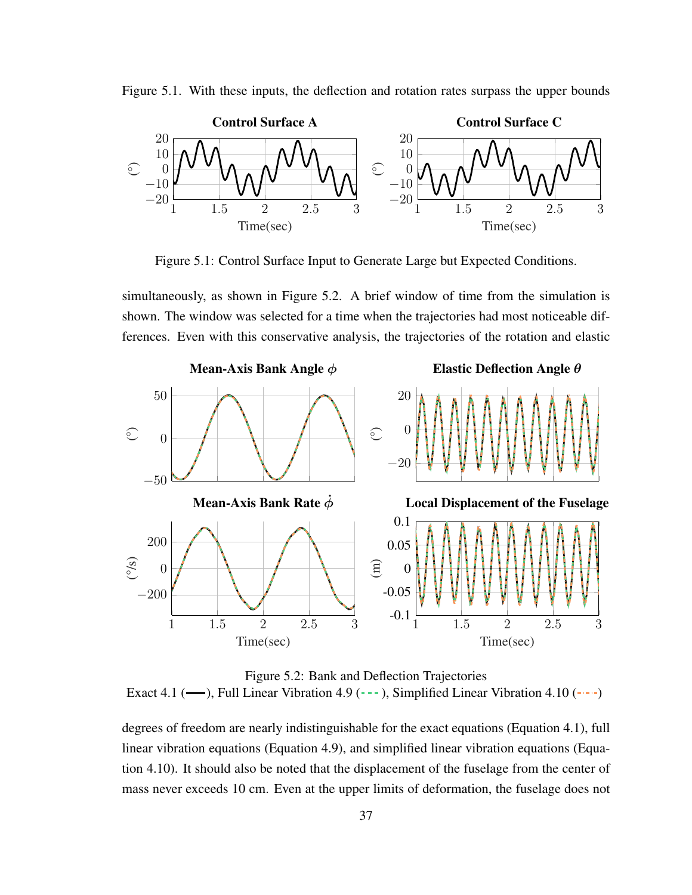Figure 5.1. With these inputs, the deflection and rotation rates surpass the upper bounds

Figure 5.1: Control Surface Input to Generate Large but Expected Conditions.

simultaneously, as shown in Figure 5.2. A brief window of time from the simulation is shown. The window was selected for a time when the trajectories had most noticeable differences. Even with this conservative analysis, the trajectories of the rotation and elastic

Figure 5.2: Bank and Deflection Trajectories
Exact 4.1 (——), Full Linear Vibration 4.9 (- - -), Simplified Linear Vibration 4.10 (-·-·-)

degrees of freedom are nearly indistinguishable for the exact equations (Equation 4.1), full linear vibration equations (Equation 4.9), and simplified linear vibration equations (Equation 4.10). It should also be noted that the displacement of the fuselage from the center of mass never exceeds 10 cm. Even at the upper limits of deformation, the fuselage does not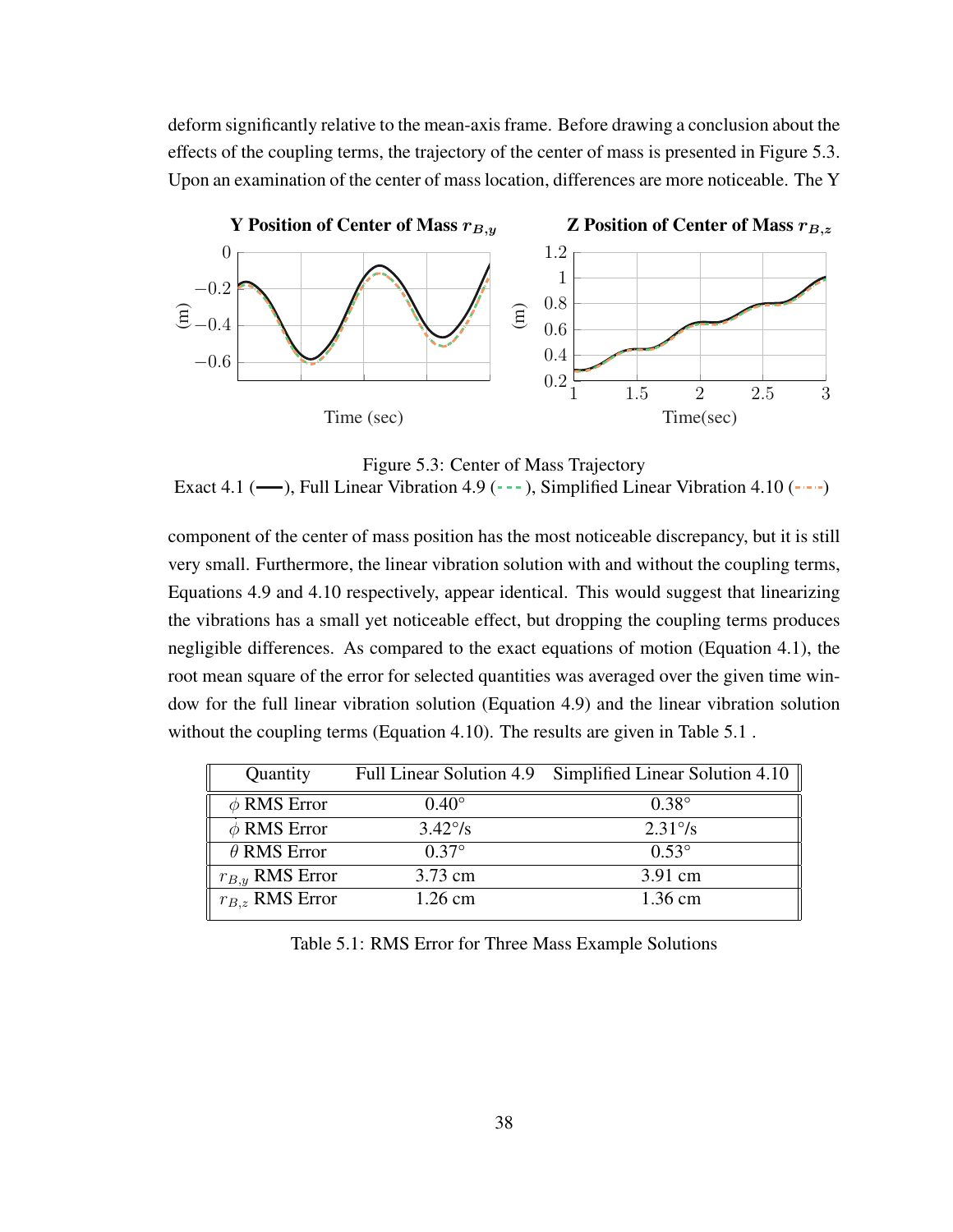deform significantly relative to the mean-axis frame. Before drawing a conclusion about the effects of the coupling terms, the trajectory of the center of mass is presented in Figure 5.3. Upon an examination of the center of mass location, differences are more noticeable. The Y

Figure 5.3: Center of Mass Trajectory
Exact 4.1 (—), Full Linear Vibration 4.9 (- - -), Simplified Linear Vibration 4.10 (-·-·-)

component of the center of mass position has the most noticeable discrepancy, but it is still very small. Furthermore, the linear vibration solution with and without the coupling terms, Equations 4.9 and 4.10 respectively, appear identical. This would suggest that linearizing the vibrations has a small yet noticeable effect, but dropping the coupling terms produces negligible differences. As compared to the exact equations of motion (Equation 4.1), the root mean square of the error for selected quantities was averaged over the given time window for the full linear vibration solution (Equation 4.9) and the linear vibration solution without the coupling terms (Equation 4.10). The results are given in Table 5.1 .

| Quantity | Full Linear Solution 4.9 | Simplified Linear Solution 4.10 |
|---|---|---|
| $\phi$ RMS Error | 0.40° | 0.38° |
| $\dot{\phi}$ RMS Error | 3.42°/s | 2.31°/s |
| $\theta$ RMS Error | 0.37° | 0.53° |
| $r_{B,y}$ RMS Error | 3.73 cm | 3.91 cm |
| $r_{B,z}$ RMS Error | 1.26 cm | 1.36 cm |

Table 5.1: RMS Error for Three Mass Example Solutions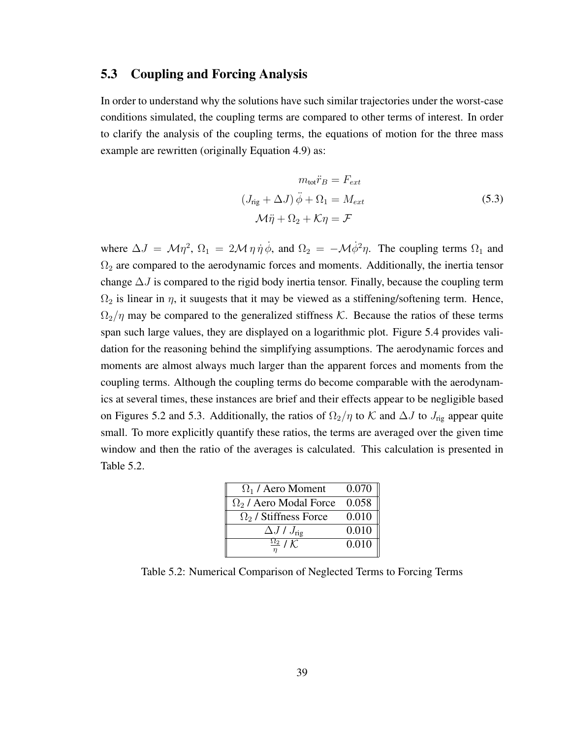## 5.3 Coupling and Forcing Analysis

In order to understand why the solutions have such similar trajectories under the worst-case conditions simulated, the coupling terms are compared to other terms of interest. In order to clarify the analysis of the coupling terms, the equations of motion for the three mass example are rewritten (originally Equation 4.9) as:

$$
\begin{aligned}
m_{\text{tot}}\ddot{r}_B &= F_{ext} \\
\left(J_{\text{rig}} + \Delta J\right)\ddot{\phi} + \Omega_1 &= M_{ext} \\
\mathcal{M}\ddot{\eta} + \Omega_2 + \mathcal{K}\eta &= \mathcal{F}
\end{aligned}
\tag{5.3}
$$

where $\Delta J = \mathcal{M}\eta^2$, $\Omega_1 = 2\mathcal{M}\,\eta\,\dot{\eta}\,\dot{\phi}$, and $\Omega_2 = -\mathcal{M}\dot{\phi}^2\eta$. The coupling terms $\Omega_1$ and $\Omega_2$ are compared to the aerodynamic forces and moments. Additionally, the inertia tensor change $\Delta J$ is compared to the rigid body inertia tensor. Finally, because the coupling term $\Omega_2$ is linear in $\eta$, it suugests that it may be viewed as a stiffening/softening term. Hence, $\Omega_2/\eta$ may be compared to the generalized stiffness $\mathcal{K}$. Because the ratios of these terms span such large values, they are displayed on a logarithmic plot. Figure 5.4 provides validation for the reasoning behind the simplifying assumptions. The aerodynamic forces and moments are almost always much larger than the apparent forces and moments from the coupling terms. Although the coupling terms do become comparable with the aerodynamics at several times, these instances are brief and their effects appear to be negligible based on Figures 5.2 and 5.3. Additionally, the ratios of $\Omega_2/\eta$ to $\mathcal{K}$ and $\Delta J$ to $J_{\text{rig}}$ appear quite small. To more explicitly quantify these ratios, the terms are averaged over the given time window and then the ratio of the averages is calculated. This calculation is presented in Table 5.2.

| Term | Ratio |
|---|---|
| $\Omega_1$ / Aero Moment | 0.070 |
| $\Omega_2$ / Aero Modal Force | 0.058 |
| $\Omega_2$ / Stiffness Force | 0.010 |
| $\Delta J$ / $J_{\text{rig}}$ | 0.010 |
| $\frac{\Omega_2}{\eta}$ / $\mathcal{K}$ | 0.010 |

Table 5.2: Numerical Comparison of Neglected Terms to Forcing Terms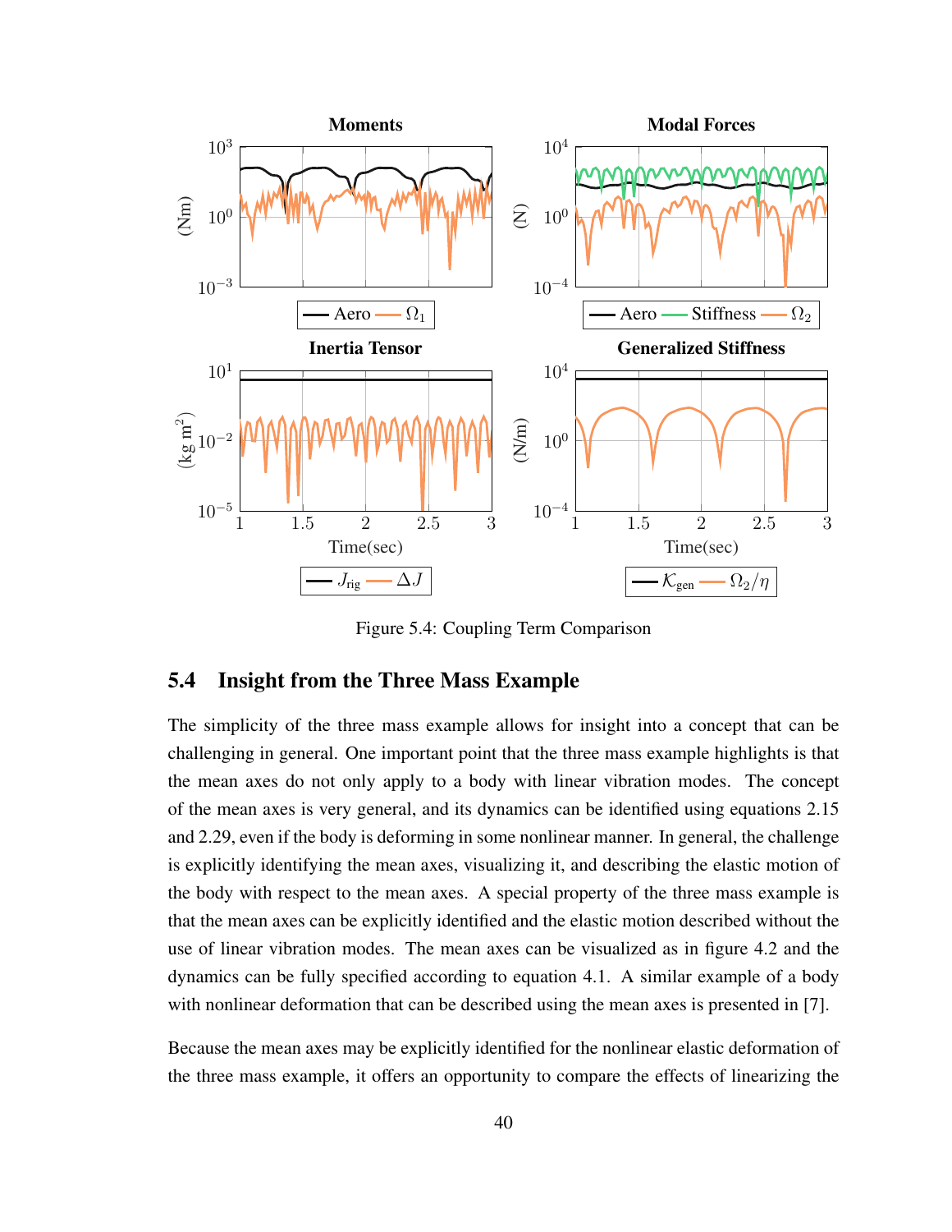Figure 5.4: Coupling Term Comparison

## 5.4 Insight from the Three Mass Example

The simplicity of the three mass example allows for insight into a concept that can be challenging in general. One important point that the three mass example highlights is that the mean axes do not only apply to a body with linear vibration modes. The concept of the mean axes is very general, and its dynamics can be identified using equations 2.15 and 2.29, even if the body is deforming in some nonlinear manner. In general, the challenge is explicitly identifying the mean axes, visualizing it, and describing the elastic motion of the body with respect to the mean axes. A special property of the three mass example is that the mean axes can be explicitly identified and the elastic motion described without the use of linear vibration modes. The mean axes can be visualized as in figure 4.2 and the dynamics can be fully specified according to equation 4.1. A similar example of a body with nonlinear deformation that can be described using the mean axes is presented in [7].

Because the mean axes may be explicitly identified for the nonlinear elastic deformation of the three mass example, it offers an opportunity to compare the effects of linearizing the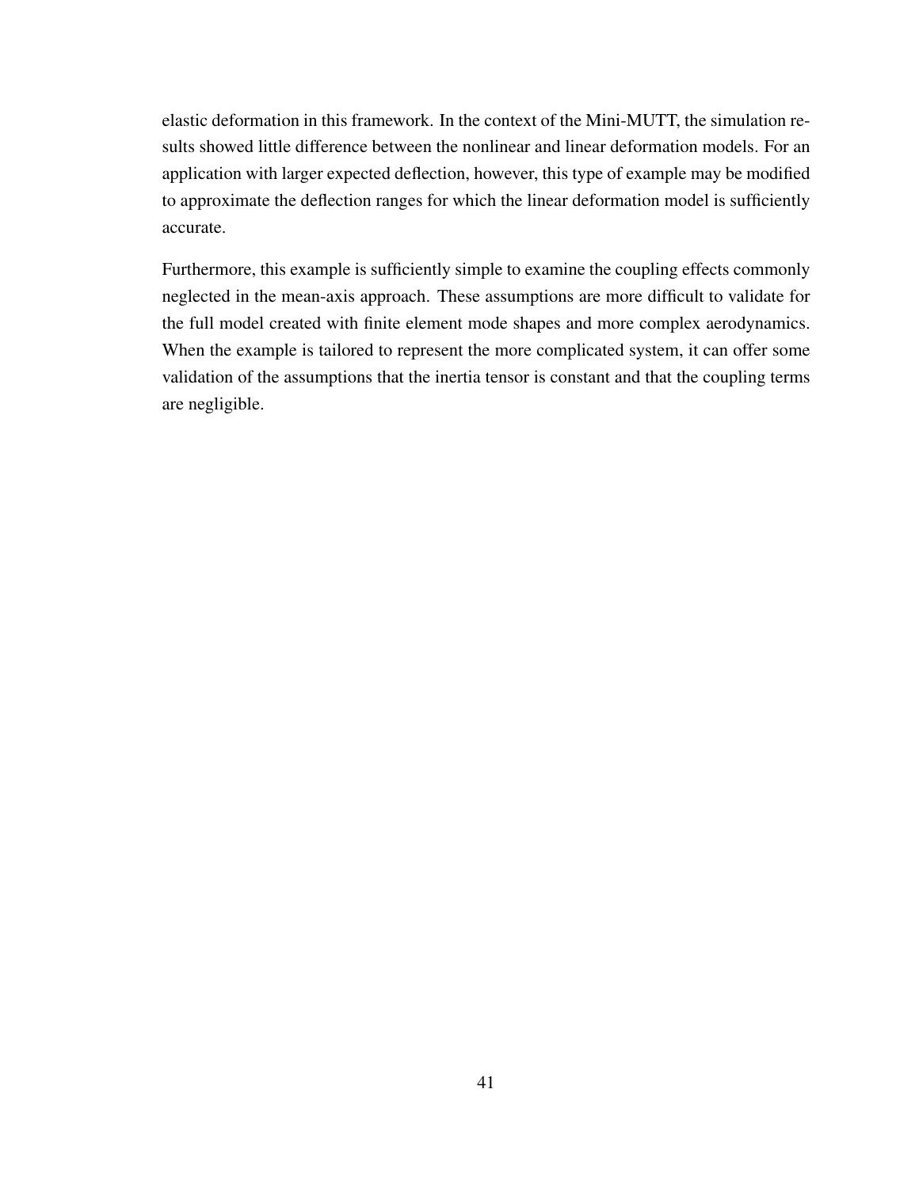elastic deformation in this framework. In the context of the Mini-MUTT, the simulation results showed little difference between the nonlinear and linear deformation models. For an application with larger expected deflection, however, this type of example may be modified to approximate the deflection ranges for which the linear deformation model is sufficiently accurate.

Furthermore, this example is sufficiently simple to examine the coupling effects commonly neglected in the mean-axis approach. These assumptions are more difficult to validate for the full model created with finite element mode shapes and more complex aerodynamics. When the example is tailored to represent the more complicated system, it can offer some validation of the assumptions that the inertia tensor is constant and that the coupling terms are negligible.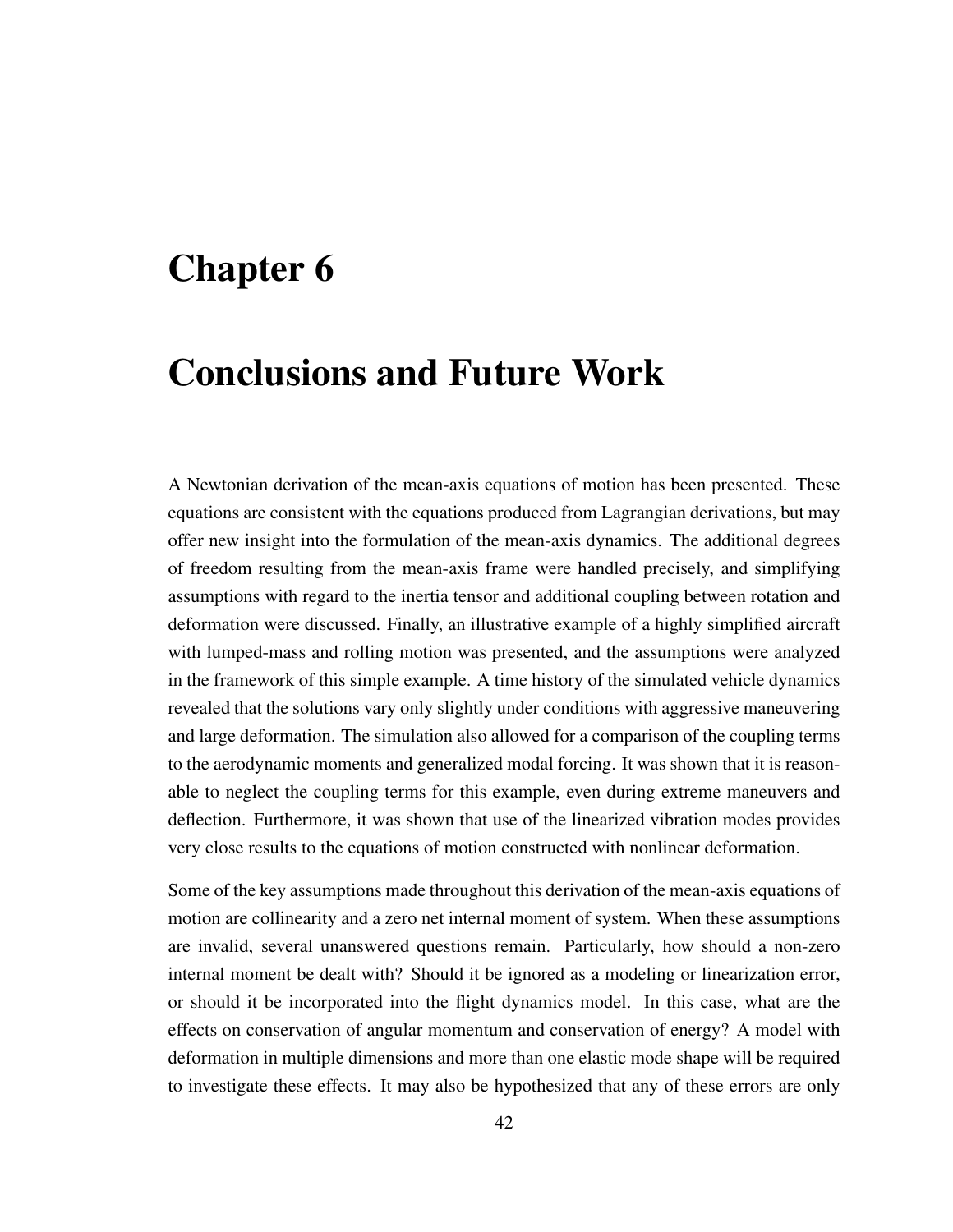# Chapter 6

# Conclusions and Future Work

A Newtonian derivation of the mean-axis equations of motion has been presented. These equations are consistent with the equations produced from Lagrangian derivations, but may offer new insight into the formulation of the mean-axis dynamics. The additional degrees of freedom resulting from the mean-axis frame were handled precisely, and simplifying assumptions with regard to the inertia tensor and additional coupling between rotation and deformation were discussed. Finally, an illustrative example of a highly simplified aircraft with lumped-mass and rolling motion was presented, and the assumptions were analyzed in the framework of this simple example. A time history of the simulated vehicle dynamics revealed that the solutions vary only slightly under conditions with aggressive maneuvering and large deformation. The simulation also allowed for a comparison of the coupling terms to the aerodynamic moments and generalized modal forcing. It was shown that it is reasonable to neglect the coupling terms for this example, even during extreme maneuvers and deflection. Furthermore, it was shown that use of the linearized vibration modes provides very close results to the equations of motion constructed with nonlinear deformation.

Some of the key assumptions made throughout this derivation of the mean-axis equations of motion are collinearity and a zero net internal moment of system. When these assumptions are invalid, several unanswered questions remain. Particularly, how should a non-zero internal moment be dealt with? Should it be ignored as a modeling or linearization error, or should it be incorporated into the flight dynamics model. In this case, what are the effects on conservation of angular momentum and conservation of energy? A model with deformation in multiple dimensions and more than one elastic mode shape will be required to investigate these effects. It may also be hypothesized that any of these errors are only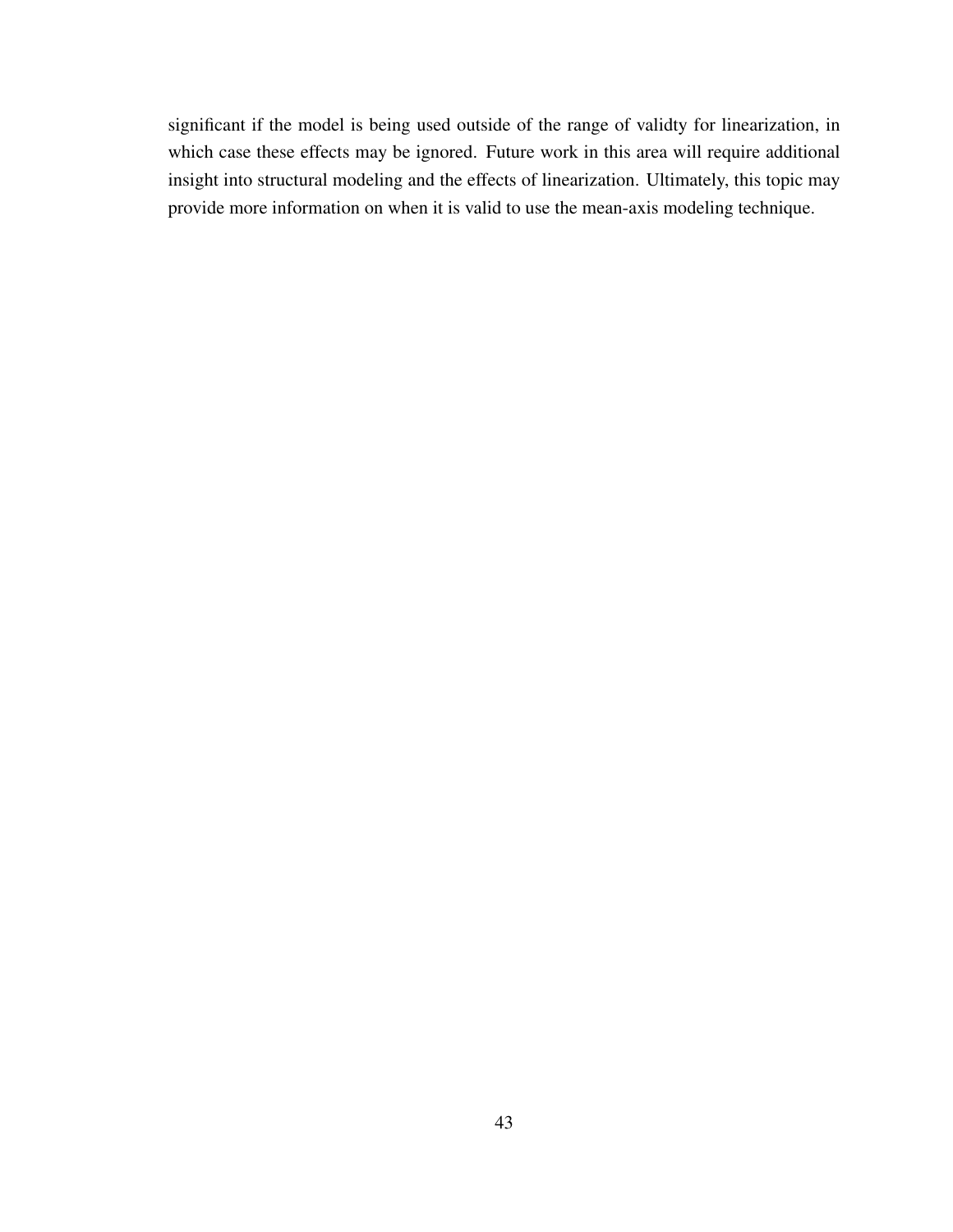significant if the model is being used outside of the range of validty for linearization, in which case these effects may be ignored. Future work in this area will require additional insight into structural modeling and the effects of linearization. Ultimately, this topic may provide more information on when it is valid to use the mean-axis modeling technique.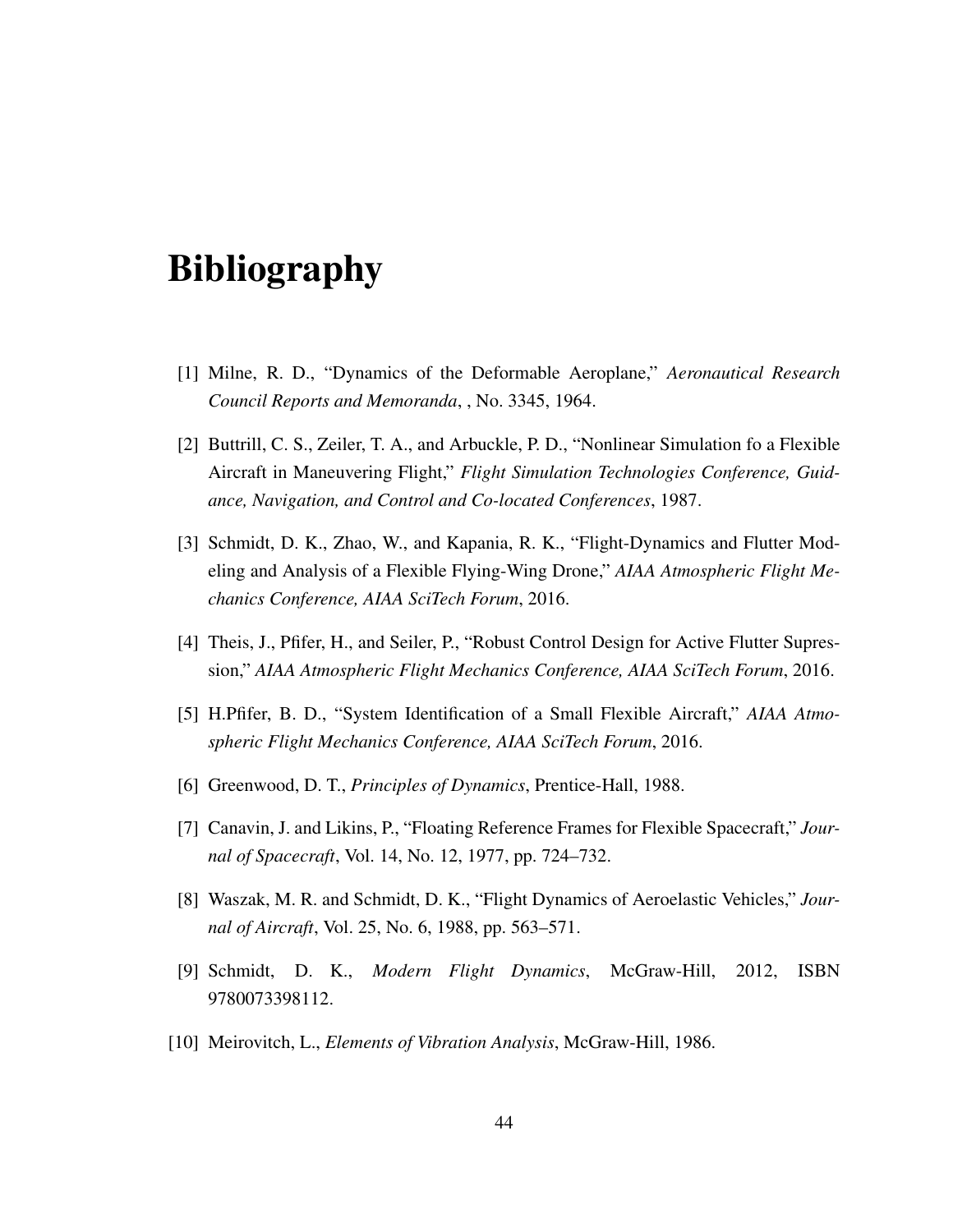# Bibliography

[1] Milne, R. D., "Dynamics of the Deformable Aeroplane," *Aeronautical Research Council Reports and Memoranda*, , No. 3345, 1964.

[2] Buttrill, C. S., Zeiler, T. A., and Arbuckle, P. D., "Nonlinear Simulation fo a Flexible Aircraft in Maneuvering Flight," *Flight Simulation Technologies Conference, Guidance, Navigation, and Control and Co-located Conferences*, 1987.

[3] Schmidt, D. K., Zhao, W., and Kapania, R. K., "Flight-Dynamics and Flutter Modeling and Analysis of a Flexible Flying-Wing Drone," *AIAA Atmospheric Flight Mechanics Conference, AIAA SciTech Forum*, 2016.

[4] Theis, J., Pfifer, H., and Seiler, P., "Robust Control Design for Active Flutter Supression," *AIAA Atmospheric Flight Mechanics Conference, AIAA SciTech Forum*, 2016.

[5] H.Pfifer, B. D., "System Identification of a Small Flexible Aircraft," *AIAA Atmospheric Flight Mechanics Conference, AIAA SciTech Forum*, 2016.

[6] Greenwood, D. T., *Principles of Dynamics*, Prentice-Hall, 1988.

[7] Canavin, J. and Likins, P., "Floating Reference Frames for Flexible Spacecraft," *Journal of Spacecraft*, Vol. 14, No. 12, 1977, pp. 724–732.

[8] Waszak, M. R. and Schmidt, D. K., "Flight Dynamics of Aeroelastic Vehicles," *Journal of Aircraft*, Vol. 25, No. 6, 1988, pp. 563–571.

[9] Schmidt, D. K., *Modern Flight Dynamics*, McGraw-Hill, 2012, ISBN 9780073398112.

[10] Meirovitch, L., *Elements of Vibration Analysis*, McGraw-Hill, 1986.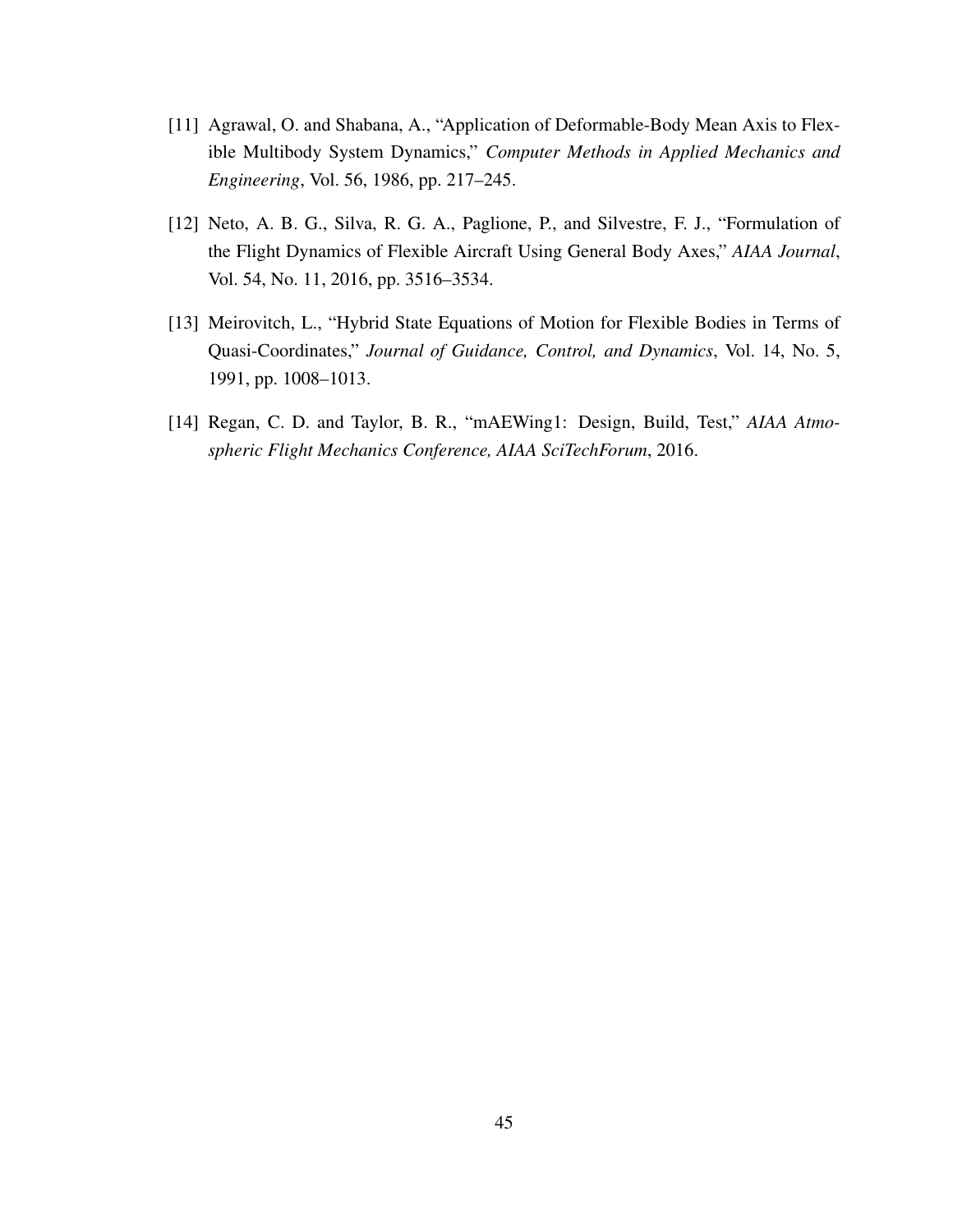[11] Agrawal, O. and Shabana, A., "Application of Deformable-Body Mean Axis to Flexible Multibody System Dynamics," *Computer Methods in Applied Mechanics and Engineering*, Vol. 56, 1986, pp. 217–245.

[12] Neto, A. B. G., Silva, R. G. A., Paglione, P., and Silvestre, F. J., "Formulation of the Flight Dynamics of Flexible Aircraft Using General Body Axes," *AIAA Journal*, Vol. 54, No. 11, 2016, pp. 3516–3534.

[13] Meirovitch, L., "Hybrid State Equations of Motion for Flexible Bodies in Terms of Quasi-Coordinates," *Journal of Guidance, Control, and Dynamics*, Vol. 14, No. 5, 1991, pp. 1008–1013.

[14] Regan, C. D. and Taylor, B. R., "mAEWing1: Design, Build, Test," *AIAA Atmospheric Flight Mechanics Conference, AIAA SciTechForum*, 2016.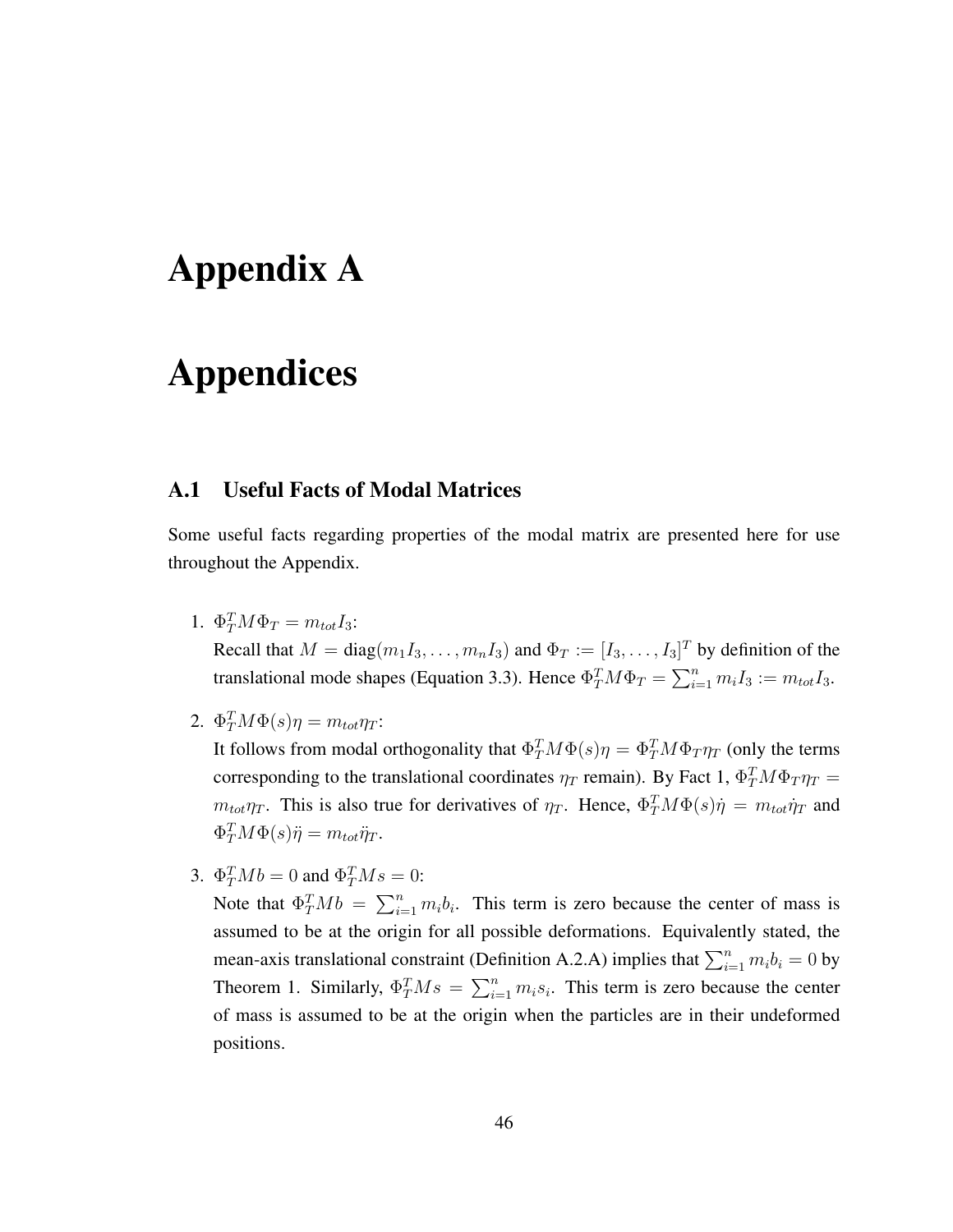# Appendix A

# Appendices

## A.1 Useful Facts of Modal Matrices

Some useful facts regarding properties of the modal matrix are presented here for use throughout the Appendix.

1. $\Phi_T^T M \Phi_T = m_{tot} I_3$:
   Recall that $M = \text{diag}(m_1 I_3, \ldots, m_n I_3)$ and $\Phi_T := [I_3, \ldots, I_3]^T$ by definition of the translational mode shapes (Equation 3.3). Hence $\Phi_T^T M \Phi_T = \sum_{i=1}^{n} m_i I_3 := m_{tot} I_3$.

2. $\Phi_T^T M \Phi(s)\eta = m_{tot}\eta_T$:
   It follows from modal orthogonality that $\Phi_T^T M \Phi(s)\eta = \Phi_T^T M \Phi_T \eta_T$ (only the terms corresponding to the translational coordinates $\eta_T$ remain). By Fact 1, $\Phi_T^T M \Phi_T \eta_T = m_{tot}\eta_T$. This is also true for derivatives of $\eta_T$. Hence, $\Phi_T^T M \Phi(s)\dot{\eta} = m_{tot}\dot{\eta}_T$ and $\Phi_T^T M \Phi(s)\ddot{\eta} = m_{tot}\ddot{\eta}_T$.

3. $\Phi_T^T M b = 0$ and $\Phi_T^T M s = 0$:
   Note that $\Phi_T^T M b = \sum_{i=1}^{n} m_i b_i$. This term is zero because the center of mass is assumed to be at the origin for all possible deformations. Equivalently stated, the mean-axis translational constraint (Definition A.2.A) implies that $\sum_{i=1}^{n} m_i b_i = 0$ by Theorem 1. Similarly, $\Phi_T^T M s = \sum_{i=1}^{n} m_i s_i$. This term is zero because the center of mass is assumed to be at the origin when the particles are in their undeformed positions.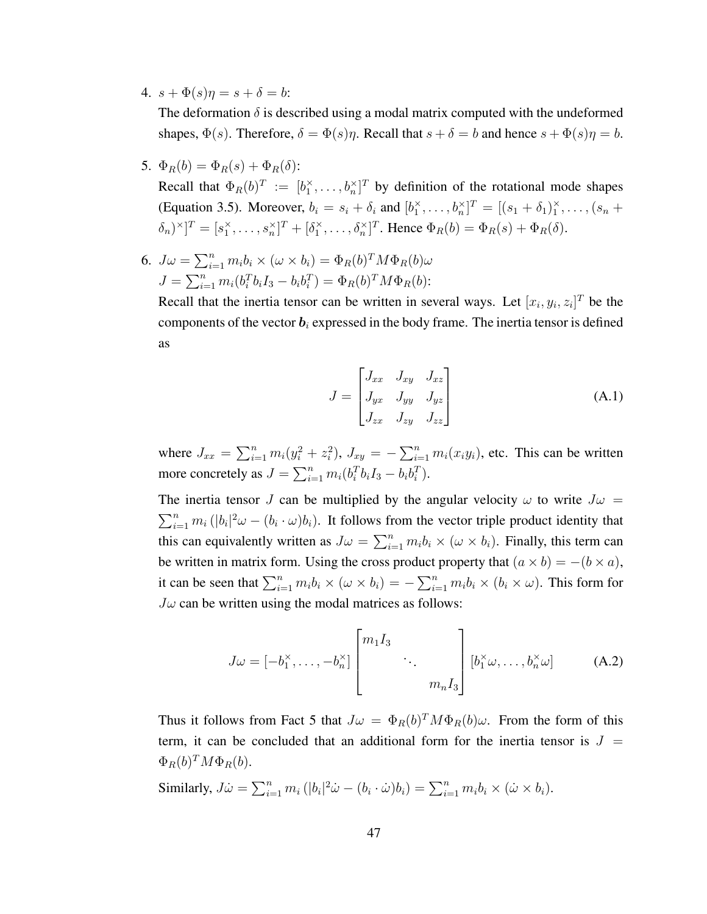4. $s + \Phi(s)\eta = s + \delta = b$:

   The deformation $\delta$ is described using a modal matrix computed with the undeformed shapes, $\Phi(s)$. Therefore, $\delta = \Phi(s)\eta$. Recall that $s + \delta = b$ and hence $s + \Phi(s)\eta = b$.

5. $\Phi_R(b) = \Phi_R(s) + \Phi_R(\delta)$:

   Recall that $\Phi_R(b)^T := [b_1^\times, \ldots, b_n^\times]^T$ by definition of the rotational mode shapes (Equation 3.5). Moreover, $b_i = s_i + \delta_i$ and $[b_1^\times, \ldots, b_n^\times]^T = [(s_1 + \delta_1)_1^\times, \ldots, (s_n + \delta_n)^\times]^T = [s_1^\times, \ldots, s_n^\times]^T + [\delta_1^\times, \ldots, \delta_n^\times]^T$. Hence $\Phi_R(b) = \Phi_R(s) + \Phi_R(\delta)$.

6. $J\omega = \sum_{i=1}^n m_i b_i \times (\omega \times b_i) = \Phi_R(b)^T M \Phi_R(b)\omega$

   $J = \sum_{i=1}^n m_i (b_i^T b_i I_3 - b_i b_i^T) = \Phi_R(b)^T M \Phi_R(b)$:

   Recall that the inertia tensor can be written in several ways. Let $[x_i, y_i, z_i]^T$ be the components of the vector $\boldsymbol{b}_i$ expressed in the body frame. The inertia tensor is defined as

$$J = \begin{bmatrix} J_{xx} & J_{xy} & J_{xz} \\ J_{yx} & J_{yy} & J_{yz} \\ J_{zx} & J_{zy} & J_{zz} \end{bmatrix} \tag{A.1}$$

   where $J_{xx} = \sum_{i=1}^n m_i(y_i^2 + z_i^2)$, $J_{xy} = -\sum_{i=1}^n m_i(x_i y_i)$, etc. This can be written more concretely as $J = \sum_{i=1}^n m_i(b_i^T b_i I_3 - b_i b_i^T)$.

   The inertia tensor $J$ can be multiplied by the angular velocity $\omega$ to write $J\omega = \sum_{i=1}^n m_i \left(|b_i|^2 \omega - (b_i \cdot \omega) b_i\right)$. It follows from the vector triple product identity that this can equivalently written as $J\omega = \sum_{i=1}^n m_i b_i \times (\omega \times b_i)$. Finally, this term can be written in matrix form. Using the cross product property that $(a \times b) = -(b \times a)$, it can be seen that $\sum_{i=1}^n m_i b_i \times (\omega \times b_i) = -\sum_{i=1}^n m_i b_i \times (b_i \times \omega)$. This form for $J\omega$ can be written using the modal matrices as follows:

$$J\omega = [-b_1^\times, \ldots, -b_n^\times] \begin{bmatrix} m_1 I_3 & & \\ & \ddots & \\ & & m_n I_3 \end{bmatrix} [b_1^\times \omega, \ldots, b_n^\times \omega] \tag{A.2}$$

   Thus it follows from Fact 5 that $J\omega = \Phi_R(b)^T M \Phi_R(b)\omega$. From the form of this term, it can be concluded that an additional form for the inertia tensor is $J = \Phi_R(b)^T M \Phi_R(b)$.

   Similarly, $J\dot{\omega} = \sum_{i=1}^n m_i \left(|b_i|^2 \dot{\omega} - (b_i \cdot \dot{\omega}) b_i\right) = \sum_{i=1}^n m_i b_i \times (\dot{\omega} \times b_i)$.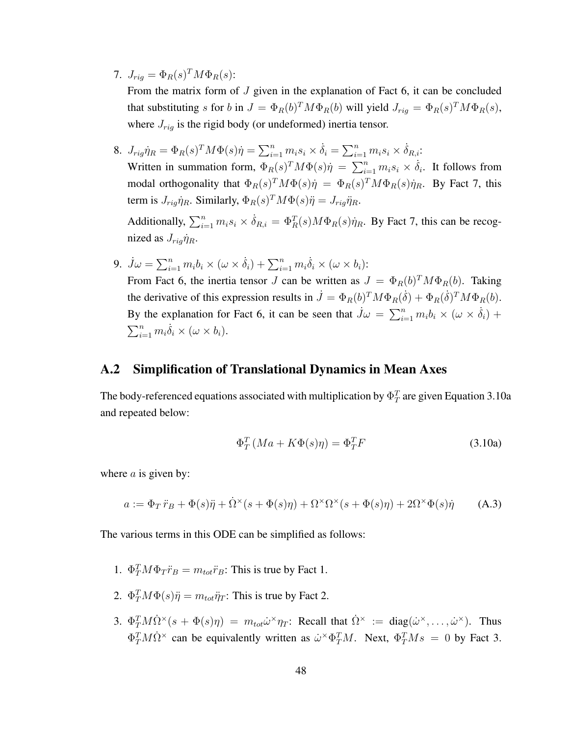7. $J_{rig} = \Phi_R(s)^T M \Phi_R(s)$:
   From the matrix form of $J$ given in the explanation of Fact 6, it can be concluded that substituting $s$ for $b$ in $J = \Phi_R(b)^T M \Phi_R(b)$ will yield $J_{rig} = \Phi_R(s)^T M \Phi_R(s)$, where $J_{rig}$ is the rigid body (or undeformed) inertia tensor.

8. $J_{rig}\dot{\eta}_R = \Phi_R(s)^T M \Phi(s)\dot{\eta} = \sum_{i=1}^{n} m_i s_i \times \dot{\delta}_i = \sum_{i=1}^{n} m_i s_i \times \dot{\delta}_{R,i}$:
   Written in summation form, $\Phi_R(s)^T M \Phi(s)\dot{\eta} = \sum_{i=1}^{n} m_i s_i \times \dot{\delta}_i$. It follows from modal orthogonality that $\Phi_R(s)^T M \Phi(s)\dot{\eta} = \Phi_R(s)^T M \Phi_R(s)\dot{\eta}_R$. By Fact 7, this term is $J_{rig}\dot{\eta}_R$. Similarly, $\Phi_R(s)^T M \Phi(s)\ddot{\eta} = J_{rig}\ddot{\eta}_R$.

   Additionally, $\sum_{i=1}^{n} m_i s_i \times \dot{\delta}_{R,i} = \Phi_R^T(s) M \Phi_R(s)\dot{\eta}_R$. By Fact 7, this can be recognized as $J_{rig}\dot{\eta}_R$.

9. $\dot{J}\omega = \sum_{i=1}^{n} m_i b_i \times (\omega \times \dot{\delta}_i) + \sum_{i=1}^{n} m_i \dot{\delta}_i \times (\omega \times b_i)$:
   From Fact 6, the inertia tensor $J$ can be written as $J = \Phi_R(b)^T M \Phi_R(b)$. Taking the derivative of this expression results in $\dot{J} = \Phi_R(b)^T M \Phi_R(\dot{\delta}) + \Phi_R(\dot{\delta})^T M \Phi_R(b)$. By the explanation for Fact 6, it can be seen that $\dot{J}\omega = \sum_{i=1}^{n} m_i b_i \times (\omega \times \dot{\delta}_i) + \sum_{i=1}^{n} m_i \dot{\delta}_i \times (\omega \times b_i)$.

## A.2 Simplification of Translational Dynamics in Mean Axes

The body-referenced equations associated with multiplication by $\Phi_T^T$ are given Equation 3.10a and repeated below:

$$\Phi_T^T (Ma + K\Phi(s)\eta) = \Phi_T^T F \tag{3.10a}$$

where $a$ is given by:

$$a := \Phi_T \, \ddot{r}_B + \Phi(s)\ddot{\eta} + \dot{\Omega}^\times (s + \Phi(s)\eta) + \Omega^\times \Omega^\times (s + \Phi(s)\eta) + 2\Omega^\times \Phi(s)\dot{\eta} \tag{A.3}$$

The various terms in this ODE can be simplified as follows:

1. $\Phi_T^T M \Phi_T \ddot{r}_B = m_{tot}\ddot{r}_B$: This is true by Fact 1.

2. $\Phi_T^T M \Phi(s)\ddot{\eta} = m_{tot}\ddot{\eta}_T$: This is true by Fact 2.

3. $\Phi_T^T M \dot{\Omega}^\times (s + \Phi(s)\eta) = m_{tot}\dot{\omega}^\times \eta_T$: Recall that $\dot{\Omega}^\times := \text{diag}(\dot{\omega}^\times, \ldots, \dot{\omega}^\times)$. Thus $\Phi_T^T M \dot{\Omega}^\times$ can be equivalently written as $\dot{\omega}^\times \Phi_T^T M$. Next, $\Phi_T^T M s = 0$ by Fact 3.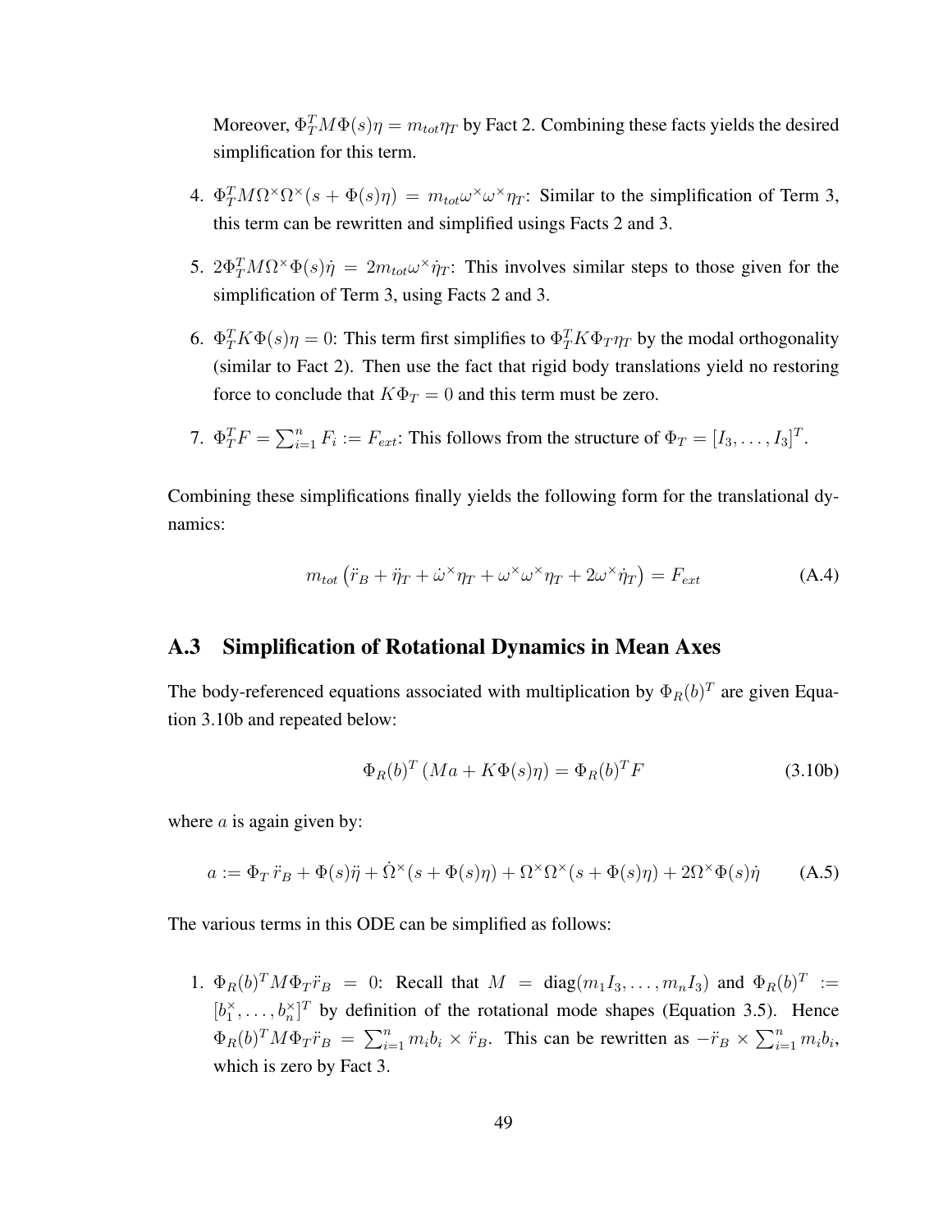Moreover, $\Phi_T^T M \Phi(s)\eta = m_{tot}\eta_T$ by Fact 2. Combining these facts yields the desired simplification for this term.

4. $\Phi_T^T M \Omega^\times \Omega^\times (s + \Phi(s)\eta) = m_{tot}\omega^\times\omega^\times\eta_T$: Similar to the simplification of Term 3, this term can be rewritten and simplified usings Facts 2 and 3.

5. $2\Phi_T^T M \Omega^\times \Phi(s)\dot{\eta} = 2m_{tot}\omega^\times\dot{\eta}_T$: This involves similar steps to those given for the simplification of Term 3, using Facts 2 and 3.

6. $\Phi_T^T K \Phi(s)\eta = 0$: This term first simplifies to $\Phi_T^T K \Phi_T \eta_T$ by the modal orthogonality (similar to Fact 2). Then use the fact that rigid body translations yield no restoring force to conclude that $K\Phi_T = 0$ and this term must be zero.

7. $\Phi_T^T F = \sum_{i=1}^n F_i := F_{ext}$: This follows from the structure of $\Phi_T = [I_3, \ldots, I_3]^T$.

Combining these simplifications finally yields the following form for the translational dynamics:

$$m_{tot}\left(\ddot{r}_B + \ddot{\eta}_T + \dot{\omega}^\times\eta_T + \omega^\times\omega^\times\eta_T + 2\omega^\times\dot{\eta}_T\right) = F_{ext} \tag{A.4}$$

## A.3 Simplification of Rotational Dynamics in Mean Axes

The body-referenced equations associated with multiplication by $\Phi_R(b)^T$ are given Equation 3.10b and repeated below:

$$\Phi_R(b)^T \left(Ma + K\Phi(s)\eta\right) = \Phi_R(b)^T F \tag{3.10b}$$

where $a$ is again given by:

$$a := \Phi_T\,\ddot{r}_B + \Phi(s)\ddot{\eta} + \dot{\Omega}^\times(s + \Phi(s)\eta) + \Omega^\times\Omega^\times(s + \Phi(s)\eta) + 2\Omega^\times\Phi(s)\dot{\eta} \tag{A.5}$$

The various terms in this ODE can be simplified as follows:

1. $\Phi_R(b)^T M \Phi_T \ddot{r}_B = 0$: Recall that $M = \text{diag}(m_1 I_3, \ldots, m_n I_3)$ and $\Phi_R(b)^T := [b_1^\times, \ldots, b_n^\times]^T$ by definition of the rotational mode shapes (Equation 3.5). Hence $\Phi_R(b)^T M \Phi_T \ddot{r}_B = \sum_{i=1}^n m_i b_i \times \ddot{r}_B$. This can be rewritten as $-\ddot{r}_B \times \sum_{i=1}^n m_i b_i$, which is zero by Fact 3.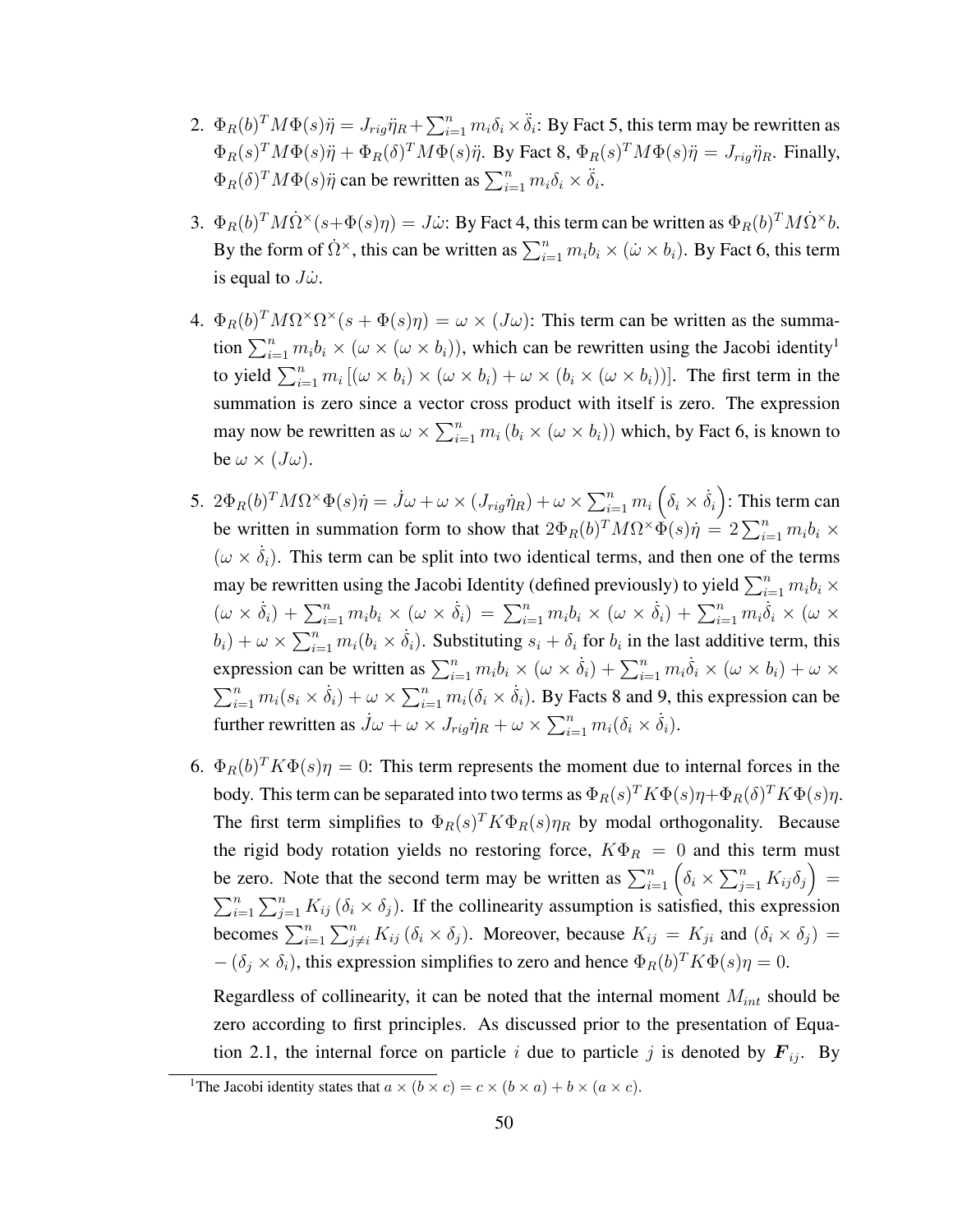2. $\Phi_R(b)^T M \Phi(s)\ddot{\eta} = J_{rig}\ddot{\eta}_R + \sum_{i=1}^n m_i \delta_i \times \ddot{\delta}_i$: By Fact 5, this term may be rewritten as $\Phi_R(s)^T M \Phi(s)\ddot{\eta} + \Phi_R(\delta)^T M \Phi(s)\ddot{\eta}$. By Fact 8, $\Phi_R(s)^T M \Phi(s)\ddot{\eta} = J_{rig}\ddot{\eta}_R$. Finally, $\Phi_R(\delta)^T M \Phi(s)\ddot{\eta}$ can be rewritten as $\sum_{i=1}^n m_i \delta_i \times \ddot{\delta}_i$.

3. $\Phi_R(b)^T M \dot{\Omega}^\times (s + \Phi(s)\eta) = J\dot{\omega}$: By Fact 4, this term can be written as $\Phi_R(b)^T M \dot{\Omega}^\times b$. By the form of $\dot{\Omega}^\times$, this can be written as $\sum_{i=1}^n m_i b_i \times (\dot{\omega} \times b_i)$. By Fact 6, this term is equal to $J\dot{\omega}$.

4. $\Phi_R(b)^T M \Omega^\times \Omega^\times (s + \Phi(s)\eta) = \omega \times (J\omega)$: This term can be written as the summation $\sum_{i=1}^n m_i b_i \times (\omega \times (\omega \times b_i))$, which can be rewritten using the Jacobi identity[1] to yield $\sum_{i=1}^n m_i \left[(\omega \times b_i) \times (\omega \times b_i) + \omega \times (b_i \times (\omega \times b_i))\right]$. The first term in the summation is zero since a vector cross product with itself is zero. The expression may now be rewritten as $\omega \times \sum_{i=1}^n m_i \left(b_i \times (\omega \times b_i)\right)$ which, by Fact 6, is known to be $\omega \times (J\omega)$.

5. $2\Phi_R(b)^T M \Omega^\times \Phi(s)\dot{\eta} = \dot{J}\omega + \omega \times (J_{rig}\dot{\eta}_R) + \omega \times \sum_{i=1}^n m_i \left(\delta_i \times \dot{\delta}_i\right)$: This term can be written in summation form to show that $2\Phi_R(b)^T M \Omega^\times \Phi(s)\dot{\eta} = 2\sum_{i=1}^n m_i b_i \times (\omega \times \dot{\delta}_i)$. This term can be split into two identical terms, and then one of the terms may be rewritten using the Jacobi Identity (defined previously) to yield $\sum_{i=1}^n m_i b_i \times (\omega \times \dot{\delta}_i) + \sum_{i=1}^n m_i b_i \times (\omega \times \dot{\delta}_i) = \sum_{i=1}^n m_i b_i \times (\omega \times \dot{\delta}_i) + \sum_{i=1}^n m_i \dot{\delta}_i \times (\omega \times b_i) + \omega \times \sum_{i=1}^n m_i (b_i \times \dot{\delta}_i)$. Substituting $s_i + \delta_i$ for $b_i$ in the last additive term, this expression can be written as $\sum_{i=1}^n m_i b_i \times (\omega \times \dot{\delta}_i) + \sum_{i=1}^n m_i \dot{\delta}_i \times (\omega \times b_i) + \omega \times \sum_{i=1}^n m_i (s_i \times \dot{\delta}_i) + \omega \times \sum_{i=1}^n m_i (\delta_i \times \dot{\delta}_i)$. By Facts 8 and 9, this expression can be further rewritten as $\dot{J}\omega + \omega \times J_{rig}\dot{\eta}_R + \omega \times \sum_{i=1}^n m_i (\delta_i \times \dot{\delta}_i)$.

6. $\Phi_R(b)^T K \Phi(s)\eta = 0$: This term represents the moment due to internal forces in the body. This term can be separated into two terms as $\Phi_R(s)^T K \Phi(s)\eta + \Phi_R(\delta)^T K \Phi(s)\eta$. The first term simplifies to $\Phi_R(s)^T K \Phi_R(s)\eta_R$ by modal orthogonality. Because the rigid body rotation yields no restoring force, $K\Phi_R = 0$ and this term must be zero. Note that the second term may be written as $\sum_{i=1}^n \left(\delta_i \times \sum_{j=1}^n K_{ij}\delta_j\right) = \sum_{i=1}^n \sum_{j=1}^n K_{ij} (\delta_i \times \delta_j)$. If the collinearity assumption is satisfied, this expression becomes $\sum_{i=1}^n \sum_{j \neq i}^n K_{ij} (\delta_i \times \delta_j)$. Moreover, because $K_{ij} = K_{ji}$ and $(\delta_i \times \delta_j) = -(\delta_j \times \delta_i)$, this expression simplifies to zero and hence $\Phi_R(b)^T K \Phi(s)\eta = 0$.

   Regardless of collinearity, it can be noted that the internal moment $M_{int}$ should be zero according to first principles. As discussed prior to the presentation of Equation 2.1, the internal force on particle $i$ due to particle $j$ is denoted by $\boldsymbol{F}_{ij}$. By

[1]The Jacobi identity states that $a \times (b \times c) = c \times (b \times a) + b \times (a \times c)$.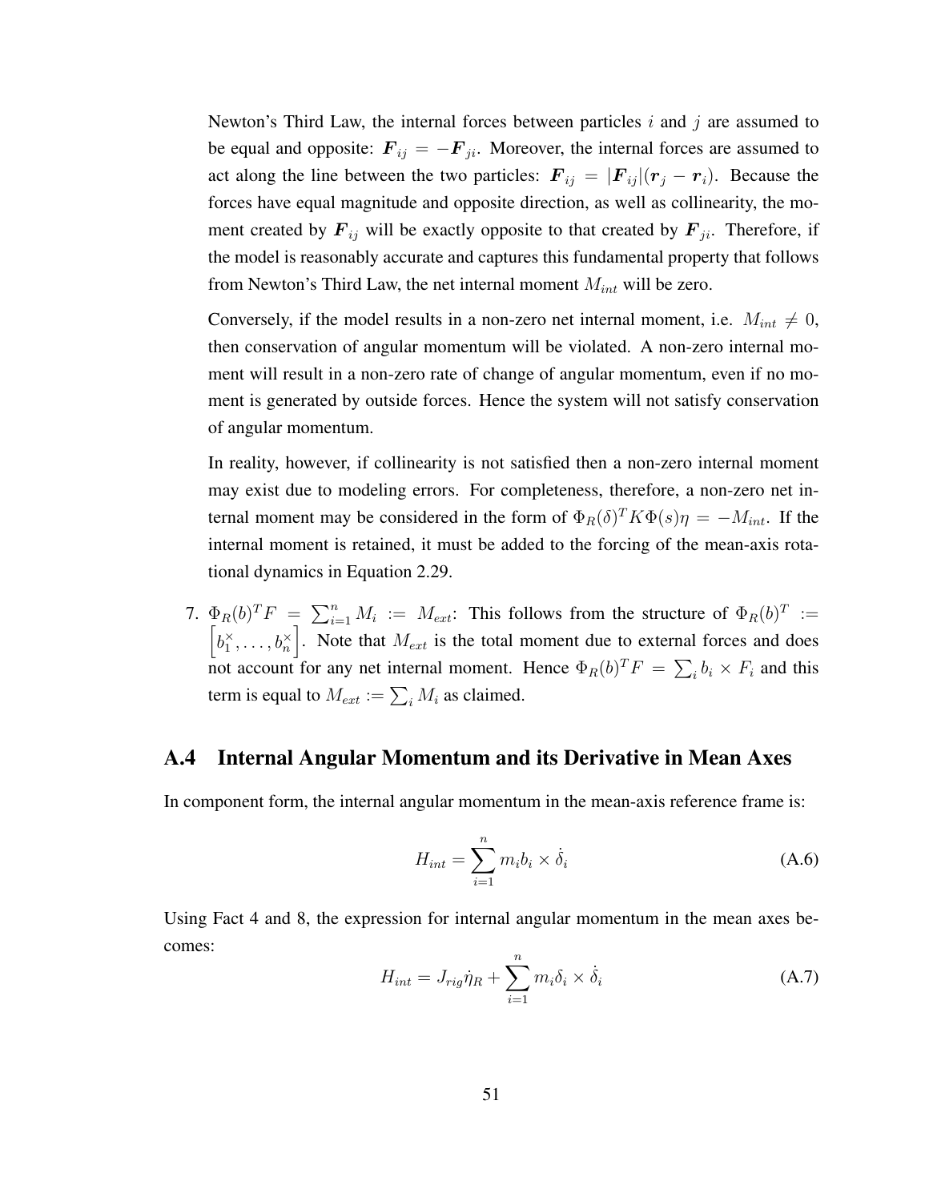Newton's Third Law, the internal forces between particles $i$ and $j$ are assumed to be equal and opposite: $\boldsymbol{F}_{ij} = -\boldsymbol{F}_{ji}$. Moreover, the internal forces are assumed to act along the line between the two particles: $\boldsymbol{F}_{ij} = |\boldsymbol{F}_{ij}|(\boldsymbol{r}_j - \boldsymbol{r}_i)$. Because the forces have equal magnitude and opposite direction, as well as collinearity, the moment created by $\boldsymbol{F}_{ij}$ will be exactly opposite to that created by $\boldsymbol{F}_{ji}$. Therefore, if the model is reasonably accurate and captures this fundamental property that follows from Newton's Third Law, the net internal moment $M_{int}$ will be zero.

Conversely, if the model results in a non-zero net internal moment, i.e. $M_{int} \neq 0$, then conservation of angular momentum will be violated. A non-zero internal moment will result in a non-zero rate of change of angular momentum, even if no moment is generated by outside forces. Hence the system will not satisfy conservation of angular momentum.

In reality, however, if collinearity is not satisfied then a non-zero internal moment may exist due to modeling errors. For completeness, therefore, a non-zero net internal moment may be considered in the form of $\Phi_R(\delta)^T K \Phi(s)\eta = -M_{int}$. If the internal moment is retained, it must be added to the forcing of the mean-axis rotational dynamics in Equation 2.29.

7. $\Phi_R(b)^T F = \sum_{i=1}^{n} M_i := M_{ext}$: This follows from the structure of $\Phi_R(b)^T := \left[b_1^\times, \ldots, b_n^\times\right]$. Note that $M_{ext}$ is the total moment due to external forces and does not account for any net internal moment. Hence $\Phi_R(b)^T F = \sum_i b_i \times F_i$ and this term is equal to $M_{ext} := \sum_i M_i$ as claimed.

## A.4 Internal Angular Momentum and its Derivative in Mean Axes

In component form, the internal angular momentum in the mean-axis reference frame is:

$$H_{int} = \sum_{i=1}^{n} m_i b_i \times \dot{\delta}_i \tag{A.6}$$

Using Fact 4 and 8, the expression for internal angular momentum in the mean axes becomes:

$$H_{int} = J_{rig}\dot{\eta}_R + \sum_{i=1}^{n} m_i \delta_i \times \dot{\delta}_i \tag{A.7}$$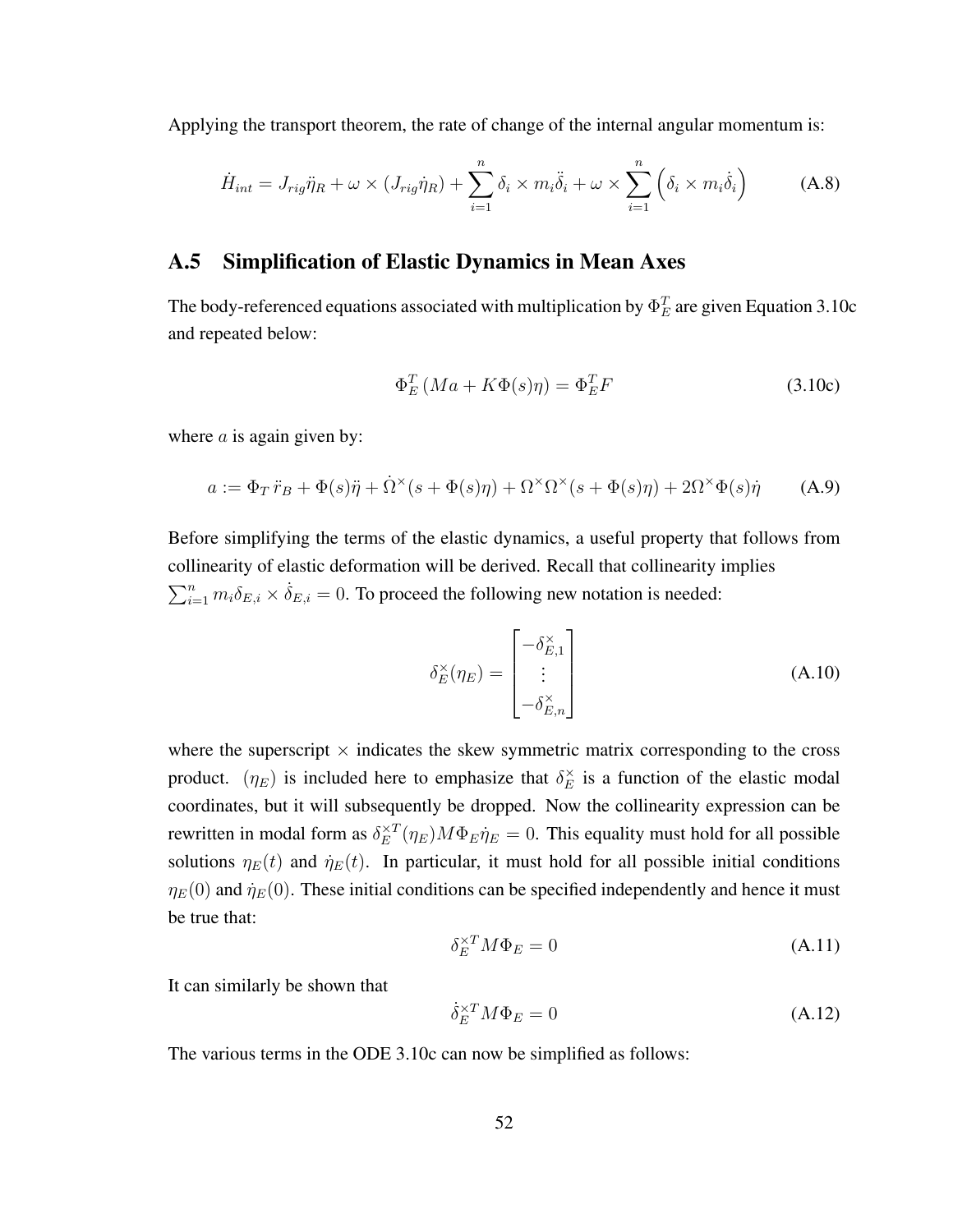Applying the transport theorem, the rate of change of the internal angular momentum is:

$$\dot{H}_{int} = J_{rig}\ddot{\eta}_R + \omega \times (J_{rig}\dot{\eta}_R) + \sum_{i=1}^{n} \delta_i \times m_i \ddot{\delta}_i + \omega \times \sum_{i=1}^{n} \left( \delta_i \times m_i \dot{\delta}_i \right) \tag{A.8}$$

## A.5 Simplification of Elastic Dynamics in Mean Axes

The body-referenced equations associated with multiplication by $\Phi_E^T$ are given Equation 3.10c and repeated below:

$$\Phi_E^T \left( Ma + K\Phi(s)\eta \right) = \Phi_E^T F \tag{3.10c}$$

where $a$ is again given by:

$$a := \Phi_T \, \ddot{r}_B + \Phi(s)\ddot{\eta} + \dot{\Omega}^{\times}(s + \Phi(s)\eta) + \Omega^{\times}\Omega^{\times}(s + \Phi(s)\eta) + 2\Omega^{\times}\Phi(s)\dot{\eta} \tag{A.9}$$

Before simplifying the terms of the elastic dynamics, a useful property that follows from collinearity of elastic deformation will be derived. Recall that collinearity implies $\sum_{i=1}^{n} m_i \delta_{E,i} \times \dot{\delta}_{E,i} = 0$. To proceed the following new notation is needed:

$$\delta_E^{\times}(\eta_E) = \begin{bmatrix} -\delta_{E,1}^{\times} \\ \vdots \\ -\delta_{E,n}^{\times} \end{bmatrix} \tag{A.10}$$

where the superscript $\times$ indicates the skew symmetric matrix corresponding to the cross product. $(\eta_E)$ is included here to emphasize that $\delta_E^{\times}$ is a function of the elastic modal coordinates, but it will subsequently be dropped. Now the collinearity expression can be rewritten in modal form as $\delta_E^{\times T}(\eta_E) M \Phi_E \dot{\eta}_E = 0$. This equality must hold for all possible solutions $\eta_E(t)$ and $\dot{\eta}_E(t)$. In particular, it must hold for all possible initial conditions $\eta_E(0)$ and $\dot{\eta}_E(0)$. These initial conditions can be specified independently and hence it must be true that:

$$\delta_E^{\times T} M \Phi_E = 0 \tag{A.11}$$

It can similarly be shown that

$$\dot{\delta}_E^{\times T} M \Phi_E = 0 \tag{A.12}$$

The various terms in the ODE 3.10c can now be simplified as follows: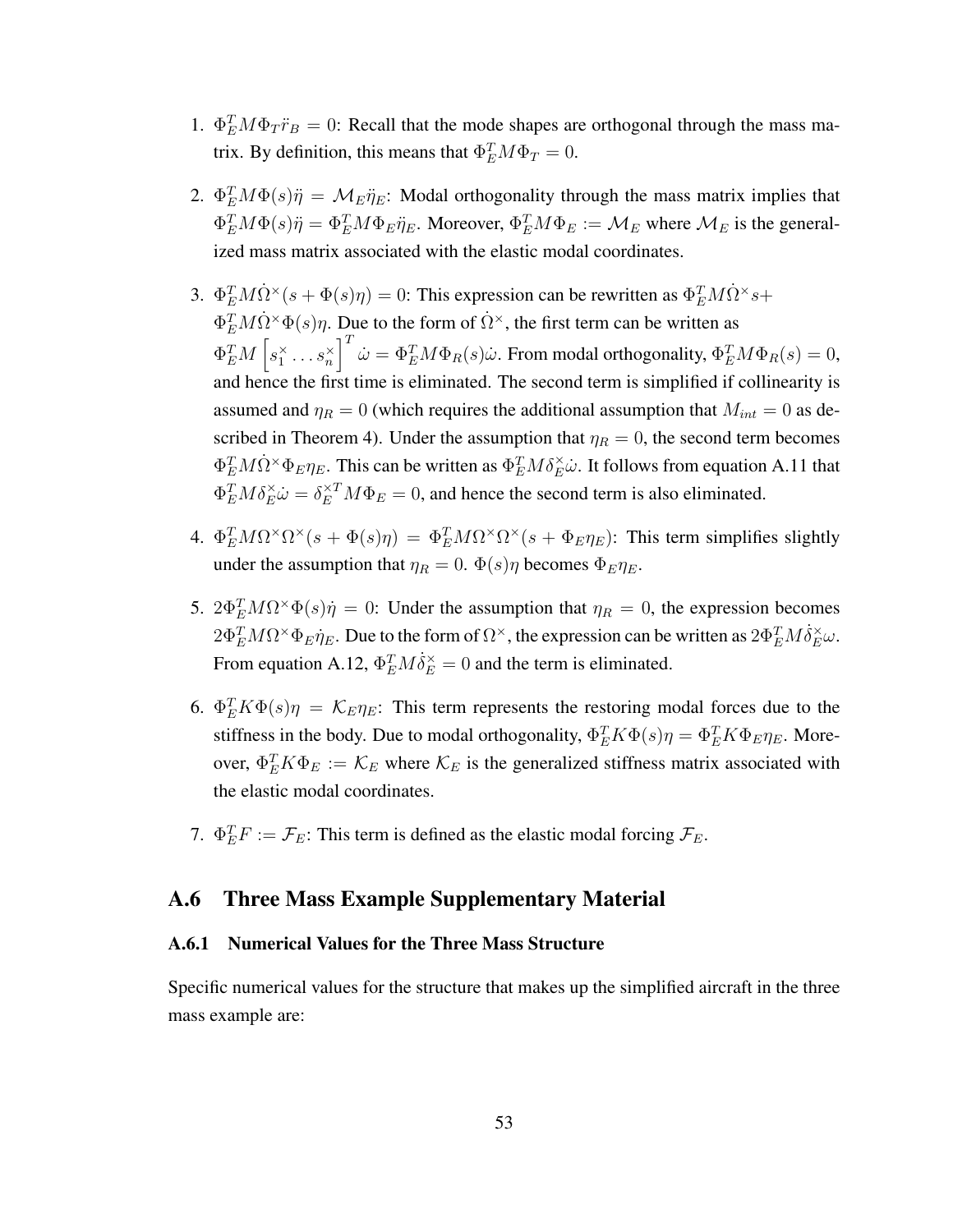1. $\Phi_E^T M \Phi_T \ddot{r}_B = 0$: Recall that the mode shapes are orthogonal through the mass matrix. By definition, this means that $\Phi_E^T M \Phi_T = 0$.

2. $\Phi_E^T M \Phi(s)\ddot{\eta} = \mathcal{M}_E \ddot{\eta}_E$: Modal orthogonality through the mass matrix implies that $\Phi_E^T M \Phi(s)\ddot{\eta} = \Phi_E^T M \Phi_E \ddot{\eta}_E$. Moreover, $\Phi_E^T M \Phi_E := \mathcal{M}_E$ where $\mathcal{M}_E$ is the generalized mass matrix associated with the elastic modal coordinates.

3. $\Phi_E^T M \dot{\Omega}^\times (s + \Phi(s)\eta) = 0$: This expression can be rewritten as $\Phi_E^T M \dot{\Omega}^\times s +$ $\Phi_E^T M \dot{\Omega}^\times \Phi(s)\eta$. Due to the form of $\dot{\Omega}^\times$, the first term can be written as $\Phi_E^T M \left[ s_1^\times \dots s_n^\times \right]^T \dot{\omega} = \Phi_E^T M \Phi_R(s)\dot{\omega}$. From modal orthogonality, $\Phi_E^T M \Phi_R(s) = 0$, and hence the first time is eliminated. The second term is simplified if collinearity is assumed and $\eta_R = 0$ (which requires the additional assumption that $M_{int} = 0$ as described in Theorem 4). Under the assumption that $\eta_R = 0$, the second term becomes $\Phi_E^T M \dot{\Omega}^\times \Phi_E \eta_E$. This can be written as $\Phi_E^T M \delta_E^\times \dot{\omega}$. It follows from equation A.11 that $\Phi_E^T M \delta_E^\times \dot{\omega} = \delta_E^{\times T} M \Phi_E = 0$, and hence the second term is also eliminated.

4. $\Phi_E^T M \Omega^\times \Omega^\times (s + \Phi(s)\eta) = \Phi_E^T M \Omega^\times \Omega^\times (s + \Phi_E \eta_E)$: This term simplifies slightly under the assumption that $\eta_R = 0$. $\Phi(s)\eta$ becomes $\Phi_E \eta_E$.

5. $2\Phi_E^T M \Omega^\times \Phi(s)\dot{\eta} = 0$: Under the assumption that $\eta_R = 0$, the expression becomes $2\Phi_E^T M \Omega^\times \Phi_E \dot{\eta}_E$. Due to the form of $\Omega^\times$, the expression can be written as $2\Phi_E^T M \dot{\delta}_E^\times \omega$. From equation A.12, $\Phi_E^T M \dot{\delta}_E^\times = 0$ and the term is eliminated.

6. $\Phi_E^T K \Phi(s)\eta = \mathcal{K}_E \eta_E$: This term represents the restoring modal forces due to the stiffness in the body. Due to modal orthogonality, $\Phi_E^T K \Phi(s)\eta = \Phi_E^T K \Phi_E \eta_E$. Moreover, $\Phi_E^T K \Phi_E := \mathcal{K}_E$ where $\mathcal{K}_E$ is the generalized stiffness matrix associated with the elastic modal coordinates.

7. $\Phi_E^T F := \mathcal{F}_E$: This term is defined as the elastic modal forcing $\mathcal{F}_E$.

## A.6 Three Mass Example Supplementary Material

### A.6.1 Numerical Values for the Three Mass Structure

Specific numerical values for the structure that makes up the simplified aircraft in the three mass example are: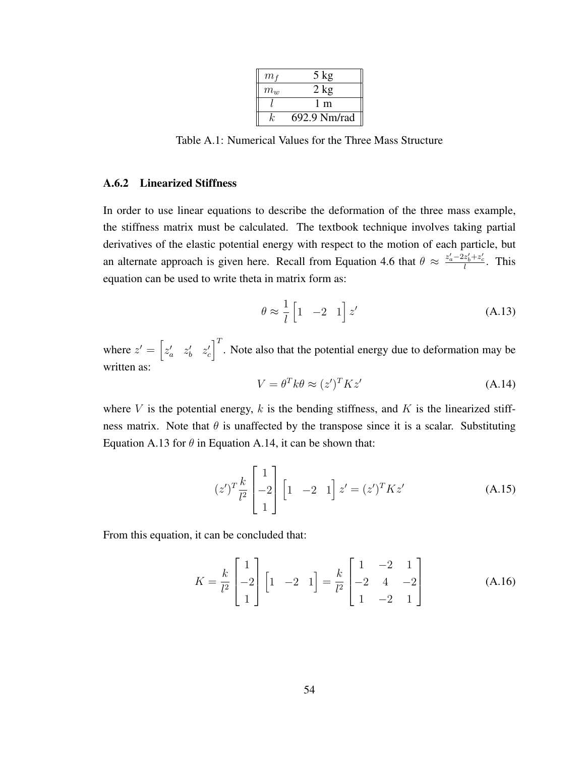| | |
|---|---|
| $m_f$ | 5 kg |
| $m_w$ | 2 kg |
| $l$ | 1 m |
| $k$ | 692.9 Nm/rad |

Table A.1: Numerical Values for the Three Mass Structure

### A.6.2 Linearized Stiffness

In order to use linear equations to describe the deformation of the three mass example, the stiffness matrix must be calculated. The textbook technique involves taking partial derivatives of the elastic potential energy with respect to the motion of each particle, but an alternate approach is given here. Recall from Equation 4.6 that $\theta \approx \frac{z'_a - 2z'_b + z'_c}{l}$. This equation can be used to write theta in matrix form as:

$$\theta \approx \frac{1}{l}\begin{bmatrix} 1 & -2 & 1 \end{bmatrix} z' \tag{A.13}$$

where $z' = \begin{bmatrix} z'_a & z'_b & z'_c \end{bmatrix}^T$. Note also that the potential energy due to deformation may be written as:

$$V = \theta^T k \theta \approx (z')^T K z' \tag{A.14}$$

where $V$ is the potential energy, $k$ is the bending stiffness, and $K$ is the linearized stiffness matrix. Note that $\theta$ is unaffected by the transpose since it is a scalar. Substituting Equation A.13 for $\theta$ in Equation A.14, it can be shown that:

$$(z')^T \frac{k}{l^2} \begin{bmatrix} 1 \\ -2 \\ 1 \end{bmatrix} \begin{bmatrix} 1 & -2 & 1 \end{bmatrix} z' = (z')^T K z' \tag{A.15}$$

From this equation, it can be concluded that:

$$K = \frac{k}{l^2} \begin{bmatrix} 1 \\ -2 \\ 1 \end{bmatrix} \begin{bmatrix} 1 & -2 & 1 \end{bmatrix} = \frac{k}{l^2} \begin{bmatrix} 1 & -2 & 1 \\ -2 & 4 & -2 \\ 1 & -2 & 1 \end{bmatrix} \tag{A.16}$$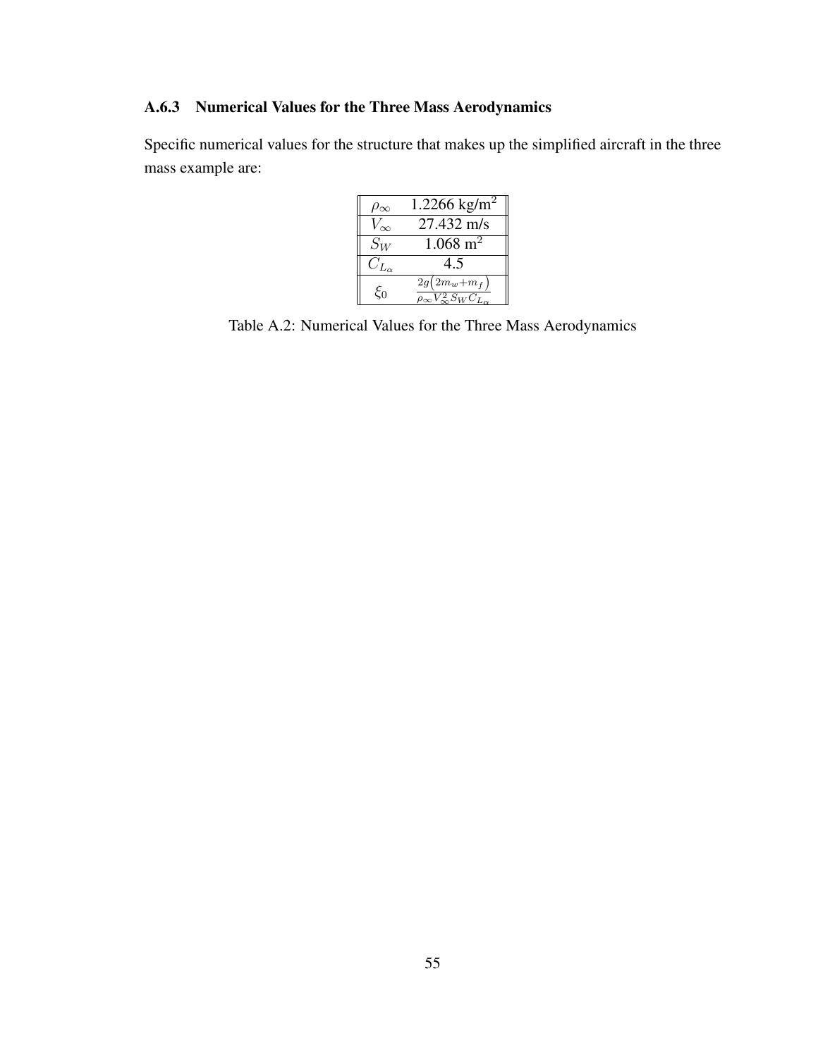### A.6.3 Numerical Values for the Three Mass Aerodynamics

Specific numerical values for the structure that makes up the simplified aircraft in the three mass example are:

| | |
|---|---|
| $\rho_\infty$ | 1.2266 kg/m$^2$ |
| $V_\infty$ | 27.432 m/s |
| $S_W$ | 1.068 m$^2$ |
| $C_{L_\alpha}$ | 4.5 |
| $\xi_0$ | $\frac{2g\left(2m_w+m_f\right)}{\rho_\infty V_\infty^2 S_W C_{L_\alpha}}$ |

Table A.2: Numerical Values for the Three Mass Aerodynamics